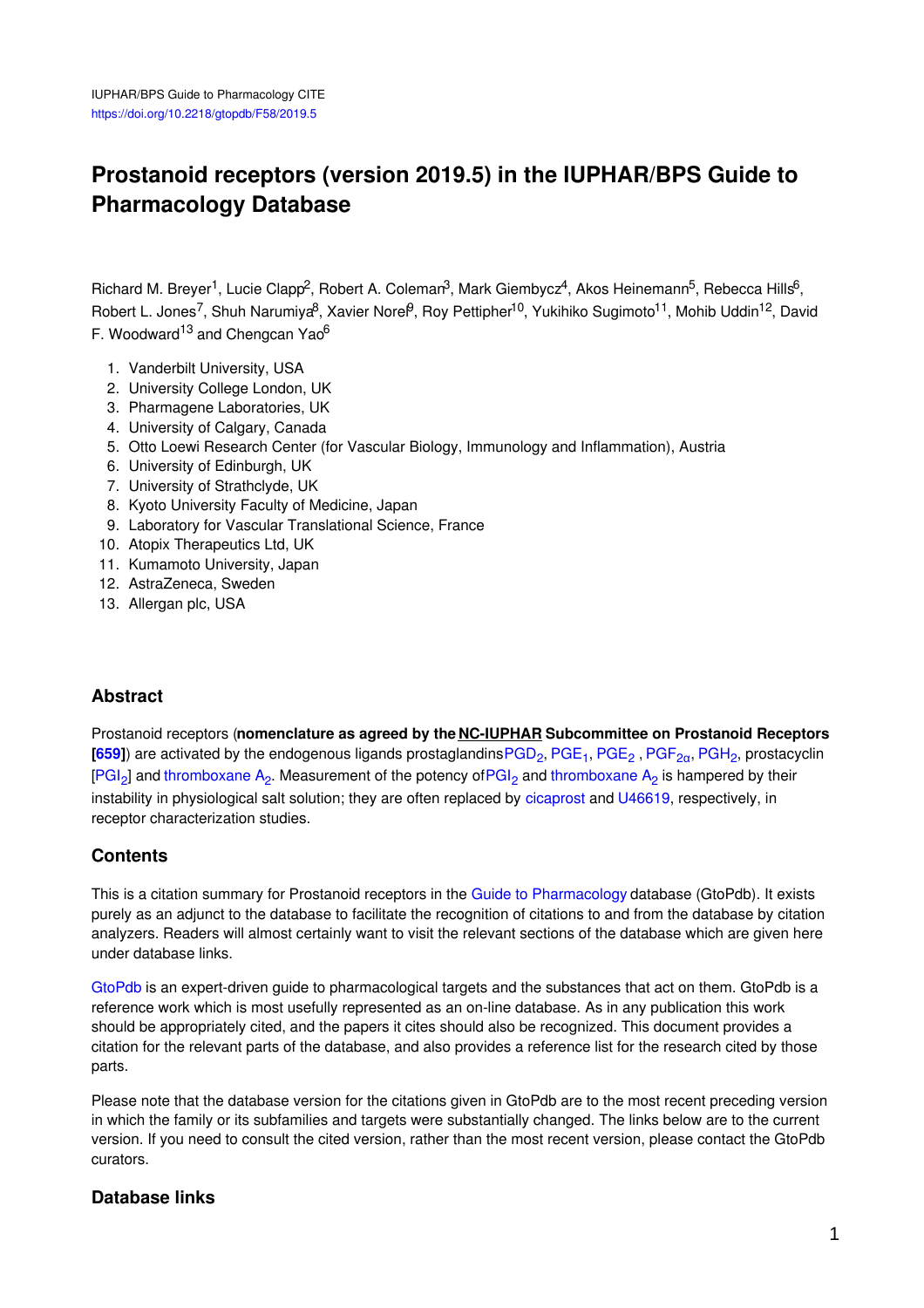IUPHAR/BPS Guide to Pharmacology CITE
https://doi.org/10.2218/gtopdb/F58/2019.5

# Prostanoid receptors (version 2019.5) in the IUPHAR/BPS Guide to Pharmacology Database

Richard M. Breyer[1], Lucie Clapp[2], Robert A. Coleman[3], Mark Giembycz[4], Akos Heinemann[5], Rebecca Hills[6], Robert L. Jones[7], Shuh Narumiya[8], Xavier Norel[9], Roy Pettipher[10], Yukihiko Sugimoto[11], Mohib Uddin[12], David F. Woodward[13] and Chengcan Yao[6]

1. Vanderbilt University, USA
2. University College London, UK
3. Pharmagene Laboratories, UK
4. University of Calgary, Canada
5. Otto Loewi Research Center (for Vascular Biology, Immunology and Inflammation), Austria
6. University of Edinburgh, UK
7. University of Strathclyde, UK
8. Kyoto University Faculty of Medicine, Japan
9. Laboratory for Vascular Translational Science, France
10. Atopix Therapeutics Ltd, UK
11. Kumamoto University, Japan
12. AstraZeneca, Sweden
13. Allergan plc, USA

## Abstract

Prostanoid receptors (**nomenclature as agreed by the NC-IUPHAR Subcommittee on Prostanoid Receptors [659]**) are activated by the endogenous ligands prostaglandins $PGD_2$, $PGE_1$, $PGE_2$ , $PGF_{2\alpha}$, $PGH_2$, prostacyclin [$PGI_2$] and thromboxane $A_2$. Measurement of the potency of $PGI_2$ and thromboxane $A_2$ is hampered by their instability in physiological salt solution; they are often replaced by cicaprost and U46619, respectively, in receptor characterization studies.

## Contents

This is a citation summary for Prostanoid receptors in the Guide to Pharmacology database (GtoPdb). It exists purely as an adjunct to the database to facilitate the recognition of citations to and from the database by citation analyzers. Readers will almost certainly want to visit the relevant sections of the database which are given here under database links.

GtoPdb is an expert-driven guide to pharmacological targets and the substances that act on them. GtoPdb is a reference work which is most usefully represented as an on-line database. As in any publication this work should be appropriately cited, and the papers it cites should also be recognized. This document provides a citation for the relevant parts of the database, and also provides a reference list for the research cited by those parts.

Please note that the database version for the citations given in GtoPdb are to the most recent preceding version in which the family or its subfamilies and targets were substantially changed. The links below are to the current version. If you need to consult the cited version, rather than the most recent version, please contact the GtoPdb curators.

## Database links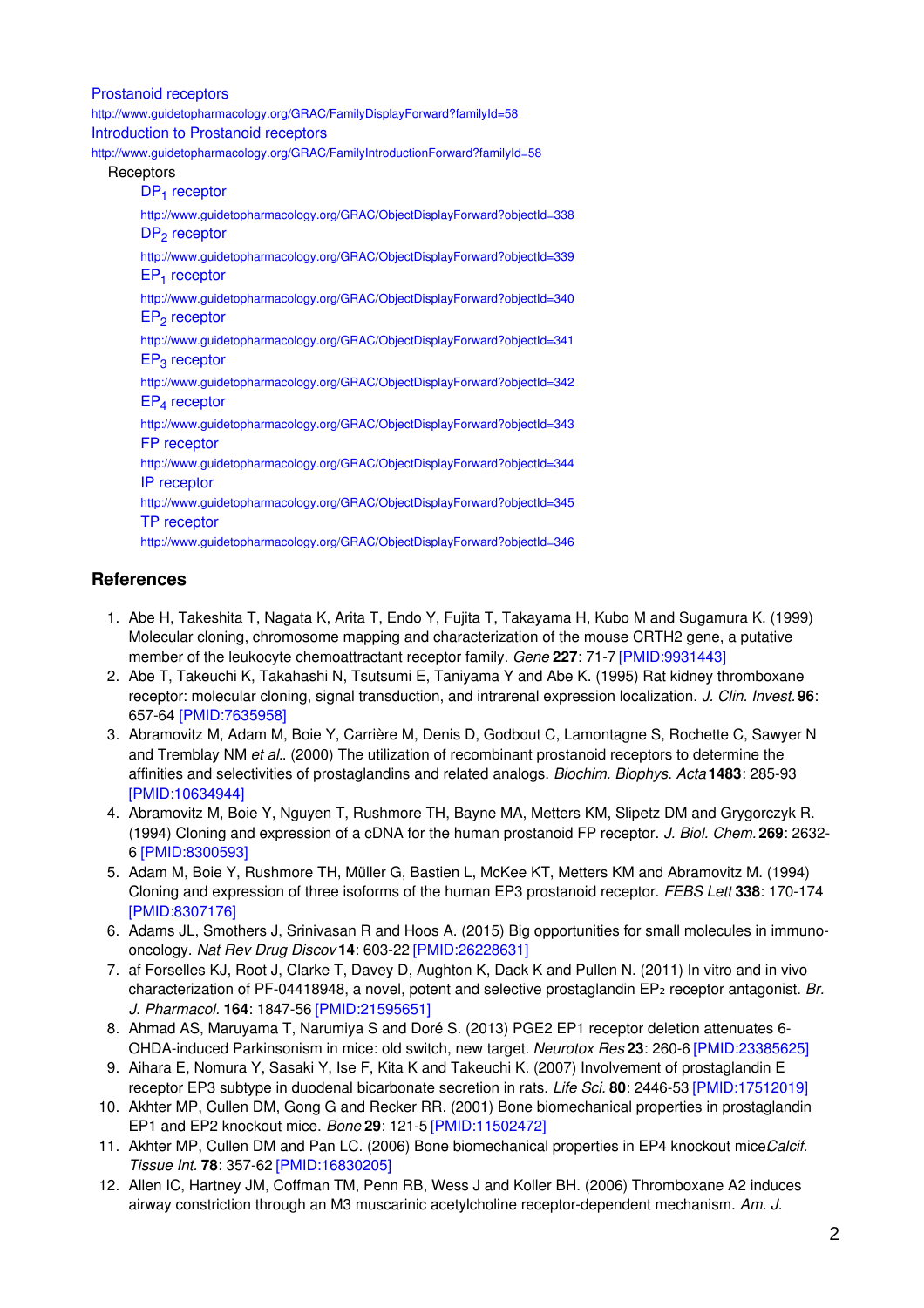Prostanoid receptors
http://www.guidetopharmacology.org/GRAC/FamilyDisplayForward?familyId=58
Introduction to Prostanoid receptors
http://www.guidetopharmacology.org/GRAC/FamilyIntroductionForward?familyId=58

Receptors

- $DP_1$ receptor
  http://www.guidetopharmacology.org/GRAC/ObjectDisplayForward?objectId=338
- $DP_2$ receptor
  http://www.guidetopharmacology.org/GRAC/ObjectDisplayForward?objectId=339
- $EP_1$ receptor
  http://www.guidetopharmacology.org/GRAC/ObjectDisplayForward?objectId=340
- $EP_2$ receptor
  http://www.guidetopharmacology.org/GRAC/ObjectDisplayForward?objectId=341
- $EP_3$ receptor
  http://www.guidetopharmacology.org/GRAC/ObjectDisplayForward?objectId=342
- $EP_4$ receptor
  http://www.guidetopharmacology.org/GRAC/ObjectDisplayForward?objectId=343
- FP receptor
  http://www.guidetopharmacology.org/GRAC/ObjectDisplayForward?objectId=344
- IP receptor
  http://www.guidetopharmacology.org/GRAC/ObjectDisplayForward?objectId=345
- TP receptor
  http://www.guidetopharmacology.org/GRAC/ObjectDisplayForward?objectId=346

## References

1. Abe H, Takeshita T, Nagata K, Arita T, Endo Y, Fujita T, Takayama H, Kubo M and Sugamura K. (1999) Molecular cloning, chromosome mapping and characterization of the mouse CRTH2 gene, a putative member of the leukocyte chemoattractant receptor family. *Gene* **227**: 71-7 [PMID:9931443]
2. Abe T, Takeuchi K, Takahashi N, Tsutsumi E, Taniyama Y and Abe K. (1995) Rat kidney thromboxane receptor: molecular cloning, signal transduction, and intrarenal expression localization. *J. Clin. Invest.* **96**: 657-64 [PMID:7635958]
3. Abramovitz M, Adam M, Boie Y, Carrière M, Denis D, Godbout C, Lamontagne S, Rochette C, Sawyer N and Tremblay NM *et al.*. (2000) The utilization of recombinant prostanoid receptors to determine the affinities and selectivities of prostaglandins and related analogs. *Biochim. Biophys. Acta* **1483**: 285-93 [PMID:10634944]
4. Abramovitz M, Boie Y, Nguyen T, Rushmore TH, Bayne MA, Metters KM, Slipetz DM and Grygorczyk R. (1994) Cloning and expression of a cDNA for the human prostanoid FP receptor. *J. Biol. Chem.* **269**: 2632-6 [PMID:8300593]
5. Adam M, Boie Y, Rushmore TH, Müller G, Bastien L, McKee KT, Metters KM and Abramovitz M. (1994) Cloning and expression of three isoforms of the human EP3 prostanoid receptor. *FEBS Lett* **338**: 170-174 [PMID:8307176]
6. Adams JL, Smothers J, Srinivasan R and Hoos A. (2015) Big opportunities for small molecules in immuno-oncology. *Nat Rev Drug Discov* **14**: 603-22 [PMID:26228631]
7. af Forselles KJ, Root J, Clarke T, Davey D, Aughton K, Dack K and Pullen N. (2011) In vitro and in vivo characterization of PF-04418948, a novel, potent and selective prostaglandin $EP_2$ receptor antagonist. *Br. J. Pharmacol.* **164**: 1847-56 [PMID:21595651]
8. Ahmad AS, Maruyama T, Narumiya S and Doré S. (2013) PGE2 EP1 receptor deletion attenuates 6-OHDA-induced Parkinsonism in mice: old switch, new target. *Neurotox Res* **23**: 260-6 [PMID:23385625]
9. Aihara E, Nomura Y, Sasaki Y, Ise F, Kita K and Takeuchi K. (2007) Involvement of prostaglandin E receptor EP3 subtype in duodenal bicarbonate secretion in rats. *Life Sci.* **80**: 2446-53 [PMID:17512019]
10. Akhter MP, Cullen DM, Gong G and Recker RR. (2001) Bone biomechanical properties in prostaglandin EP1 and EP2 knockout mice. *Bone* **29**: 121-5 [PMID:11502472]
11. Akhter MP, Cullen DM and Pan LC. (2006) Bone biomechanical properties in EP4 knockout mice*Calcif. Tissue Int.* **78**: 357-62 [PMID:16830205]
12. Allen IC, Hartney JM, Coffman TM, Penn RB, Wess J and Koller BH. (2006) Thromboxane A2 induces airway constriction through an M3 muscarinic acetylcholine receptor-dependent mechanism. *Am. J.*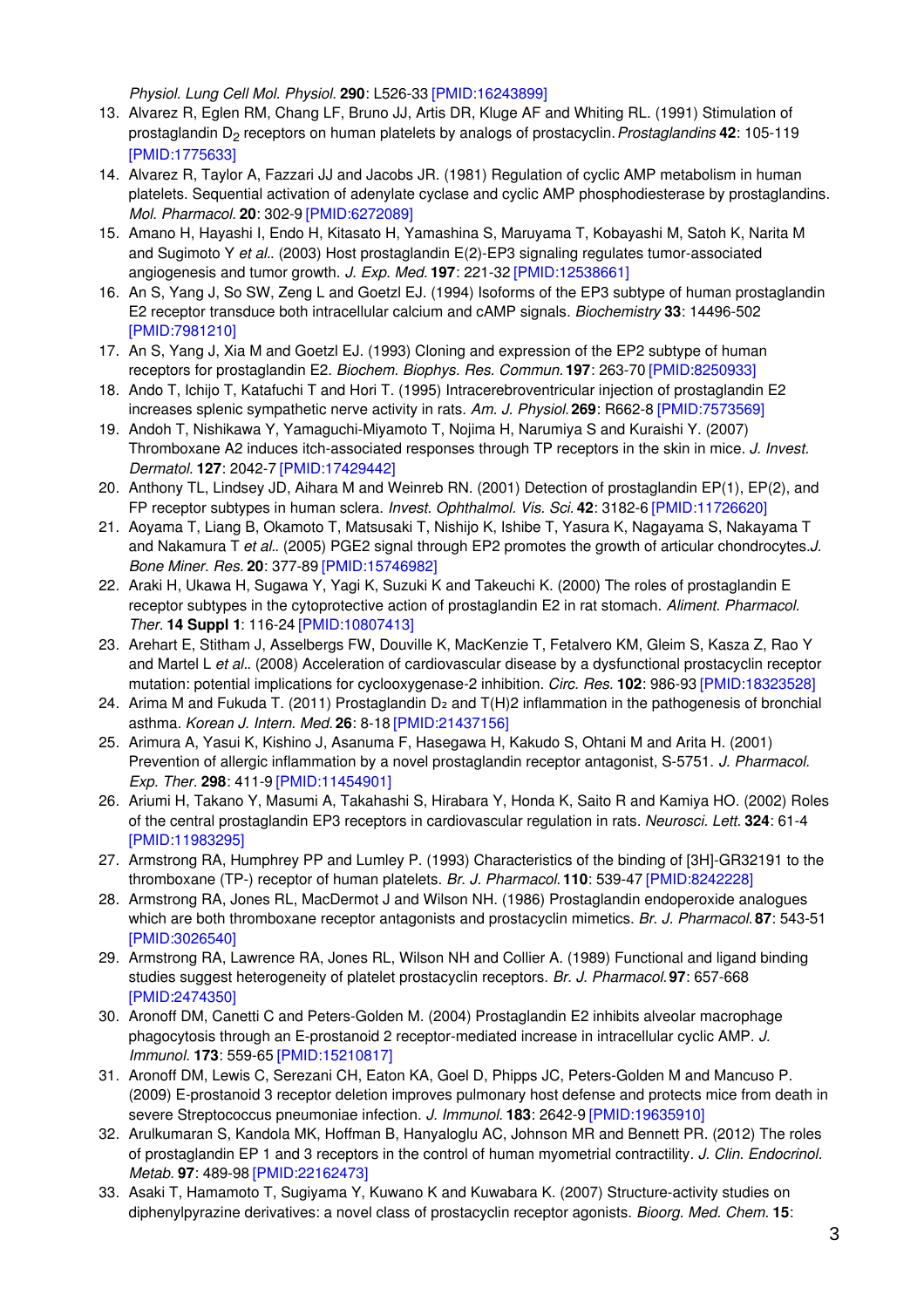*Physiol. Lung Cell Mol. Physiol.* **290**: L526-33 [PMID:16243899]

13. Alvarez R, Eglen RM, Chang LF, Bruno JJ, Artis DR, Kluge AF and Whiting RL. (1991) Stimulation of prostaglandin $D_2$ receptors on human platelets by analogs of prostacyclin. *Prostaglandins* **42**: 105-119 [PMID:1775633]
14. Alvarez R, Taylor A, Fazzari JJ and Jacobs JR. (1981) Regulation of cyclic AMP metabolism in human platelets. Sequential activation of adenylate cyclase and cyclic AMP phosphodiesterase by prostaglandins. *Mol. Pharmacol.* **20**: 302-9 [PMID:6272089]
15. Amano H, Hayashi I, Endo H, Kitasato H, Yamashina S, Maruyama T, Kobayashi M, Satoh K, Narita M and Sugimoto Y *et al.*. (2003) Host prostaglandin E(2)-EP3 signaling regulates tumor-associated angiogenesis and tumor growth. *J. Exp. Med.* **197**: 221-32 [PMID:12538661]
16. An S, Yang J, So SW, Zeng L and Goetzl EJ. (1994) Isoforms of the EP3 subtype of human prostaglandin E2 receptor transduce both intracellular calcium and cAMP signals. *Biochemistry* **33**: 14496-502 [PMID:7981210]
17. An S, Yang J, Xia M and Goetzl EJ. (1993) Cloning and expression of the EP2 subtype of human receptors for prostaglandin E2. *Biochem. Biophys. Res. Commun.* **197**: 263-70 [PMID:8250933]
18. Ando T, Ichijo T, Katafuchi T and Hori T. (1995) Intracerebroventricular injection of prostaglandin E2 increases splenic sympathetic nerve activity in rats. *Am. J. Physiol.* **269**: R662-8 [PMID:7573569]
19. Andoh T, Nishikawa Y, Yamaguchi-Miyamoto T, Nojima H, Narumiya S and Kuraishi Y. (2007) Thromboxane A2 induces itch-associated responses through TP receptors in the skin in mice. *J. Invest. Dermatol.* **127**: 2042-7 [PMID:17429442]
20. Anthony TL, Lindsey JD, Aihara M and Weinreb RN. (2001) Detection of prostaglandin EP(1), EP(2), and FP receptor subtypes in human sclera. *Invest. Ophthalmol. Vis. Sci.* **42**: 3182-6 [PMID:11726620]
21. Aoyama T, Liang B, Okamoto T, Matsusaki T, Nishijo K, Ishibe T, Yasura K, Nagayama S, Nakayama T and Nakamura T *et al.*. (2005) PGE2 signal through EP2 promotes the growth of articular chondrocytes. *J. Bone Miner. Res.* **20**: 377-89 [PMID:15746982]
22. Araki H, Ukawa H, Sugawa Y, Yagi K, Suzuki K and Takeuchi K. (2000) The roles of prostaglandin E receptor subtypes in the cytoprotective action of prostaglandin E2 in rat stomach. *Aliment. Pharmacol. Ther.* **14 Suppl 1**: 116-24 [PMID:10807413]
23. Arehart E, Stitham J, Asselbergs FW, Douville K, MacKenzie T, Fetalvero KM, Gleim S, Kasza Z, Rao Y and Martel L *et al.*. (2008) Acceleration of cardiovascular disease by a dysfunctional prostacyclin receptor mutation: potential implications for cyclooxygenase-2 inhibition. *Circ. Res.* **102**: 986-93 [PMID:18323528]
24. Arima M and Fukuda T. (2011) Prostaglandin $D_2$ and T(H)2 inflammation in the pathogenesis of bronchial asthma. *Korean J. Intern. Med.* **26**: 8-18 [PMID:21437156]
25. Arimura A, Yasui K, Kishino J, Asanuma F, Hasegawa H, Kakudo S, Ohtani M and Arita H. (2001) Prevention of allergic inflammation by a novel prostaglandin receptor antagonist, S-5751. *J. Pharmacol. Exp. Ther.* **298**: 411-9 [PMID:11454901]
26. Ariumi H, Takano Y, Masumi A, Takahashi S, Hirabara Y, Honda K, Saito R and Kamiya HO. (2002) Roles of the central prostaglandin EP3 receptors in cardiovascular regulation in rats. *Neurosci. Lett.* **324**: 61-4 [PMID:11983295]
27. Armstrong RA, Humphrey PP and Lumley P. (1993) Characteristics of the binding of [3H]-GR32191 to the thromboxane (TP-) receptor of human platelets. *Br. J. Pharmacol.* **110**: 539-47 [PMID:8242228]
28. Armstrong RA, Jones RL, MacDermot J and Wilson NH. (1986) Prostaglandin endoperoxide analogues which are both thromboxane receptor antagonists and prostacyclin mimetics. *Br. J. Pharmacol.* **87**: 543-51 [PMID:3026540]
29. Armstrong RA, Lawrence RA, Jones RL, Wilson NH and Collier A. (1989) Functional and ligand binding studies suggest heterogeneity of platelet prostacyclin receptors. *Br. J. Pharmacol.* **97**: 657-668 [PMID:2474350]
30. Aronoff DM, Canetti C and Peters-Golden M. (2004) Prostaglandin E2 inhibits alveolar macrophage phagocytosis through an E-prostanoid 2 receptor-mediated increase in intracellular cyclic AMP. *J. Immunol.* **173**: 559-65 [PMID:15210817]
31. Aronoff DM, Lewis C, Serezani CH, Eaton KA, Goel D, Phipps JC, Peters-Golden M and Mancuso P. (2009) E-prostanoid 3 receptor deletion improves pulmonary host defense and protects mice from death in severe Streptococcus pneumoniae infection. *J. Immunol.* **183**: 2642-9 [PMID:19635910]
32. Arulkumaran S, Kandola MK, Hoffman B, Hanyaloglu AC, Johnson MR and Bennett PR. (2012) The roles of prostaglandin EP 1 and 3 receptors in the control of human myometrial contractility. *J. Clin. Endocrinol. Metab.* **97**: 489-98 [PMID:22162473]
33. Asaki T, Hamamoto T, Sugiyama Y, Kuwano K and Kuwabara K. (2007) Structure-activity studies on diphenylpyrazine derivatives: a novel class of prostacyclin receptor agonists. *Bioorg. Med. Chem.* **15**: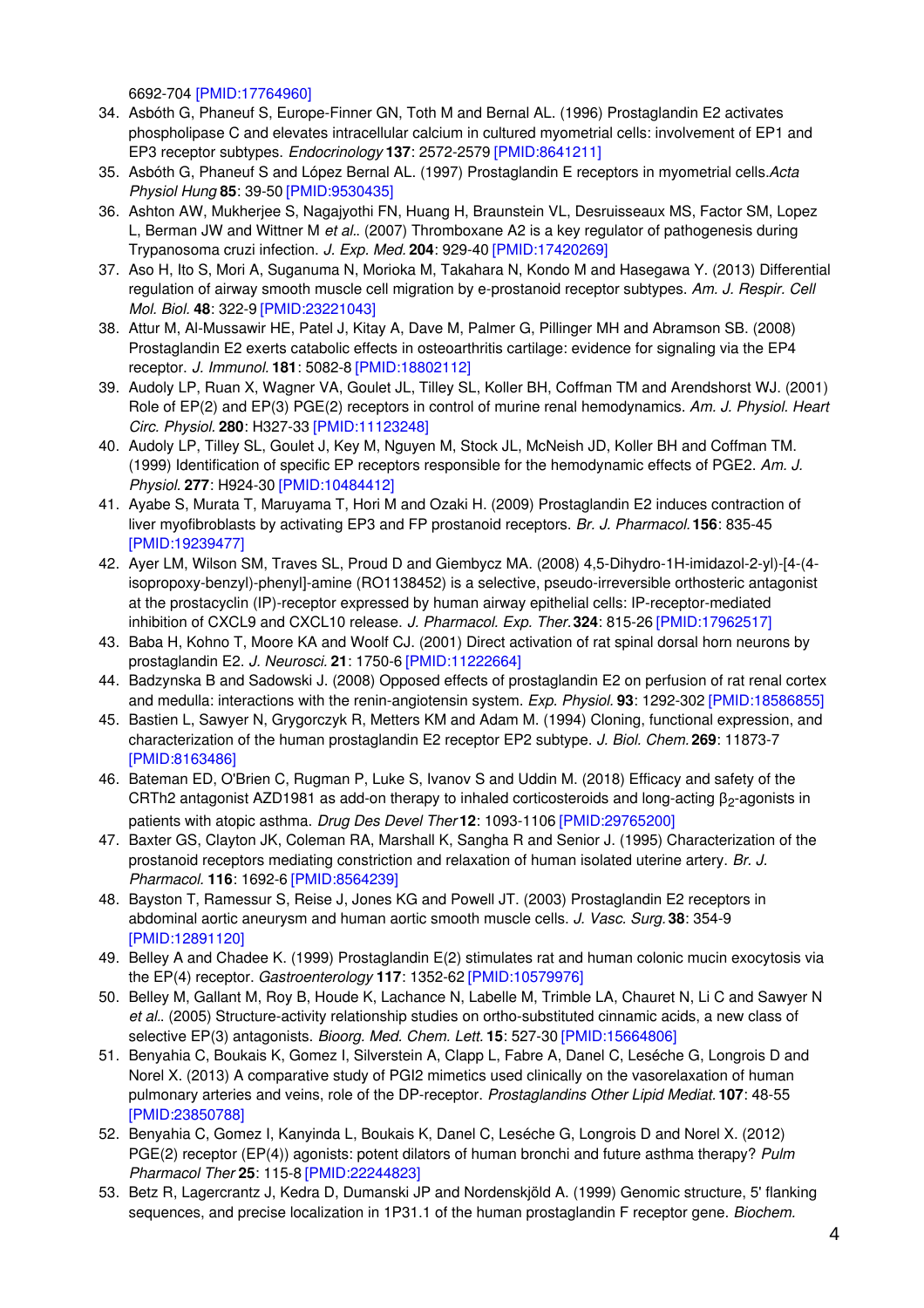6692-704 [PMID:17764960]

34. Asbóth G, Phaneuf S, Europe-Finner GN, Toth M and Bernal AL. (1996) Prostaglandin E2 activates phospholipase C and elevates intracellular calcium in cultured myometrial cells: involvement of EP1 and EP3 receptor subtypes. *Endocrinology* **137**: 2572-2579 [PMID:8641211]
35. Asbóth G, Phaneuf S and López Bernal AL. (1997) Prostaglandin E receptors in myometrial cells. *Acta Physiol Hung* **85**: 39-50 [PMID:9530435]
36. Ashton AW, Mukherjee S, Nagajyothi FN, Huang H, Braunstein VL, Desruisseaux MS, Factor SM, Lopez L, Berman JW and Wittner M *et al.*. (2007) Thromboxane A2 is a key regulator of pathogenesis during Trypanosoma cruzi infection. *J. Exp. Med.* **204**: 929-40 [PMID:17420269]
37. Aso H, Ito S, Mori A, Suganuma N, Morioka M, Takahara N, Kondo M and Hasegawa Y. (2013) Differential regulation of airway smooth muscle cell migration by e-prostanoid receptor subtypes. *Am. J. Respir. Cell Mol. Biol.* **48**: 322-9 [PMID:23221043]
38. Attur M, Al-Mussawir HE, Patel J, Kitay A, Dave M, Palmer G, Pillinger MH and Abramson SB. (2008) Prostaglandin E2 exerts catabolic effects in osteoarthritis cartilage: evidence for signaling via the EP4 receptor. *J. Immunol.* **181**: 5082-8 [PMID:18802112]
39. Audoly LP, Ruan X, Wagner VA, Goulet JL, Tilley SL, Koller BH, Coffman TM and Arendshorst WJ. (2001) Role of EP(2) and EP(3) PGE(2) receptors in control of murine renal hemodynamics. *Am. J. Physiol. Heart Circ. Physiol.* **280**: H327-33 [PMID:11123248]
40. Audoly LP, Tilley SL, Goulet J, Key M, Nguyen M, Stock JL, McNeish JD, Koller BH and Coffman TM. (1999) Identification of specific EP receptors responsible for the hemodynamic effects of PGE2. *Am. J. Physiol.* **277**: H924-30 [PMID:10484412]
41. Ayabe S, Murata T, Maruyama T, Hori M and Ozaki H. (2009) Prostaglandin E2 induces contraction of liver myofibroblasts by activating EP3 and FP prostanoid receptors. *Br. J. Pharmacol.* **156**: 835-45 [PMID:19239477]
42. Ayer LM, Wilson SM, Traves SL, Proud D and Giembycz MA. (2008) 4,5-Dihydro-1H-imidazol-2-yl)-[4-(4-isopropoxy-benzyl)-phenyl]-amine (RO1138452) is a selective, pseudo-irreversible orthosteric antagonist at the prostacyclin (IP)-receptor expressed by human airway epithelial cells: IP-receptor-mediated inhibition of CXCL9 and CXCL10 release. *J. Pharmacol. Exp. Ther.* **324**: 815-26 [PMID:17962517]
43. Baba H, Kohno T, Moore KA and Woolf CJ. (2001) Direct activation of rat spinal dorsal horn neurons by prostaglandin E2. *J. Neurosci.* **21**: 1750-6 [PMID:11222664]
44. Badzynska B and Sadowski J. (2008) Opposed effects of prostaglandin E2 on perfusion of rat renal cortex and medulla: interactions with the renin-angiotensin system. *Exp. Physiol.* **93**: 1292-302 [PMID:18586855]
45. Bastien L, Sawyer N, Grygorczyk R, Metters KM and Adam M. (1994) Cloning, functional expression, and characterization of the human prostaglandin E2 receptor EP2 subtype. *J. Biol. Chem.* **269**: 11873-7 [PMID:8163486]
46. Bateman ED, O'Brien C, Rugman P, Luke S, Ivanov S and Uddin M. (2018) Efficacy and safety of the CRTh2 antagonist AZD1981 as add-on therapy to inhaled corticosteroids and long-acting $\beta_2$-agonists in patients with atopic asthma. *Drug Des Devel Ther* **12**: 1093-1106 [PMID:29765200]
47. Baxter GS, Clayton JK, Coleman RA, Marshall K, Sangha R and Senior J. (1995) Characterization of the prostanoid receptors mediating constriction and relaxation of human isolated uterine artery. *Br. J. Pharmacol.* **116**: 1692-6 [PMID:8564239]
48. Bayston T, Ramessur S, Reise J, Jones KG and Powell JT. (2003) Prostaglandin E2 receptors in abdominal aortic aneurysm and human aortic smooth muscle cells. *J. Vasc. Surg.* **38**: 354-9 [PMID:12891120]
49. Belley A and Chadee K. (1999) Prostaglandin E(2) stimulates rat and human colonic mucin exocytosis via the EP(4) receptor. *Gastroenterology* **117**: 1352-62 [PMID:10579976]
50. Belley M, Gallant M, Roy B, Houde K, Lachance N, Labelle M, Trimble LA, Chauret N, Li C and Sawyer N *et al.*. (2005) Structure-activity relationship studies on ortho-substituted cinnamic acids, a new class of selective EP(3) antagonists. *Bioorg. Med. Chem. Lett.* **15**: 527-30 [PMID:15664806]
51. Benyahia C, Boukais K, Gomez I, Silverstein A, Clapp L, Fabre A, Danel C, Leséche G, Longrois D and Norel X. (2013) A comparative study of PGI2 mimetics used clinically on the vasorelaxation of human pulmonary arteries and veins, role of the DP-receptor. *Prostaglandins Other Lipid Mediat.* **107**: 48-55 [PMID:23850788]
52. Benyahia C, Gomez I, Kanyinda L, Boukais K, Danel C, Leséche G, Longrois D and Norel X. (2012) PGE(2) receptor (EP(4)) agonists: potent dilators of human bronchi and future asthma therapy? *Pulm Pharmacol Ther* **25**: 115-8 [PMID:22244823]
53. Betz R, Lagercrantz J, Kedra D, Dumanski JP and Nordenskjöld A. (1999) Genomic structure, 5' flanking sequences, and precise localization in 1P31.1 of the human prostaglandin F receptor gene. *Biochem.*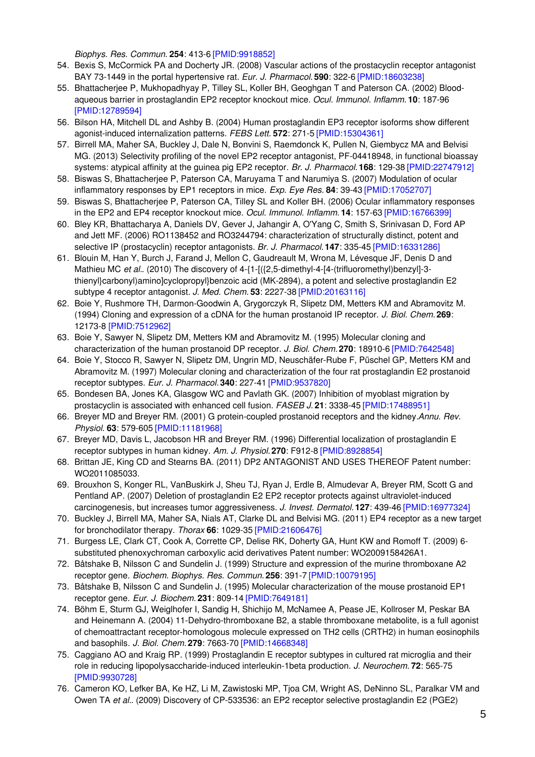*Biophys. Res. Commun.* **254**: 413-6 [PMID:9918852]

54. Bexis S, McCormick PA and Docherty JR. (2008) Vascular actions of the prostacyclin receptor antagonist BAY 73-1449 in the portal hypertensive rat. *Eur. J. Pharmacol.* **590**: 322-6 [PMID:18603238]
55. Bhattacherjee P, Mukhopadhyay P, Tilley SL, Koller BH, Geoghgan T and Paterson CA. (2002) Blood-aqueous barrier in prostaglandin EP2 receptor knockout mice. *Ocul. Immunol. Inflamm.* **10**: 187-96 [PMID:12789594]
56. Bilson HA, Mitchell DL and Ashby B. (2004) Human prostaglandin EP3 receptor isoforms show different agonist-induced internalization patterns. *FEBS Lett.* **572**: 271-5 [PMID:15304361]
57. Birrell MA, Maher SA, Buckley J, Dale N, Bonvini S, Raemdonck K, Pullen N, Giembycz MA and Belvisi MG. (2013) Selectivity profiling of the novel EP2 receptor antagonist, PF-04418948, in functional bioassay systems: atypical affinity at the guinea pig EP2 receptor. *Br. J. Pharmacol.* **168**: 129-38 [PMID:22747912]
58. Biswas S, Bhattacherjee P, Paterson CA, Maruyama T and Narumiya S. (2007) Modulation of ocular inflammatory responses by EP1 receptors in mice. *Exp. Eye Res.* **84**: 39-43 [PMID:17052707]
59. Biswas S, Bhattacherjee P, Paterson CA, Tilley SL and Koller BH. (2006) Ocular inflammatory responses in the EP2 and EP4 receptor knockout mice. *Ocul. Immunol. Inflamm.* **14**: 157-63 [PMID:16766399]
60. Bley KR, Bhattacharya A, Daniels DV, Gever J, Jahangir A, O'Yang C, Smith S, Srinivasan D, Ford AP and Jett MF. (2006) RO1138452 and RO3244794: characterization of structurally distinct, potent and selective IP (prostacyclin) receptor antagonists. *Br. J. Pharmacol.* **147**: 335-45 [PMID:16331286]
61. Blouin M, Han Y, Burch J, Farand J, Mellon C, Gaudreault M, Wrona M, Lévesque JF, Denis D and Mathieu MC *et al.*. (2010) The discovery of 4-{1-[({2,5-dimethyl-4-[4-(trifluoromethyl)benzyl]-3-thienyl}carbonyl)amino]cyclopropyl}benzoic acid (MK-2894), a potent and selective prostaglandin E2 subtype 4 receptor antagonist. *J. Med. Chem.* **53**: 2227-38 [PMID:20163116]
62. Boie Y, Rushmore TH, Darmon-Goodwin A, Grygorczyk R, Slipetz DM, Metters KM and Abramovitz M. (1994) Cloning and expression of a cDNA for the human prostanoid IP receptor. *J. Biol. Chem.* **269**: 12173-8 [PMID:7512962]
63. Boie Y, Sawyer N, Slipetz DM, Metters KM and Abramovitz M. (1995) Molecular cloning and characterization of the human prostanoid DP receptor. *J. Biol. Chem.* **270**: 18910-6 [PMID:7642548]
64. Boie Y, Stocco R, Sawyer N, Slipetz DM, Ungrin MD, Neuschäfer-Rube F, Püschel GP, Metters KM and Abramovitz M. (1997) Molecular cloning and characterization of the four rat prostaglandin E2 prostanoid receptor subtypes. *Eur. J. Pharmacol.* **340**: 227-41 [PMID:9537820]
65. Bondesen BA, Jones KA, Glasgow WC and Pavlath GK. (2007) Inhibition of myoblast migration by prostacyclin is associated with enhanced cell fusion. *FASEB J.* **21**: 3338-45 [PMID:17488951]
66. Breyer MD and Breyer RM. (2001) G protein-coupled prostanoid receptors and the kidney.*Annu. Rev. Physiol.* **63**: 579-605 [PMID:11181968]
67. Breyer MD, Davis L, Jacobson HR and Breyer RM. (1996) Differential localization of prostaglandin E receptor subtypes in human kidney. *Am. J. Physiol.* **270**: F912-8 [PMID:8928854]
68. Brittan JE, King CD and Stearns BA. (2011) DP2 ANTAGONIST AND USES THEREOF Patent number: WO2011085033.
69. Brouxhon S, Konger RL, VanBuskirk J, Sheu TJ, Ryan J, Erdle B, Almudevar A, Breyer RM, Scott G and Pentland AP. (2007) Deletion of prostaglandin E2 EP2 receptor protects against ultraviolet-induced carcinogenesis, but increases tumor aggressiveness. *J. Invest. Dermatol.* **127**: 439-46 [PMID:16977324]
70. Buckley J, Birrell MA, Maher SA, Nials AT, Clarke DL and Belvisi MG. (2011) EP4 receptor as a new target for bronchodilator therapy. *Thorax* **66**: 1029-35 [PMID:21606476]
71. Burgess LE, Clark CT, Cook A, Corrette CP, Delise RK, Doherty GA, Hunt KW and Romoff T. (2009) 6-substituted phenoxychroman carboxylic acid derivatives Patent number: WO2009158426A1.
72. Båtshake B, Nilsson C and Sundelin J. (1999) Structure and expression of the murine thromboxane A2 receptor gene. *Biochem. Biophys. Res. Commun.* **256**: 391-7 [PMID:10079195]
73. Båtshake B, Nilsson C and Sundelin J. (1995) Molecular characterization of the mouse prostanoid EP1 receptor gene. *Eur. J. Biochem.* **231**: 809-14 [PMID:7649181]
74. Böhm E, Sturm GJ, Weiglhofer I, Sandig H, Shichijo M, McNamee A, Pease JE, Kollroser M, Peskar BA and Heinemann A. (2004) 11-Dehydro-thromboxane B2, a stable thromboxane metabolite, is a full agonist of chemoattractant receptor-homologous molecule expressed on TH2 cells (CRTH2) in human eosinophils and basophils. *J. Biol. Chem.* **279**: 7663-70 [PMID:14668348]
75. Caggiano AO and Kraig RP. (1999) Prostaglandin E receptor subtypes in cultured rat microglia and their role in reducing lipopolysaccharide-induced interleukin-1beta production. *J. Neurochem.* **72**: 565-75 [PMID:9930728]
76. Cameron KO, Lefker BA, Ke HZ, Li M, Zawistoski MP, Tjoa CM, Wright AS, DeNinno SL, Paralkar VM and Owen TA *et al.*. (2009) Discovery of CP-533536: an EP2 receptor selective prostaglandin E2 (PGE2)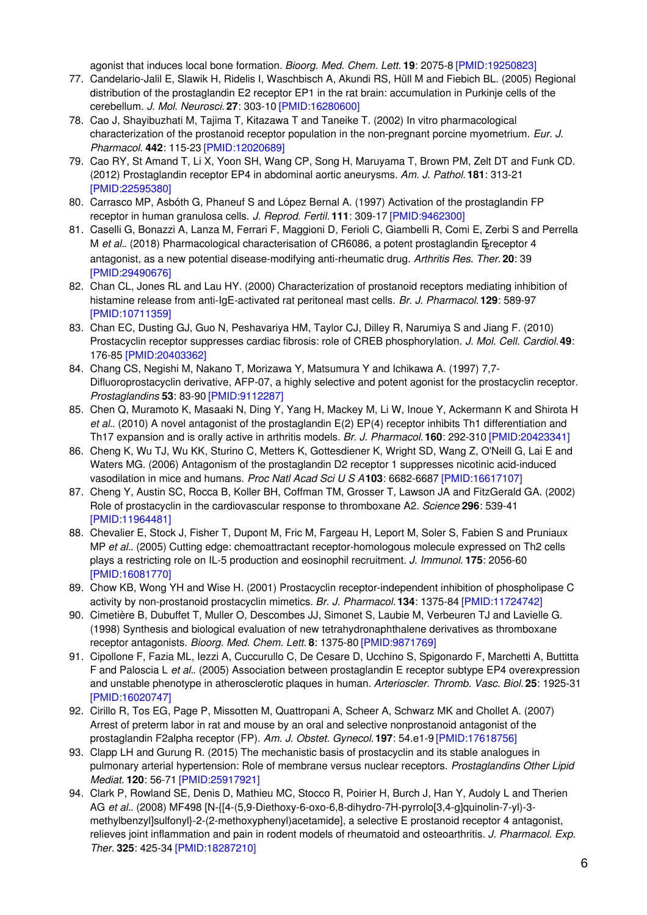agonist that induces local bone formation. *Bioorg. Med. Chem. Lett.* **19**: 2075-8 [PMID:19250823]

77. Candelario-Jalil E, Slawik H, Ridelis I, Waschbisch A, Akundi RS, Hüll M and Fiebich BL. (2005) Regional distribution of the prostaglandin E2 receptor EP1 in the rat brain: accumulation in Purkinje cells of the cerebellum. *J. Mol. Neurosci.* **27**: 303-10 [PMID:16280600]
78. Cao J, Shayibuzhati M, Tajima T, Kitazawa T and Taneike T. (2002) In vitro pharmacological characterization of the prostanoid receptor population in the non-pregnant porcine myometrium. *Eur. J. Pharmacol.* **442**: 115-23 [PMID:12020689]
79. Cao RY, St Amand T, Li X, Yoon SH, Wang CP, Song H, Maruyama T, Brown PM, Zelt DT and Funk CD. (2012) Prostaglandin receptor EP4 in abdominal aortic aneurysms. *Am. J. Pathol.* **181**: 313-21 [PMID:22595380]
80. Carrasco MP, Asbóth G, Phaneuf S and López Bernal A. (1997) Activation of the prostaglandin FP receptor in human granulosa cells. *J. Reprod. Fertil.* **111**: 309-17 [PMID:9462300]
81. Caselli G, Bonazzi A, Lanza M, Ferrari F, Maggioni D, Ferioli C, Giambelli R, Comi E, Zerbi S and Perrella M *et al.*. (2018) Pharmacological characterisation of CR6086, a potent prostaglandin $E_2$ receptor 4 antagonist, as a new potential disease-modifying anti-rheumatic drug. *Arthritis Res. Ther.* **20**: 39 [PMID:29490676]
82. Chan CL, Jones RL and Lau HY. (2000) Characterization of prostanoid receptors mediating inhibition of histamine release from anti-IgE-activated rat peritoneal mast cells. *Br. J. Pharmacol.* **129**: 589-97 [PMID:10711359]
83. Chan EC, Dusting GJ, Guo N, Peshavariya HM, Taylor CJ, Dilley R, Narumiya S and Jiang F. (2010) Prostacyclin receptor suppresses cardiac fibrosis: role of CREB phosphorylation. *J. Mol. Cell. Cardiol.* **49**: 176-85 [PMID:20403362]
84. Chang CS, Negishi M, Nakano T, Morizawa Y, Matsumura Y and Ichikawa A. (1997) 7,7-Difluoroprostacyclin derivative, AFP-07, a highly selective and potent agonist for the prostacyclin receptor. *Prostaglandins* **53**: 83-90 [PMID:9112287]
85. Chen Q, Muramoto K, Masaaki N, Ding Y, Yang H, Mackey M, Li W, Inoue Y, Ackermann K and Shirota H *et al.*. (2010) A novel antagonist of the prostaglandin E(2) EP(4) receptor inhibits Th1 differentiation and Th17 expansion and is orally active in arthritis models. *Br. J. Pharmacol.* **160**: 292-310 [PMID:20423341]
86. Cheng K, Wu TJ, Wu KK, Sturino C, Metters K, Gottesdiener K, Wright SD, Wang Z, O'Neill G, Lai E and Waters MG. (2006) Antagonism of the prostaglandin D2 receptor 1 suppresses nicotinic acid-induced vasodilation in mice and humans. *Proc Natl Acad Sci U S A* **103**: 6682-6687 [PMID:16617107]
87. Cheng Y, Austin SC, Rocca B, Koller BH, Coffman TM, Grosser T, Lawson JA and FitzGerald GA. (2002) Role of prostacyclin in the cardiovascular response to thromboxane A2. *Science* **296**: 539-41 [PMID:11964481]
88. Chevalier E, Stock J, Fisher T, Dupont M, Fric M, Fargeau H, Leport M, Soler S, Fabien S and Pruniaux MP *et al.*. (2005) Cutting edge: chemoattractant receptor-homologous molecule expressed on Th2 cells plays a restricting role on IL-5 production and eosinophil recruitment. *J. Immunol.* **175**: 2056-60 [PMID:16081770]
89. Chow KB, Wong YH and Wise H. (2001) Prostacyclin receptor-independent inhibition of phospholipase C activity by non-prostanoid prostacyclin mimetics. *Br. J. Pharmacol.* **134**: 1375-84 [PMID:11724742]
90. Cimetière B, Dubuffet T, Muller O, Descombes JJ, Simonet S, Laubie M, Verbeuren TJ and Lavielle G. (1998) Synthesis and biological evaluation of new tetrahydronaphthalene derivatives as thromboxane receptor antagonists. *Bioorg. Med. Chem. Lett.* **8**: 1375-80 [PMID:9871769]
91. Cipollone F, Fazia ML, Iezzi A, Cuccurullo C, De Cesare D, Ucchino S, Spigonardo F, Marchetti A, Buttitta F and Paloscia L *et al.*. (2005) Association between prostaglandin E receptor subtype EP4 overexpression and unstable phenotype in atherosclerotic plaques in human. *Arterioscler. Thromb. Vasc. Biol.* **25**: 1925-31 [PMID:16020747]
92. Cirillo R, Tos EG, Page P, Missotten M, Quattropani A, Scheer A, Schwarz MK and Chollet A. (2007) Arrest of preterm labor in rat and mouse by an oral and selective nonprostanoid antagonist of the prostaglandin F2alpha receptor (FP). *Am. J. Obstet. Gynecol.* **197**: 54.e1-9 [PMID:17618756]
93. Clapp LH and Gurung R. (2015) The mechanistic basis of prostacyclin and its stable analogues in pulmonary arterial hypertension: Role of membrane versus nuclear receptors. *Prostaglandins Other Lipid Mediat.* **120**: 56-71 [PMID:25917921]
94. Clark P, Rowland SE, Denis D, Mathieu MC, Stocco R, Poirier H, Burch J, Han Y, Audoly L and Therien AG *et al.*. (2008) MF498 [N-{[4-(5,9-Diethoxy-6-oxo-6,8-dihydro-7H-pyrrolo[3,4-g]quinolin-7-yl)-3-methylbenzyl]sulfonyl}-2-(2-methoxyphenyl)acetamide], a selective E prostanoid receptor 4 antagonist, relieves joint inflammation and pain in rodent models of rheumatoid and osteoarthritis. *J. Pharmacol. Exp. Ther.* **325**: 425-34 [PMID:18287210]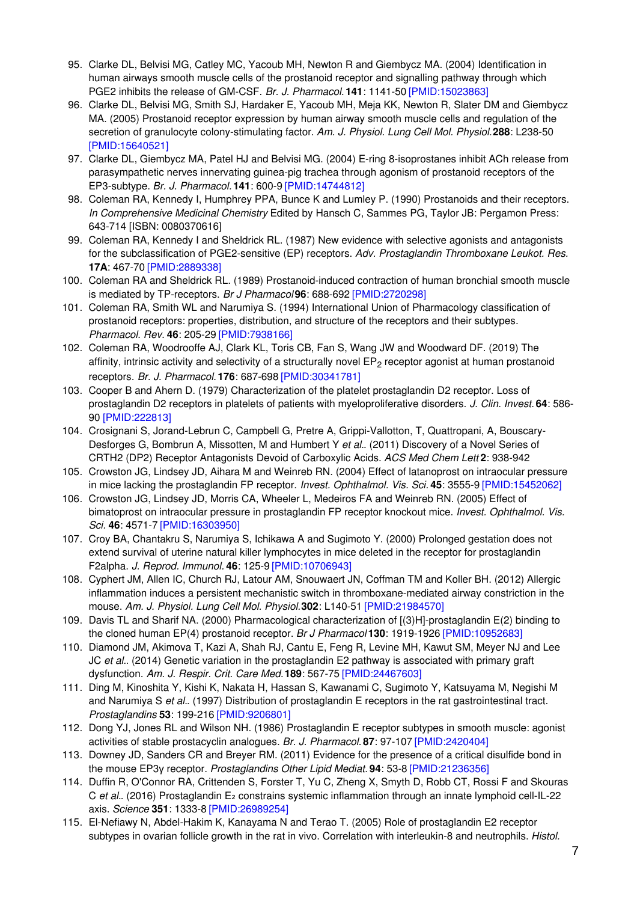95. Clarke DL, Belvisi MG, Catley MC, Yacoub MH, Newton R and Giembycz MA. (2004) Identification in human airways smooth muscle cells of the prostanoid receptor and signalling pathway through which PGE2 inhibits the release of GM-CSF. *Br. J. Pharmacol.* **141**: 1141-50 [PMID:15023863]
96. Clarke DL, Belvisi MG, Smith SJ, Hardaker E, Yacoub MH, Meja KK, Newton R, Slater DM and Giembycz MA. (2005) Prostanoid receptor expression by human airway smooth muscle cells and regulation of the secretion of granulocyte colony-stimulating factor. *Am. J. Physiol. Lung Cell Mol. Physiol.* **288**: L238-50 [PMID:15640521]
97. Clarke DL, Giembycz MA, Patel HJ and Belvisi MG. (2004) E-ring 8-isoprostanes inhibit ACh release from parasympathetic nerves innervating guinea-pig trachea through agonism of prostanoid receptors of the EP3-subtype. *Br. J. Pharmacol.* **141**: 600-9 [PMID:14744812]
98. Coleman RA, Kennedy I, Humphrey PPA, Bunce K and Lumley P. (1990) Prostanoids and their receptors. *In Comprehensive Medicinal Chemistry* Edited by Hansch C, Sammes PG, Taylor JB: Pergamon Press: 643-714 [ISBN: 0080370616]
99. Coleman RA, Kennedy I and Sheldrick RL. (1987) New evidence with selective agonists and antagonists for the subclassification of PGE2-sensitive (EP) receptors. *Adv. Prostaglandin Thromboxane Leukot. Res.* **17A**: 467-70 [PMID:2889338]
100. Coleman RA and Sheldrick RL. (1989) Prostanoid-induced contraction of human bronchial smooth muscle is mediated by TP-receptors. *Br J Pharmacol* **96**: 688-692 [PMID:2720298]
101. Coleman RA, Smith WL and Narumiya S. (1994) International Union of Pharmacology classification of prostanoid receptors: properties, distribution, and structure of the receptors and their subtypes. *Pharmacol. Rev.* **46**: 205-29 [PMID:7938166]
102. Coleman RA, Woodrooffe AJ, Clark KL, Toris CB, Fan S, Wang JW and Woodward DF. (2019) The affinity, intrinsic activity and selectivity of a structurally novel $EP_2$ receptor agonist at human prostanoid receptors. *Br. J. Pharmacol.* **176**: 687-698 [PMID:30341781]
103. Cooper B and Ahern D. (1979) Characterization of the platelet prostaglandin D2 receptor. Loss of prostaglandin D2 receptors in platelets of patients with myeloproliferative disorders. *J. Clin. Invest.* **64**: 586-90 [PMID:222813]
104. Crosignani S, Jorand-Lebrun C, Campbell G, Pretre A, Grippi-Vallotton, T, Quattropani, A, Bouscary-Desforges G, Bombrun A, Missotten, M and Humbert Y *et al.*. (2011) Discovery of a Novel Series of CRTH2 (DP2) Receptor Antagonists Devoid of Carboxylic Acids. *ACS Med Chem Lett* **2**: 938-942
105. Crowston JG, Lindsey JD, Aihara M and Weinreb RN. (2004) Effect of latanoprost on intraocular pressure in mice lacking the prostaglandin FP receptor. *Invest. Ophthalmol. Vis. Sci.* **45**: 3555-9 [PMID:15452062]
106. Crowston JG, Lindsey JD, Morris CA, Wheeler L, Medeiros FA and Weinreb RN. (2005) Effect of bimatoprost on intraocular pressure in prostaglandin FP receptor knockout mice. *Invest. Ophthalmol. Vis. Sci.* **46**: 4571-7 [PMID:16303950]
107. Croy BA, Chantakru S, Narumiya S, Ichikawa A and Sugimoto Y. (2000) Prolonged gestation does not extend survival of uterine natural killer lymphocytes in mice deleted in the receptor for prostaglandin F2alpha. *J. Reprod. Immunol.* **46**: 125-9 [PMID:10706943]
108. Cyphert JM, Allen IC, Church RJ, Latour AM, Snouwaert JN, Coffman TM and Koller BH. (2012) Allergic inflammation induces a persistent mechanistic switch in thromboxane-mediated airway constriction in the mouse. *Am. J. Physiol. Lung Cell Mol. Physiol.* **302**: L140-51 [PMID:21984570]
109. Davis TL and Sharif NA. (2000) Pharmacological characterization of [(3)H]-prostaglandin E(2) binding to the cloned human EP(4) prostanoid receptor. *Br J Pharmacol* **130**: 1919-1926 [PMID:10952683]
110. Diamond JM, Akimova T, Kazi A, Shah RJ, Cantu E, Feng R, Levine MH, Kawut SM, Meyer NJ and Lee JC *et al.*. (2014) Genetic variation in the prostaglandin E2 pathway is associated with primary graft dysfunction. *Am. J. Respir. Crit. Care Med.* **189**: 567-75 [PMID:24467603]
111. Ding M, Kinoshita Y, Kishi K, Nakata H, Hassan S, Kawanami C, Sugimoto Y, Katsuyama M, Negishi M and Narumiya S *et al.*. (1997) Distribution of prostaglandin E receptors in the rat gastrointestinal tract. *Prostaglandins* **53**: 199-216 [PMID:9206801]
112. Dong YJ, Jones RL and Wilson NH. (1986) Prostaglandin E receptor subtypes in smooth muscle: agonist activities of stable prostacyclin analogues. *Br. J. Pharmacol.* **87**: 97-107 [PMID:2420404]
113. Downey JD, Sanders CR and Breyer RM. (2011) Evidence for the presence of a critical disulfide bond in the mouse EP3γ receptor. *Prostaglandins Other Lipid Mediat.* **94**: 53-8 [PMID:21236356]
114. Duffin R, O'Connor RA, Crittenden S, Forster T, Yu C, Zheng X, Smyth D, Robb CT, Rossi F and Skouras C *et al.*. (2016) Prostaglandin $E_2$ constrains systemic inflammation through an innate lymphoid cell-IL-22 axis. *Science* **351**: 1333-8 [PMID:26989254]
115. El-Nefiawy N, Abdel-Hakim K, Kanayama N and Terao T. (2005) Role of prostaglandin E2 receptor subtypes in ovarian follicle growth in the rat in vivo. Correlation with interleukin-8 and neutrophils. *Histol.*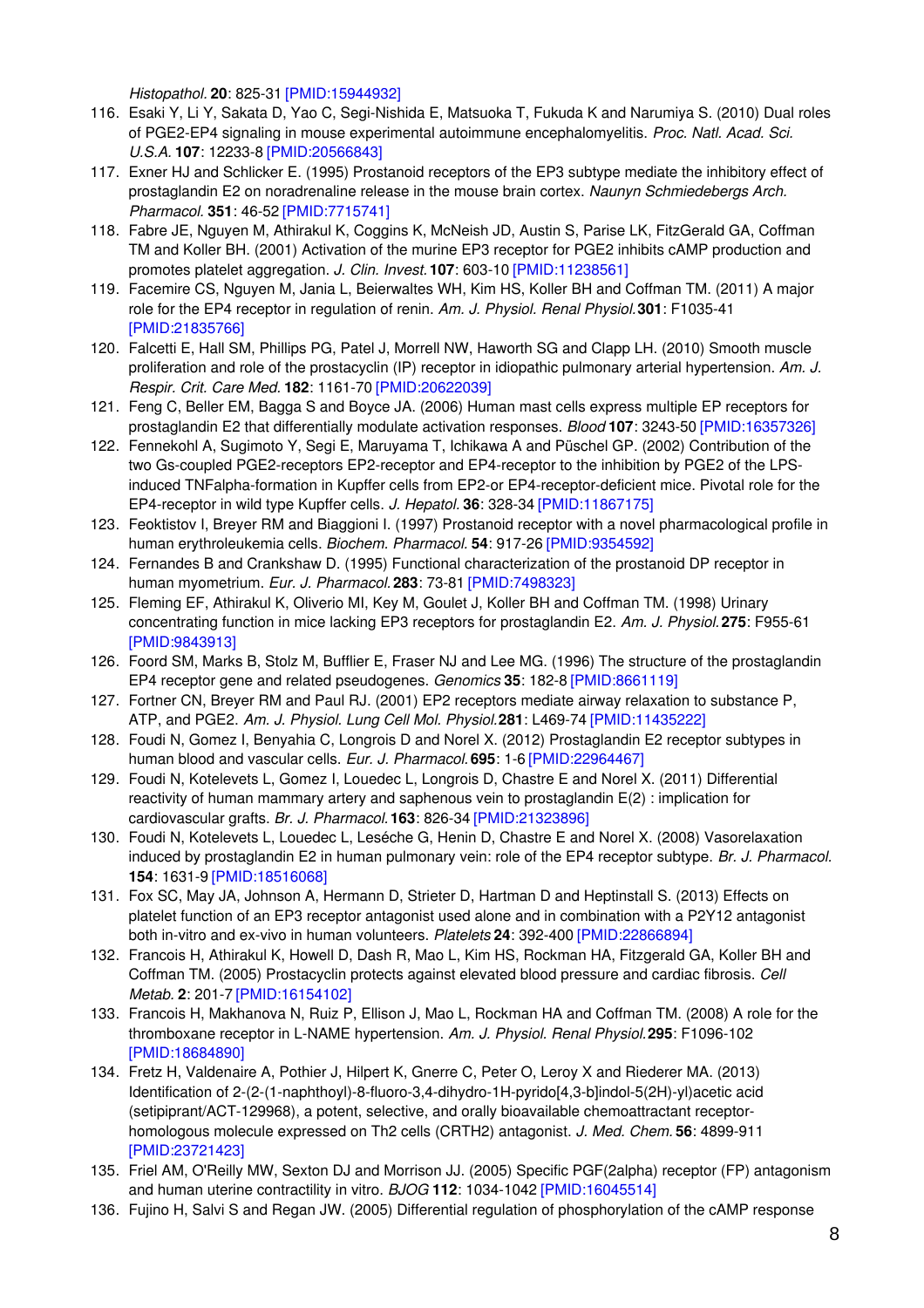*Histopathol.* **20**: 825-31 [PMID:15944932]

116. Esaki Y, Li Y, Sakata D, Yao C, Segi-Nishida E, Matsuoka T, Fukuda K and Narumiya S. (2010) Dual roles of PGE2-EP4 signaling in mouse experimental autoimmune encephalomyelitis. *Proc. Natl. Acad. Sci. U.S.A.* **107**: 12233-8 [PMID:20566843]
117. Exner HJ and Schlicker E. (1995) Prostanoid receptors of the EP3 subtype mediate the inhibitory effect of prostaglandin E2 on noradrenaline release in the mouse brain cortex. *Naunyn Schmiedebergs Arch. Pharmacol.* **351**: 46-52 [PMID:7715741]
118. Fabre JE, Nguyen M, Athirakul K, Coggins K, McNeish JD, Austin S, Parise LK, FitzGerald GA, Coffman TM and Koller BH. (2001) Activation of the murine EP3 receptor for PGE2 inhibits cAMP production and promotes platelet aggregation. *J. Clin. Invest.* **107**: 603-10 [PMID:11238561]
119. Facemire CS, Nguyen M, Jania L, Beierwaltes WH, Kim HS, Koller BH and Coffman TM. (2011) A major role for the EP4 receptor in regulation of renin. *Am. J. Physiol. Renal Physiol.* **301**: F1035-41 [PMID:21835766]
120. Falcetti E, Hall SM, Phillips PG, Patel J, Morrell NW, Haworth SG and Clapp LH. (2010) Smooth muscle proliferation and role of the prostacyclin (IP) receptor in idiopathic pulmonary arterial hypertension. *Am. J. Respir. Crit. Care Med.* **182**: 1161-70 [PMID:20622039]
121. Feng C, Beller EM, Bagga S and Boyce JA. (2006) Human mast cells express multiple EP receptors for prostaglandin E2 that differentially modulate activation responses. *Blood* **107**: 3243-50 [PMID:16357326]
122. Fennekohl A, Sugimoto Y, Segi E, Maruyama T, Ichikawa A and Püschel GP. (2002) Contribution of the two Gs-coupled PGE2-receptors EP2-receptor and EP4-receptor to the inhibition by PGE2 of the LPS-induced TNFalpha-formation in Kupffer cells from EP2-or EP4-receptor-deficient mice. Pivotal role for the EP4-receptor in wild type Kupffer cells. *J. Hepatol.* **36**: 328-34 [PMID:11867175]
123. Feoktistov I, Breyer RM and Biaggioni I. (1997) Prostanoid receptor with a novel pharmacological profile in human erythroleukemia cells. *Biochem. Pharmacol.* **54**: 917-26 [PMID:9354592]
124. Fernandes B and Crankshaw D. (1995) Functional characterization of the prostanoid DP receptor in human myometrium. *Eur. J. Pharmacol.* **283**: 73-81 [PMID:7498323]
125. Fleming EF, Athirakul K, Oliverio MI, Key M, Goulet J, Koller BH and Coffman TM. (1998) Urinary concentrating function in mice lacking EP3 receptors for prostaglandin E2. *Am. J. Physiol.* **275**: F955-61 [PMID:9843913]
126. Foord SM, Marks B, Stolz M, Bufflier E, Fraser NJ and Lee MG. (1996) The structure of the prostaglandin EP4 receptor gene and related pseudogenes. *Genomics* **35**: 182-8 [PMID:8661119]
127. Fortner CN, Breyer RM and Paul RJ. (2001) EP2 receptors mediate airway relaxation to substance P, ATP, and PGE2. *Am. J. Physiol. Lung Cell Mol. Physiol.* **281**: L469-74 [PMID:11435222]
128. Foudi N, Gomez I, Benyahia C, Longrois D and Norel X. (2012) Prostaglandin E2 receptor subtypes in human blood and vascular cells. *Eur. J. Pharmacol.* **695**: 1-6 [PMID:22964467]
129. Foudi N, Kotelevets L, Gomez I, Louedec L, Longrois D, Chastre E and Norel X. (2011) Differential reactivity of human mammary artery and saphenous vein to prostaglandin E(2) : implication for cardiovascular grafts. *Br. J. Pharmacol.* **163**: 826-34 [PMID:21323896]
130. Foudi N, Kotelevets L, Louedec L, Leséche G, Henin D, Chastre E and Norel X. (2008) Vasorelaxation induced by prostaglandin E2 in human pulmonary vein: role of the EP4 receptor subtype. *Br. J. Pharmacol.* **154**: 1631-9 [PMID:18516068]
131. Fox SC, May JA, Johnson A, Hermann D, Strieter D, Hartman D and Heptinstall S. (2013) Effects on platelet function of an EP3 receptor antagonist used alone and in combination with a P2Y12 antagonist both in-vitro and ex-vivo in human volunteers. *Platelets* **24**: 392-400 [PMID:22866894]
132. Francois H, Athirakul K, Howell D, Dash R, Mao L, Kim HS, Rockman HA, Fitzgerald GA, Koller BH and Coffman TM. (2005) Prostacyclin protects against elevated blood pressure and cardiac fibrosis. *Cell Metab.* **2**: 201-7 [PMID:16154102]
133. Francois H, Makhanova N, Ruiz P, Ellison J, Mao L, Rockman HA and Coffman TM. (2008) A role for the thromboxane receptor in L-NAME hypertension. *Am. J. Physiol. Renal Physiol.* **295**: F1096-102 [PMID:18684890]
134. Fretz H, Valdenaire A, Pothier J, Hilpert K, Gnerre C, Peter O, Leroy X and Riederer MA. (2013) Identification of 2-(2-(1-naphthoyl)-8-fluoro-3,4-dihydro-1H-pyrido[4,3-b]indol-5(2H)-yl)acetic acid (setipiprant/ACT-129968), a potent, selective, and orally bioavailable chemoattractant receptor-homologous molecule expressed on Th2 cells (CRTH2) antagonist. *J. Med. Chem.* **56**: 4899-911 [PMID:23721423]
135. Friel AM, O'Reilly MW, Sexton DJ and Morrison JJ. (2005) Specific PGF(2alpha) receptor (FP) antagonism and human uterine contractility in vitro. *BJOG* **112**: 1034-1042 [PMID:16045514]
136. Fujino H, Salvi S and Regan JW. (2005) Differential regulation of phosphorylation of the cAMP response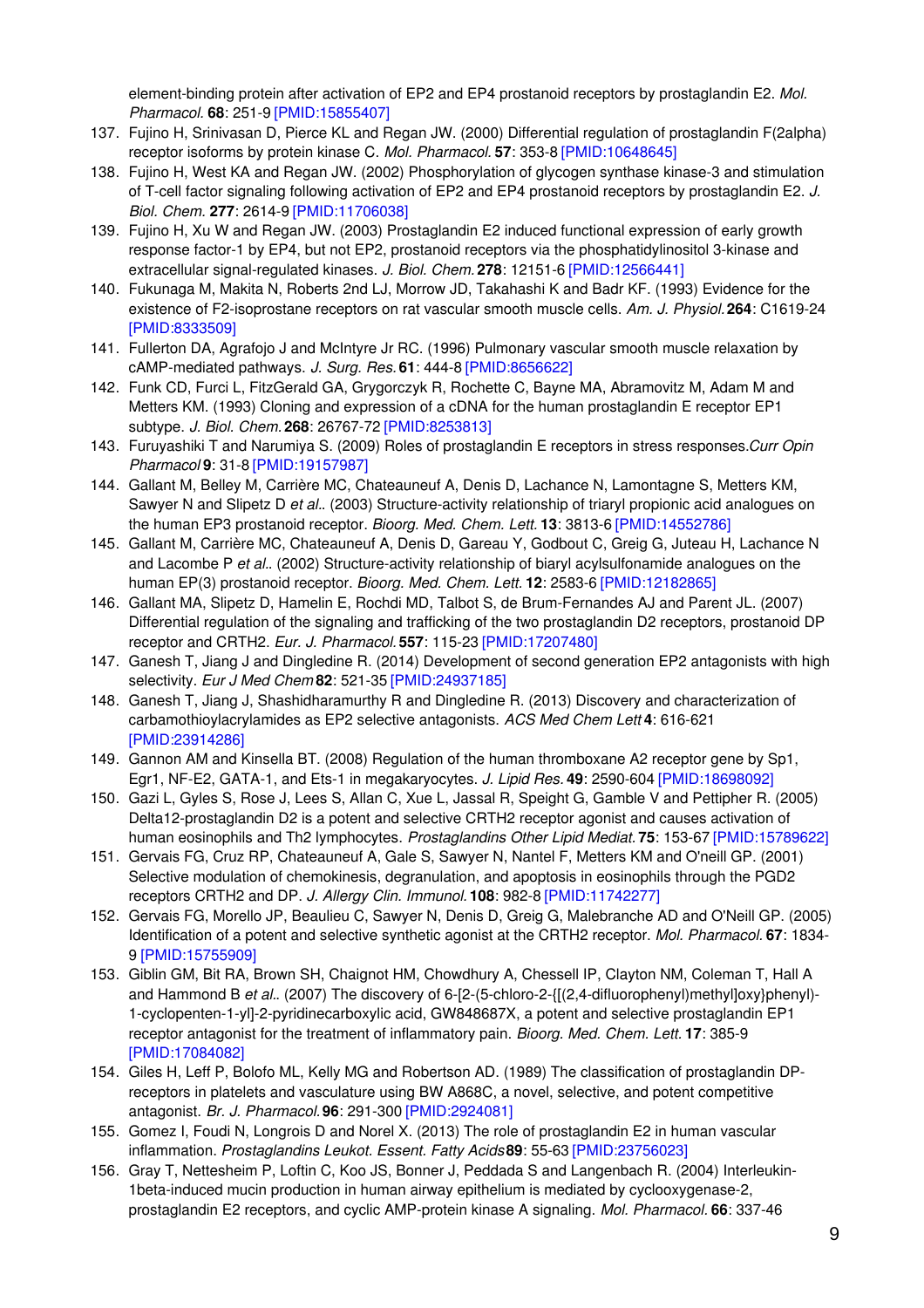element-binding protein after activation of EP2 and EP4 prostanoid receptors by prostaglandin E2. *Mol. Pharmacol.* **68**: 251-9 [PMID:15855407]

137. Fujino H, Srinivasan D, Pierce KL and Regan JW. (2000) Differential regulation of prostaglandin F(2alpha) receptor isoforms by protein kinase C. *Mol. Pharmacol.* **57**: 353-8 [PMID:10648645]
138. Fujino H, West KA and Regan JW. (2002) Phosphorylation of glycogen synthase kinase-3 and stimulation of T-cell factor signaling following activation of EP2 and EP4 prostanoid receptors by prostaglandin E2. *J. Biol. Chem.* **277**: 2614-9 [PMID:11706038]
139. Fujino H, Xu W and Regan JW. (2003) Prostaglandin E2 induced functional expression of early growth response factor-1 by EP4, but not EP2, prostanoid receptors via the phosphatidylinositol 3-kinase and extracellular signal-regulated kinases. *J. Biol. Chem.* **278**: 12151-6 [PMID:12566441]
140. Fukunaga M, Makita N, Roberts 2nd LJ, Morrow JD, Takahashi K and Badr KF. (1993) Evidence for the existence of F2-isoprostane receptors on rat vascular smooth muscle cells. *Am. J. Physiol.* **264**: C1619-24 [PMID:8333509]
141. Fullerton DA, Agrafojo J and McIntyre Jr RC. (1996) Pulmonary vascular smooth muscle relaxation by cAMP-mediated pathways. *J. Surg. Res.* **61**: 444-8 [PMID:8656622]
142. Funk CD, Furci L, FitzGerald GA, Grygorczyk R, Rochette C, Bayne MA, Abramovitz M, Adam M and Metters KM. (1993) Cloning and expression of a cDNA for the human prostaglandin E receptor EP1 subtype. *J. Biol. Chem.* **268**: 26767-72 [PMID:8253813]
143. Furuyashiki T and Narumiya S. (2009) Roles of prostaglandin E receptors in stress responses.*Curr Opin Pharmacol* **9**: 31-8 [PMID:19157987]
144. Gallant M, Belley M, Carrière MC, Chateauneuf A, Denis D, Lachance N, Lamontagne S, Metters KM, Sawyer N and Slipetz D *et al.*. (2003) Structure-activity relationship of triaryl propionic acid analogues on the human EP3 prostanoid receptor. *Bioorg. Med. Chem. Lett.* **13**: 3813-6 [PMID:14552786]
145. Gallant M, Carrière MC, Chateauneuf A, Denis D, Gareau Y, Godbout C, Greig G, Juteau H, Lachance N and Lacombe P *et al.*. (2002) Structure-activity relationship of biaryl acylsulfonamide analogues on the human EP(3) prostanoid receptor. *Bioorg. Med. Chem. Lett.* **12**: 2583-6 [PMID:12182865]
146. Gallant MA, Slipetz D, Hamelin E, Rochdi MD, Talbot S, de Brum-Fernandes AJ and Parent JL. (2007) Differential regulation of the signaling and trafficking of the two prostaglandin D2 receptors, prostanoid DP receptor and CRTH2. *Eur. J. Pharmacol.* **557**: 115-23 [PMID:17207480]
147. Ganesh T, Jiang J and Dingledine R. (2014) Development of second generation EP2 antagonists with high selectivity. *Eur J Med Chem* **82**: 521-35 [PMID:24937185]
148. Ganesh T, Jiang J, Shashidharamurthy R and Dingledine R. (2013) Discovery and characterization of carbamothioylacrylamides as EP2 selective antagonists. *ACS Med Chem Lett* **4**: 616-621 [PMID:23914286]
149. Gannon AM and Kinsella BT. (2008) Regulation of the human thromboxane A2 receptor gene by Sp1, Egr1, NF-E2, GATA-1, and Ets-1 in megakaryocytes. *J. Lipid Res.* **49**: 2590-604 [PMID:18698092]
150. Gazi L, Gyles S, Rose J, Lees S, Allan C, Xue L, Jassal R, Speight G, Gamble V and Pettipher R. (2005) Delta12-prostaglandin D2 is a potent and selective CRTH2 receptor agonist and causes activation of human eosinophils and Th2 lymphocytes. *Prostaglandins Other Lipid Mediat.* **75**: 153-67 [PMID:15789622]
151. Gervais FG, Cruz RP, Chateauneuf A, Gale S, Sawyer N, Nantel F, Metters KM and O'neill GP. (2001) Selective modulation of chemokinesis, degranulation, and apoptosis in eosinophils through the PGD2 receptors CRTH2 and DP. *J. Allergy Clin. Immunol.* **108**: 982-8 [PMID:11742277]
152. Gervais FG, Morello JP, Beaulieu C, Sawyer N, Denis D, Greig G, Malebranche AD and O'Neill GP. (2005) Identification of a potent and selective synthetic agonist at the CRTH2 receptor. *Mol. Pharmacol.* **67**: 1834-9 [PMID:15755909]
153. Giblin GM, Bit RA, Brown SH, Chaignot HM, Chowdhury A, Chessell IP, Clayton NM, Coleman T, Hall A and Hammond B *et al.*. (2007) The discovery of 6-[2-(5-chloro-2-{[(2,4-difluorophenyl)methyl]oxy}phenyl)-1-cyclopenten-1-yl]-2-pyridinecarboxylic acid, GW848687X, a potent and selective prostaglandin EP1 receptor antagonist for the treatment of inflammatory pain. *Bioorg. Med. Chem. Lett.* **17**: 385-9 [PMID:17084082]
154. Giles H, Leff P, Bolofo ML, Kelly MG and Robertson AD. (1989) The classification of prostaglandin DP-receptors in platelets and vasculature using BW A868C, a novel, selective, and potent competitive antagonist. *Br. J. Pharmacol.* **96**: 291-300 [PMID:2924081]
155. Gomez I, Foudi N, Longrois D and Norel X. (2013) The role of prostaglandin E2 in human vascular inflammation. *Prostaglandins Leukot. Essent. Fatty Acids* **89**: 55-63 [PMID:23756023]
156. Gray T, Nettesheim P, Loftin C, Koo JS, Bonner J, Peddada S and Langenbach R. (2004) Interleukin-1beta-induced mucin production in human airway epithelium is mediated by cyclooxygenase-2, prostaglandin E2 receptors, and cyclic AMP-protein kinase A signaling. *Mol. Pharmacol.* **66**: 337-46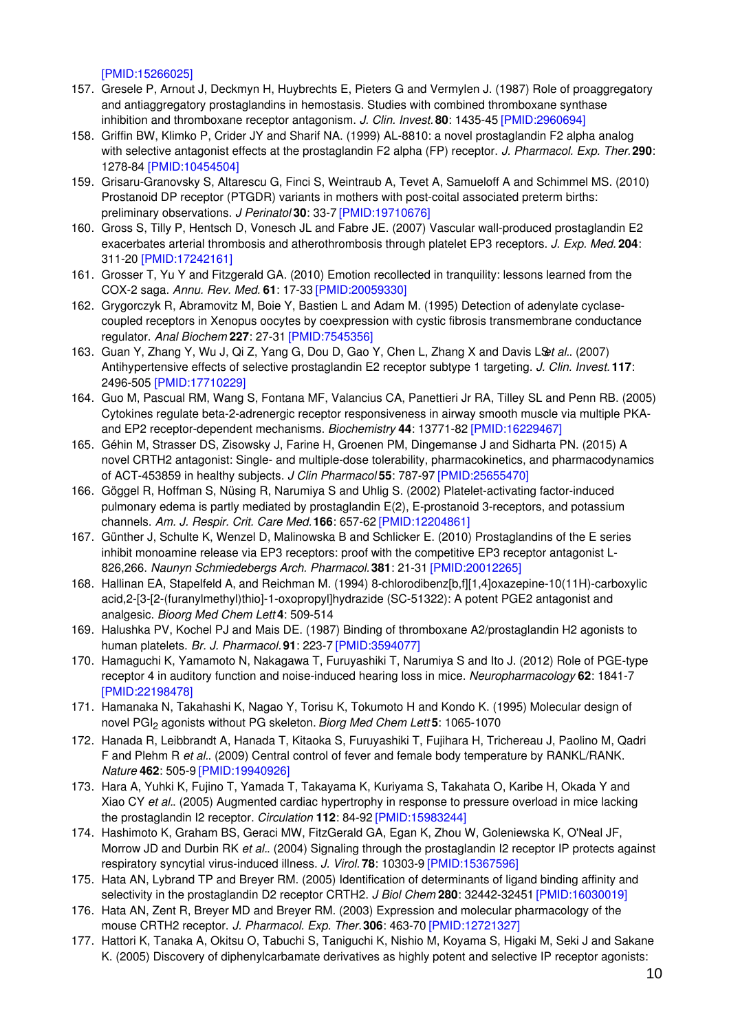[PMID:15266025]

157. Gresele P, Arnout J, Deckmyn H, Huybrechts E, Pieters G and Vermylen J. (1987) Role of proaggregatory and antiaggregatory prostaglandins in hemostasis. Studies with combined thromboxane synthase inhibition and thromboxane receptor antagonism. *J. Clin. Invest.* **80**: 1435-45 [PMID:2960694]
158. Griffin BW, Klimko P, Crider JY and Sharif NA. (1999) AL-8810: a novel prostaglandin F2 alpha analog with selective antagonist effects at the prostaglandin F2 alpha (FP) receptor. *J. Pharmacol. Exp. Ther.* **290**: 1278-84 [PMID:10454504]
159. Grisaru-Granovsky S, Altarescu G, Finci S, Weintraub A, Tevet A, Samueloff A and Schimmel MS. (2010) Prostanoid DP receptor (PTGDR) variants in mothers with post-coital associated preterm births: preliminary observations. *J Perinatol* **30**: 33-7 [PMID:19710676]
160. Gross S, Tilly P, Hentsch D, Vonesch JL and Fabre JE. (2007) Vascular wall-produced prostaglandin E2 exacerbates arterial thrombosis and atherothrombosis through platelet EP3 receptors. *J. Exp. Med.* **204**: 311-20 [PMID:17242161]
161. Grosser T, Yu Y and Fitzgerald GA. (2010) Emotion recollected in tranquility: lessons learned from the COX-2 saga. *Annu. Rev. Med.* **61**: 17-33 [PMID:20059330]
162. Grygorczyk R, Abramovitz M, Boie Y, Bastien L and Adam M. (1995) Detection of adenylate cyclase-coupled receptors in Xenopus oocytes by coexpression with cystic fibrosis transmembrane conductance regulator. *Anal Biochem* **227**: 27-31 [PMID:7545356]
163. Guan Y, Zhang Y, Wu J, Qi Z, Yang G, Dou D, Gao Y, Chen L, Zhang X and Davis LS *et al.*. (2007) Antihypertensive effects of selective prostaglandin E2 receptor subtype 1 targeting. *J. Clin. Invest.* **117**: 2496-505 [PMID:17710229]
164. Guo M, Pascual RM, Wang S, Fontana MF, Valancius CA, Panettieri Jr RA, Tilley SL and Penn RB. (2005) Cytokines regulate beta-2-adrenergic receptor responsiveness in airway smooth muscle via multiple PKA- and EP2 receptor-dependent mechanisms. *Biochemistry* **44**: 13771-82 [PMID:16229467]
165. Géhin M, Strasser DS, Zisowsky J, Farine H, Groenen PM, Dingemanse J and Sidharta PN. (2015) A novel CRTH2 antagonist: Single- and multiple-dose tolerability, pharmacokinetics, and pharmacodynamics of ACT-453859 in healthy subjects. *J Clin Pharmacol* **55**: 787-97 [PMID:25655470]
166. Göggel R, Hoffman S, Nüsing R, Narumiya S and Uhlig S. (2002) Platelet-activating factor-induced pulmonary edema is partly mediated by prostaglandin E(2), E-prostanoid 3-receptors, and potassium channels. *Am. J. Respir. Crit. Care Med.* **166**: 657-62 [PMID:12204861]
167. Günther J, Schulte K, Wenzel D, Malinowska B and Schlicker E. (2010) Prostaglandins of the E series inhibit monoamine release via EP3 receptors: proof with the competitive EP3 receptor antagonist L-826,266. *Naunyn Schmiedebergs Arch. Pharmacol.* **381**: 21-31 [PMID:20012265]
168. Hallinan EA, Stapelfeld A, and Reichman M. (1994) 8-chlorodibenz[b,f][1,4]oxazepine-10(11H)-carboxylic acid,2-[3-[2-(furanylmethyl)thio]-1-oxopropyl]hydrazide (SC-51322): A potent PGE2 antagonist and analgesic. *Bioorg Med Chem Lett* **4**: 509-514
169. Halushka PV, Kochel PJ and Mais DE. (1987) Binding of thromboxane A2/prostaglandin H2 agonists to human platelets. *Br. J. Pharmacol.* **91**: 223-7 [PMID:3594077]
170. Hamaguchi K, Yamamoto N, Nakagawa T, Furuyashiki T, Narumiya S and Ito J. (2012) Role of PGE-type receptor 4 in auditory function and noise-induced hearing loss in mice. *Neuropharmacology* **62**: 1841-7 [PMID:22198478]
171. Hamanaka N, Takahashi K, Nagao Y, Torisu K, Tokumoto H and Kondo K. (1995) Molecular design of novel $PGI_2$ agonists without PG skeleton. *Biorg Med Chem Lett* **5**: 1065-1070
172. Hanada R, Leibbrandt A, Hanada T, Kitaoka S, Furuyashiki T, Fujihara H, Trichereau J, Paolino M, Qadri F and Plehm R *et al.*. (2009) Central control of fever and female body temperature by RANKL/RANK. *Nature* **462**: 505-9 [PMID:19940926]
173. Hara A, Yuhki K, Fujino T, Yamada T, Takayama K, Kuriyama S, Takahata O, Karibe H, Okada Y and Xiao CY *et al.*. (2005) Augmented cardiac hypertrophy in response to pressure overload in mice lacking the prostaglandin I2 receptor. *Circulation* **112**: 84-92 [PMID:15983244]
174. Hashimoto K, Graham BS, Geraci MW, FitzGerald GA, Egan K, Zhou W, Goleniewska K, O'Neal JF, Morrow JD and Durbin RK *et al.*. (2004) Signaling through the prostaglandin I2 receptor IP protects against respiratory syncytial virus-induced illness. *J. Virol.* **78**: 10303-9 [PMID:15367596]
175. Hata AN, Lybrand TP and Breyer RM. (2005) Identification of determinants of ligand binding affinity and selectivity in the prostaglandin D2 receptor CRTH2. *J Biol Chem* **280**: 32442-32451 [PMID:16030019]
176. Hata AN, Zent R, Breyer MD and Breyer RM. (2003) Expression and molecular pharmacology of the mouse CRTH2 receptor. *J. Pharmacol. Exp. Ther.* **306**: 463-70 [PMID:12721327]
177. Hattori K, Tanaka A, Okitsu O, Tabuchi S, Taniguchi K, Nishio M, Koyama S, Higaki M, Seki J and Sakane K. (2005) Discovery of diphenylcarbamate derivatives as highly potent and selective IP receptor agonists: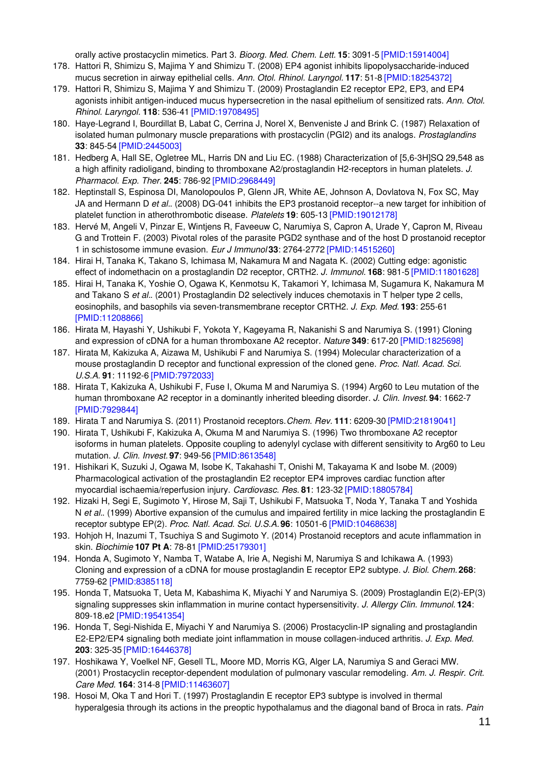orally active prostacyclin mimetics. Part 3. *Bioorg. Med. Chem. Lett.* **15**: 3091-5 [PMID:15914004]

178. Hattori R, Shimizu S, Majima Y and Shimizu T. (2008) EP4 agonist inhibits lipopolysaccharide-induced mucus secretion in airway epithelial cells. *Ann. Otol. Rhinol. Laryngol.* **117**: 51-8 [PMID:18254372]
179. Hattori R, Shimizu S, Majima Y and Shimizu T. (2009) Prostaglandin E2 receptor EP2, EP3, and EP4 agonists inhibit antigen-induced mucus hypersecretion in the nasal epithelium of sensitized rats. *Ann. Otol. Rhinol. Laryngol.* **118**: 536-41 [PMID:19708495]
180. Haye-Legrand I, Bourdillat B, Labat C, Cerrina J, Norel X, Benveniste J and Brink C. (1987) Relaxation of isolated human pulmonary muscle preparations with prostacyclin (PGI2) and its analogs. *Prostaglandins* **33**: 845-54 [PMID:2445003]
181. Hedberg A, Hall SE, Ogletree ML, Harris DN and Liu EC. (1988) Characterization of [5,6-3H]SQ 29,548 as a high affinity radioligand, binding to thromboxane A2/prostaglandin H2-receptors in human platelets. *J. Pharmacol. Exp. Ther.* **245**: 786-92 [PMID:2968449]
182. Heptinstall S, Espinosa DI, Manolopoulos P, Glenn JR, White AE, Johnson A, Dovlatova N, Fox SC, May JA and Hermann D *et al.*. (2008) DG-041 inhibits the EP3 prostanoid receptor--a new target for inhibition of platelet function in atherothrombotic disease. *Platelets* **19**: 605-13 [PMID:19012178]
183. Hervé M, Angeli V, Pinzar E, Wintjens R, Faveeuw C, Narumiya S, Capron A, Urade Y, Capron M, Riveau G and Trottein F. (2003) Pivotal roles of the parasite PGD2 synthase and of the host D prostanoid receptor 1 in schistosome immune evasion. *Eur J Immunol* **33**: 2764-2772 [PMID:14515260]
184. Hirai H, Tanaka K, Takano S, Ichimasa M, Nakamura M and Nagata K. (2002) Cutting edge: agonistic effect of indomethacin on a prostaglandin D2 receptor, CRTH2. *J. Immunol.* **168**: 981-5 [PMID:11801628]
185. Hirai H, Tanaka K, Yoshie O, Ogawa K, Kenmotsu K, Takamori Y, Ichimasa M, Sugamura K, Nakamura M and Takano S *et al.*. (2001) Prostaglandin D2 selectively induces chemotaxis in T helper type 2 cells, eosinophils, and basophils via seven-transmembrane receptor CRTH2. *J. Exp. Med.* **193**: 255-61 [PMID:11208866]
186. Hirata M, Hayashi Y, Ushikubi F, Yokota Y, Kageyama R, Nakanishi S and Narumiya S. (1991) Cloning and expression of cDNA for a human thromboxane A2 receptor. *Nature* **349**: 617-20 [PMID:1825698]
187. Hirata M, Kakizuka A, Aizawa M, Ushikubi F and Narumiya S. (1994) Molecular characterization of a mouse prostaglandin D receptor and functional expression of the cloned gene. *Proc. Natl. Acad. Sci. U.S.A.* **91**: 11192-6 [PMID:7972033]
188. Hirata T, Kakizuka A, Ushikubi F, Fuse I, Okuma M and Narumiya S. (1994) Arg60 to Leu mutation of the human thromboxane A2 receptor in a dominantly inherited bleeding disorder. *J. Clin. Invest.* **94**: 1662-7 [PMID:7929844]
189. Hirata T and Narumiya S. (2011) Prostanoid receptors. *Chem. Rev.* **111**: 6209-30 [PMID:21819041]
190. Hirata T, Ushikubi F, Kakizuka A, Okuma M and Narumiya S. (1996) Two thromboxane A2 receptor isoforms in human platelets. Opposite coupling to adenylyl cyclase with different sensitivity to Arg60 to Leu mutation. *J. Clin. Invest.* **97**: 949-56 [PMID:8613548]
191. Hishikari K, Suzuki J, Ogawa M, Isobe K, Takahashi T, Onishi M, Takayama K and Isobe M. (2009) Pharmacological activation of the prostaglandin E2 receptor EP4 improves cardiac function after myocardial ischaemia/reperfusion injury. *Cardiovasc. Res.* **81**: 123-32 [PMID:18805784]
192. Hizaki H, Segi E, Sugimoto Y, Hirose M, Saji T, Ushikubi F, Matsuoka T, Noda Y, Tanaka T and Yoshida N *et al.*. (1999) Abortive expansion of the cumulus and impaired fertility in mice lacking the prostaglandin E receptor subtype EP(2). *Proc. Natl. Acad. Sci. U.S.A.* **96**: 10501-6 [PMID:10468638]
193. Hohjoh H, Inazumi T, Tsuchiya S and Sugimoto Y. (2014) Prostanoid receptors and acute inflammation in skin. *Biochimie* **107 Pt A**: 78-81 [PMID:25179301]
194. Honda A, Sugimoto Y, Namba T, Watabe A, Irie A, Negishi M, Narumiya S and Ichikawa A. (1993) Cloning and expression of a cDNA for mouse prostaglandin E receptor EP2 subtype. *J. Biol. Chem.* **268**: 7759-62 [PMID:8385118]
195. Honda T, Matsuoka T, Ueta M, Kabashima K, Miyachi Y and Narumiya S. (2009) Prostaglandin E(2)-EP(3) signaling suppresses skin inflammation in murine contact hypersensitivity. *J. Allergy Clin. Immunol.* **124**: 809-18.e2 [PMID:19541354]
196. Honda T, Segi-Nishida E, Miyachi Y and Narumiya S. (2006) Prostacyclin-IP signaling and prostaglandin E2-EP2/EP4 signaling both mediate joint inflammation in mouse collagen-induced arthritis. *J. Exp. Med.* **203**: 325-35 [PMID:16446378]
197. Hoshikawa Y, Voelkel NF, Gesell TL, Moore MD, Morris KG, Alger LA, Narumiya S and Geraci MW. (2001) Prostacyclin receptor-dependent modulation of pulmonary vascular remodeling. *Am. J. Respir. Crit. Care Med.* **164**: 314-8 [PMID:11463607]
198. Hosoi M, Oka T and Hori T. (1997) Prostaglandin E receptor EP3 subtype is involved in thermal hyperalgesia through its actions in the preoptic hypothalamus and the diagonal band of Broca in rats. *Pain*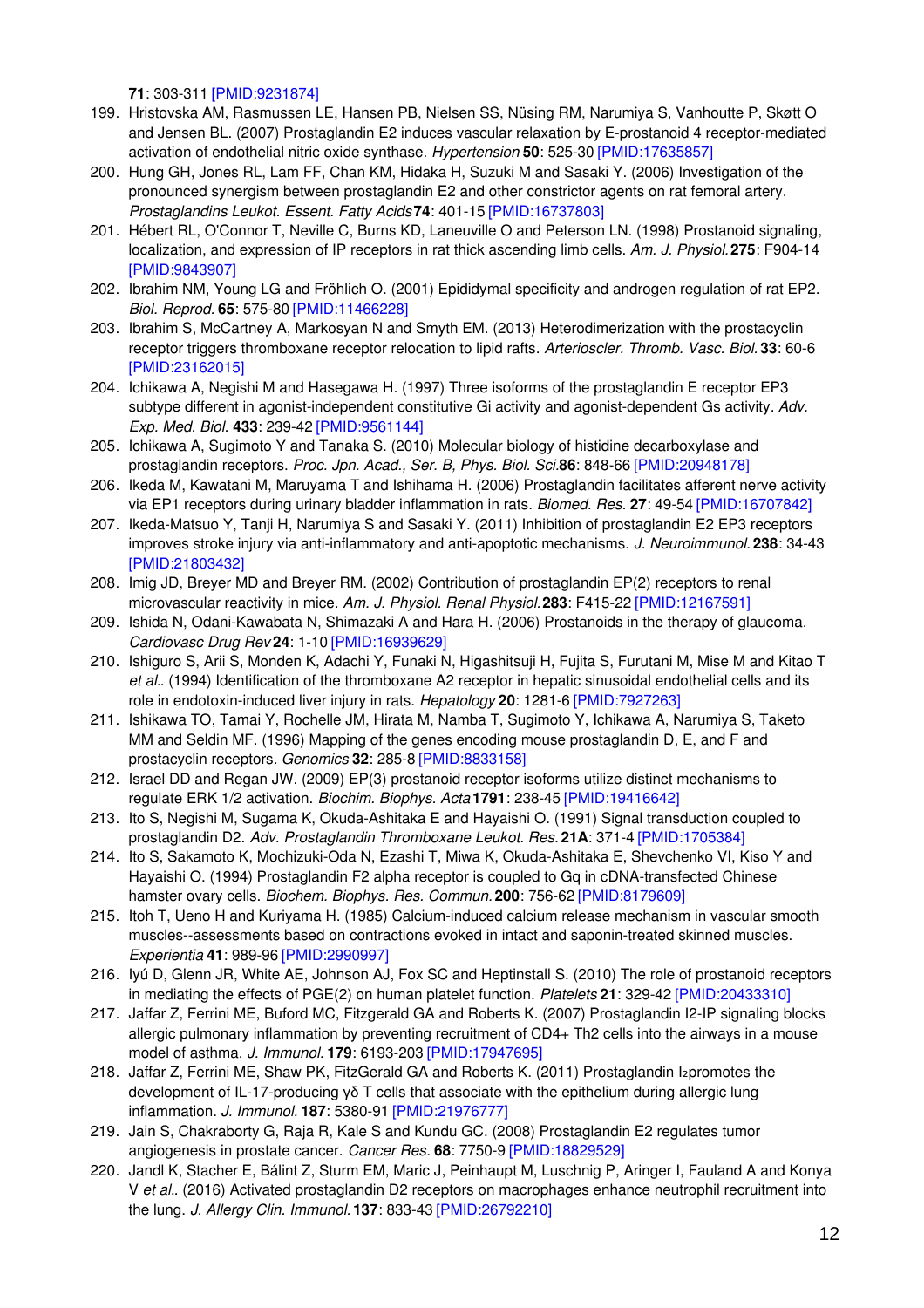**71**: 303-311 [PMID:9231874]

199. Hristovska AM, Rasmussen LE, Hansen PB, Nielsen SS, Nüsing RM, Narumiya S, Vanhoutte P, Skøtt O and Jensen BL. (2007) Prostaglandin E2 induces vascular relaxation by E-prostanoid 4 receptor-mediated activation of endothelial nitric oxide synthase. *Hypertension* **50**: 525-30 [PMID:17635857]
200. Hung GH, Jones RL, Lam FF, Chan KM, Hidaka H, Suzuki M and Sasaki Y. (2006) Investigation of the pronounced synergism between prostaglandin E2 and other constrictor agents on rat femoral artery. *Prostaglandins Leukot. Essent. Fatty Acids* **74**: 401-15 [PMID:16737803]
201. Hébert RL, O'Connor T, Neville C, Burns KD, Laneuville O and Peterson LN. (1998) Prostanoid signaling, localization, and expression of IP receptors in rat thick ascending limb cells. *Am. J. Physiol.* **275**: F904-14 [PMID:9843907]
202. Ibrahim NM, Young LG and Fröhlich O. (2001) Epididymal specificity and androgen regulation of rat EP2. *Biol. Reprod.* **65**: 575-80 [PMID:11466228]
203. Ibrahim S, McCartney A, Markosyan N and Smyth EM. (2013) Heterodimerization with the prostacyclin receptor triggers thromboxane receptor relocation to lipid rafts. *Arterioscler. Thromb. Vasc. Biol.* **33**: 60-6 [PMID:23162015]
204. Ichikawa A, Negishi M and Hasegawa H. (1997) Three isoforms of the prostaglandin E receptor EP3 subtype different in agonist-independent constitutive Gi activity and agonist-dependent Gs activity. *Adv. Exp. Med. Biol.* **433**: 239-42 [PMID:9561144]
205. Ichikawa A, Sugimoto Y and Tanaka S. (2010) Molecular biology of histidine decarboxylase and prostaglandin receptors. *Proc. Jpn. Acad., Ser. B, Phys. Biol. Sci.* **86**: 848-66 [PMID:20948178]
206. Ikeda M, Kawatani M, Maruyama T and Ishihama H. (2006) Prostaglandin facilitates afferent nerve activity via EP1 receptors during urinary bladder inflammation in rats. *Biomed. Res.* **27**: 49-54 [PMID:16707842]
207. Ikeda-Matsuo Y, Tanji H, Narumiya S and Sasaki Y. (2011) Inhibition of prostaglandin E2 EP3 receptors improves stroke injury via anti-inflammatory and anti-apoptotic mechanisms. *J. Neuroimmunol.* **238**: 34-43 [PMID:21803432]
208. Imig JD, Breyer MD and Breyer RM. (2002) Contribution of prostaglandin EP(2) receptors to renal microvascular reactivity in mice. *Am. J. Physiol. Renal Physiol.* **283**: F415-22 [PMID:12167591]
209. Ishida N, Odani-Kawabata N, Shimazaki A and Hara H. (2006) Prostanoids in the therapy of glaucoma. *Cardiovasc Drug Rev* **24**: 1-10 [PMID:16939629]
210. Ishiguro S, Arii S, Monden K, Adachi Y, Funaki N, Higashitsuji H, Fujita S, Furutani M, Mise M and Kitao T *et al.*. (1994) Identification of the thromboxane A2 receptor in hepatic sinusoidal endothelial cells and its role in endotoxin-induced liver injury in rats. *Hepatology* **20**: 1281-6 [PMID:7927263]
211. Ishikawa TO, Tamai Y, Rochelle JM, Hirata M, Namba T, Sugimoto Y, Ichikawa A, Narumiya S, Taketo MM and Seldin MF. (1996) Mapping of the genes encoding mouse prostaglandin D, E, and F and prostacyclin receptors. *Genomics* **32**: 285-8 [PMID:8833158]
212. Israel DD and Regan JW. (2009) EP(3) prostanoid receptor isoforms utilize distinct mechanisms to regulate ERK 1/2 activation. *Biochim. Biophys. Acta* **1791**: 238-45 [PMID:19416642]
213. Ito S, Negishi M, Sugama K, Okuda-Ashitaka E and Hayaishi O. (1991) Signal transduction coupled to prostaglandin D2. *Adv. Prostaglandin Thromboxane Leukot. Res.* **21A**: 371-4 [PMID:1705384]
214. Ito S, Sakamoto K, Mochizuki-Oda N, Ezashi T, Miwa K, Okuda-Ashitaka E, Shevchenko VI, Kiso Y and Hayaishi O. (1994) Prostaglandin F2 alpha receptor is coupled to Gq in cDNA-transfected Chinese hamster ovary cells. *Biochem. Biophys. Res. Commun.* **200**: 756-62 [PMID:8179609]
215. Itoh T, Ueno H and Kuriyama H. (1985) Calcium-induced calcium release mechanism in vascular smooth muscles--assessments based on contractions evoked in intact and saponin-treated skinned muscles. *Experientia* **41**: 989-96 [PMID:2990997]
216. Iyú D, Glenn JR, White AE, Johnson AJ, Fox SC and Heptinstall S. (2010) The role of prostanoid receptors in mediating the effects of PGE(2) on human platelet function. *Platelets* **21**: 329-42 [PMID:20433310]
217. Jaffar Z, Ferrini ME, Buford MC, Fitzgerald GA and Roberts K. (2007) Prostaglandin I2-IP signaling blocks allergic pulmonary inflammation by preventing recruitment of CD4+ Th2 cells into the airways in a mouse model of asthma. *J. Immunol.* **179**: 6193-203 [PMID:17947695]
218. Jaffar Z, Ferrini ME, Shaw PK, FitzGerald GA and Roberts K. (2011) Prostaglandin $I_2$ promotes the development of IL-17-producing γδ T cells that associate with the epithelium during allergic lung inflammation. *J. Immunol.* **187**: 5380-91 [PMID:21976777]
219. Jain S, Chakraborty G, Raja R, Kale S and Kundu GC. (2008) Prostaglandin E2 regulates tumor angiogenesis in prostate cancer. *Cancer Res.* **68**: 7750-9 [PMID:18829529]
220. Jandl K, Stacher E, Bálint Z, Sturm EM, Maric J, Peinhaupt M, Luschnig P, Aringer I, Fauland A and Konya V *et al.*. (2016) Activated prostaglandin D2 receptors on macrophages enhance neutrophil recruitment into the lung. *J. Allergy Clin. Immunol.* **137**: 833-43 [PMID:26792210]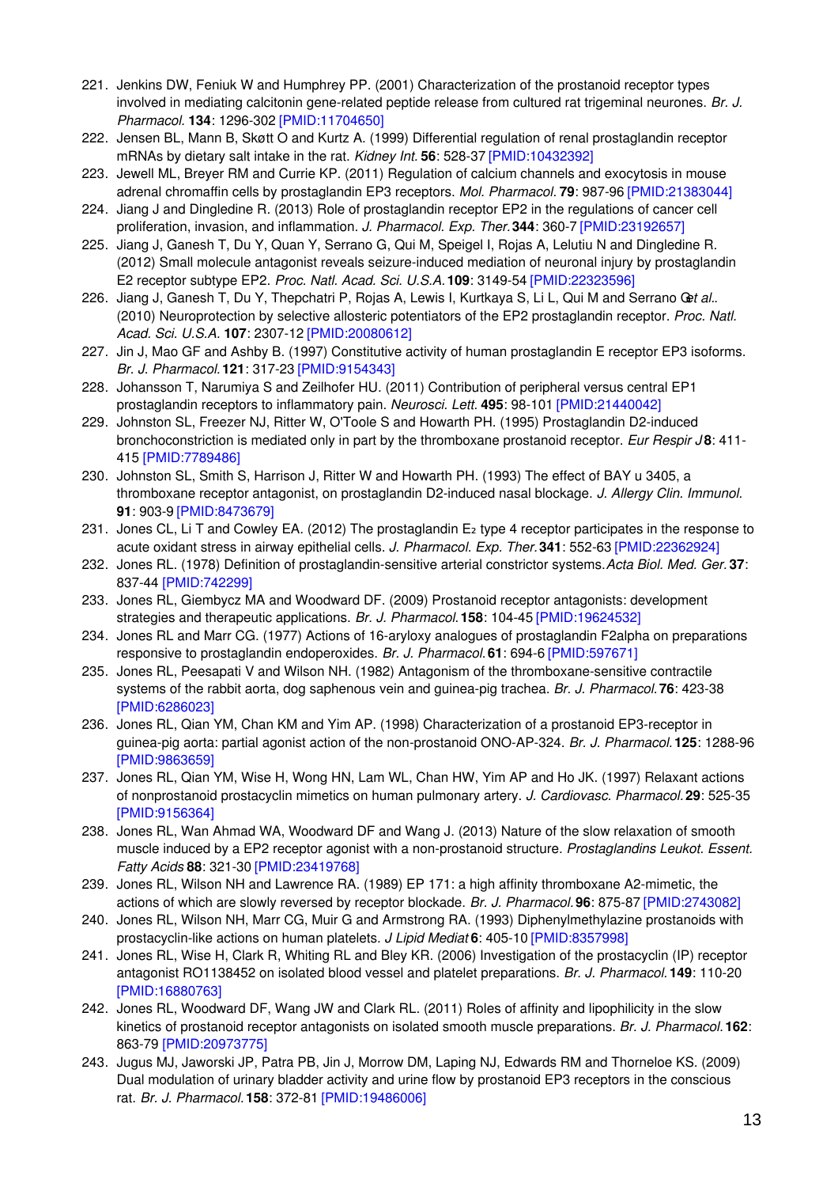221. Jenkins DW, Feniuk W and Humphrey PP. (2001) Characterization of the prostanoid receptor types involved in mediating calcitonin gene-related peptide release from cultured rat trigeminal neurones. *Br. J. Pharmacol.* **134**: 1296-302 [PMID:11704650]
222. Jensen BL, Mann B, Skøtt O and Kurtz A. (1999) Differential regulation of renal prostaglandin receptor mRNAs by dietary salt intake in the rat. *Kidney Int.* **56**: 528-37 [PMID:10432392]
223. Jewell ML, Breyer RM and Currie KP. (2011) Regulation of calcium channels and exocytosis in mouse adrenal chromaffin cells by prostaglandin EP3 receptors. *Mol. Pharmacol.* **79**: 987-96 [PMID:21383044]
224. Jiang J and Dingledine R. (2013) Role of prostaglandin receptor EP2 in the regulations of cancer cell proliferation, invasion, and inflammation. *J. Pharmacol. Exp. Ther.* **344**: 360-7 [PMID:23192657]
225. Jiang J, Ganesh T, Du Y, Quan Y, Serrano G, Qui M, Speigel I, Rojas A, Lelutiu N and Dingledine R. (2012) Small molecule antagonist reveals seizure-induced mediation of neuronal injury by prostaglandin E2 receptor subtype EP2. *Proc. Natl. Acad. Sci. U.S.A.* **109**: 3149-54 [PMID:22323596]
226. Jiang J, Ganesh T, Du Y, Thepchatri P, Rojas A, Lewis I, Kurtkaya S, Li L, Qui M and Serrano G *et al.*. (2010) Neuroprotection by selective allosteric potentiators of the EP2 prostaglandin receptor. *Proc. Natl. Acad. Sci. U.S.A.* **107**: 2307-12 [PMID:20080612]
227. Jin J, Mao GF and Ashby B. (1997) Constitutive activity of human prostaglandin E receptor EP3 isoforms. *Br. J. Pharmacol.* **121**: 317-23 [PMID:9154343]
228. Johansson T, Narumiya S and Zeilhofer HU. (2011) Contribution of peripheral versus central EP1 prostaglandin receptors to inflammatory pain. *Neurosci. Lett.* **495**: 98-101 [PMID:21440042]
229. Johnston SL, Freezer NJ, Ritter W, O'Toole S and Howarth PH. (1995) Prostaglandin D2-induced bronchoconstriction is mediated only in part by the thromboxane prostanoid receptor. *Eur Respir J* **8**: 411-415 [PMID:7789486]
230. Johnston SL, Smith S, Harrison J, Ritter W and Howarth PH. (1993) The effect of BAY u 3405, a thromboxane receptor antagonist, on prostaglandin D2-induced nasal blockage. *J. Allergy Clin. Immunol.* **91**: 903-9 [PMID:8473679]
231. Jones CL, Li T and Cowley EA. (2012) The prostaglandin $E_2$ type 4 receptor participates in the response to acute oxidant stress in airway epithelial cells. *J. Pharmacol. Exp. Ther.* **341**: 552-63 [PMID:22362924]
232. Jones RL. (1978) Definition of prostaglandin-sensitive arterial constrictor systems. *Acta Biol. Med. Ger.* **37**: 837-44 [PMID:742299]
233. Jones RL, Giembycz MA and Woodward DF. (2009) Prostanoid receptor antagonists: development strategies and therapeutic applications. *Br. J. Pharmacol.* **158**: 104-45 [PMID:19624532]
234. Jones RL and Marr CG. (1977) Actions of 16-aryloxy analogues of prostaglandin F2alpha on preparations responsive to prostaglandin endoperoxides. *Br. J. Pharmacol.* **61**: 694-6 [PMID:597671]
235. Jones RL, Peesapati V and Wilson NH. (1982) Antagonism of the thromboxane-sensitive contractile systems of the rabbit aorta, dog saphenous vein and guinea-pig trachea. *Br. J. Pharmacol.* **76**: 423-38 [PMID:6286023]
236. Jones RL, Qian YM, Chan KM and Yim AP. (1998) Characterization of a prostanoid EP3-receptor in guinea-pig aorta: partial agonist action of the non-prostanoid ONO-AP-324. *Br. J. Pharmacol.* **125**: 1288-96 [PMID:9863659]
237. Jones RL, Qian YM, Wise H, Wong HN, Lam WL, Chan HW, Yim AP and Ho JK. (1997) Relaxant actions of nonprostanoid prostacyclin mimetics on human pulmonary artery. *J. Cardiovasc. Pharmacol.* **29**: 525-35 [PMID:9156364]
238. Jones RL, Wan Ahmad WA, Woodward DF and Wang J. (2013) Nature of the slow relaxation of smooth muscle induced by a EP2 receptor agonist with a non-prostanoid structure. *Prostaglandins Leukot. Essent. Fatty Acids* **88**: 321-30 [PMID:23419768]
239. Jones RL, Wilson NH and Lawrence RA. (1989) EP 171: a high affinity thromboxane A2-mimetic, the actions of which are slowly reversed by receptor blockade. *Br. J. Pharmacol.* **96**: 875-87 [PMID:2743082]
240. Jones RL, Wilson NH, Marr CG, Muir G and Armstrong RA. (1993) Diphenylmethylazine prostanoids with prostacyclin-like actions on human platelets. *J Lipid Mediat* **6**: 405-10 [PMID:8357998]
241. Jones RL, Wise H, Clark R, Whiting RL and Bley KR. (2006) Investigation of the prostacyclin (IP) receptor antagonist RO1138452 on isolated blood vessel and platelet preparations. *Br. J. Pharmacol.* **149**: 110-20 [PMID:16880763]
242. Jones RL, Woodward DF, Wang JW and Clark RL. (2011) Roles of affinity and lipophilicity in the slow kinetics of prostanoid receptor antagonists on isolated smooth muscle preparations. *Br. J. Pharmacol.* **162**: 863-79 [PMID:20973775]
243. Jugus MJ, Jaworski JP, Patra PB, Jin J, Morrow DM, Laping NJ, Edwards RM and Thorneloe KS. (2009) Dual modulation of urinary bladder activity and urine flow by prostanoid EP3 receptors in the conscious rat. *Br. J. Pharmacol.* **158**: 372-81 [PMID:19486006]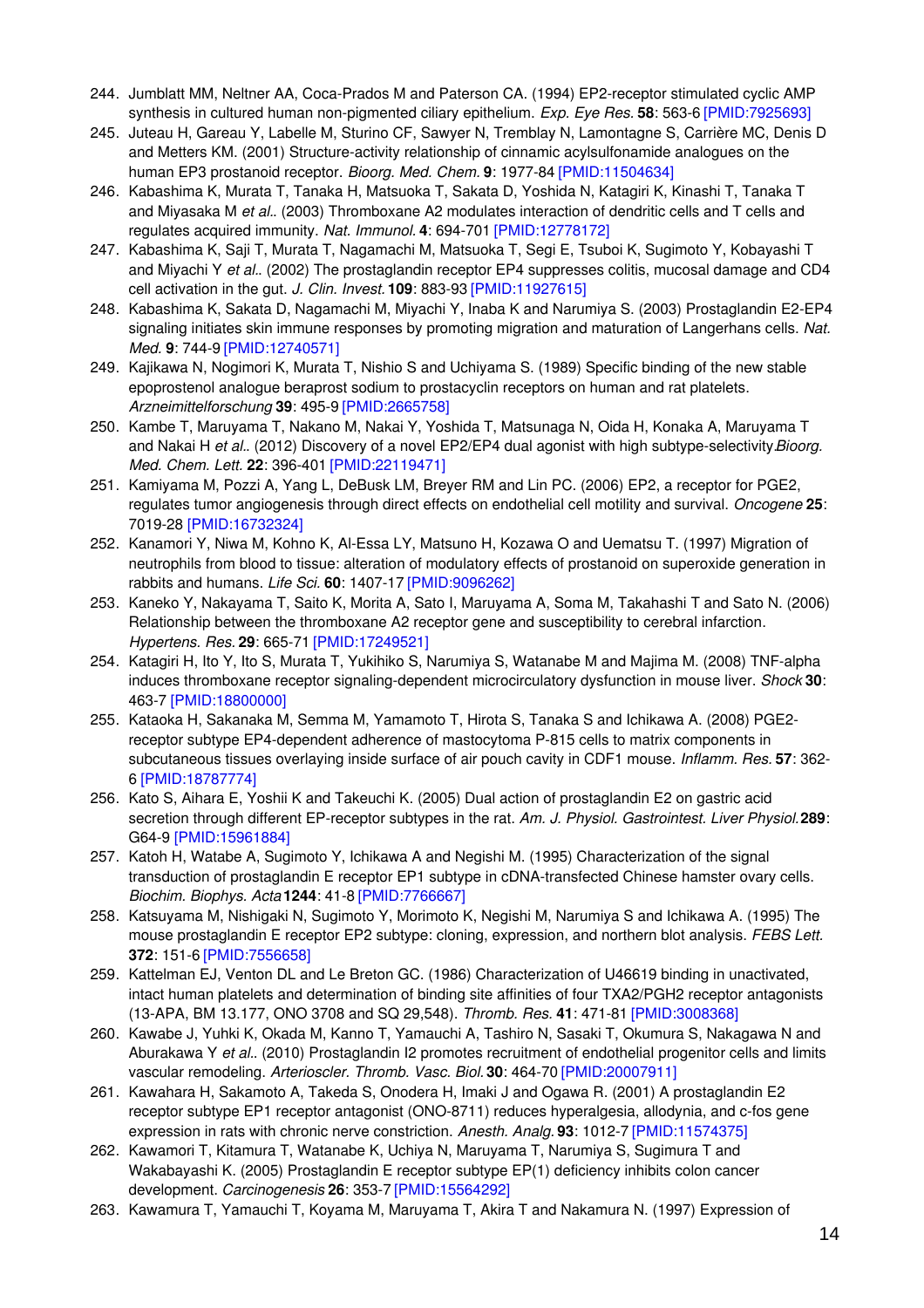244. Jumblatt MM, Neltner AA, Coca-Prados M and Paterson CA. (1994) EP2-receptor stimulated cyclic AMP synthesis in cultured human non-pigmented ciliary epithelium. *Exp. Eye Res.* **58**: 563-6 [PMID:7925693]
245. Juteau H, Gareau Y, Labelle M, Sturino CF, Sawyer N, Tremblay N, Lamontagne S, Carrière MC, Denis D and Metters KM. (2001) Structure-activity relationship of cinnamic acylsulfonamide analogues on the human EP3 prostanoid receptor. *Bioorg. Med. Chem.* **9**: 1977-84 [PMID:11504634]
246. Kabashima K, Murata T, Tanaka H, Matsuoka T, Sakata D, Yoshida N, Katagiri K, Kinashi T, Tanaka T and Miyasaka M *et al.*. (2003) Thromboxane A2 modulates interaction of dendritic cells and T cells and regulates acquired immunity. *Nat. Immunol.* **4**: 694-701 [PMID:12778172]
247. Kabashima K, Saji T, Murata T, Nagamachi M, Matsuoka T, Segi E, Tsuboi K, Sugimoto Y, Kobayashi T and Miyachi Y *et al.*. (2002) The prostaglandin receptor EP4 suppresses colitis, mucosal damage and CD4 cell activation in the gut. *J. Clin. Invest.* **109**: 883-93 [PMID:11927615]
248. Kabashima K, Sakata D, Nagamachi M, Miyachi Y, Inaba K and Narumiya S. (2003) Prostaglandin E2-EP4 signaling initiates skin immune responses by promoting migration and maturation of Langerhans cells. *Nat. Med.* **9**: 744-9 [PMID:12740571]
249. Kajikawa N, Nogimori K, Murata T, Nishio S and Uchiyama S. (1989) Specific binding of the new stable epoprostenol analogue beraprost sodium to prostacyclin receptors on human and rat platelets. *Arzneimittelforschung* **39**: 495-9 [PMID:2665758]
250. Kambe T, Maruyama T, Nakano M, Nakai Y, Yoshida T, Matsunaga N, Oida H, Konaka A, Maruyama T and Nakai H *et al.*. (2012) Discovery of a novel EP2/EP4 dual agonist with high subtype-selectivity. *Bioorg. Med. Chem. Lett.* **22**: 396-401 [PMID:22119471]
251. Kamiyama M, Pozzi A, Yang L, DeBusk LM, Breyer RM and Lin PC. (2006) EP2, a receptor for PGE2, regulates tumor angiogenesis through direct effects on endothelial cell motility and survival. *Oncogene* **25**: 7019-28 [PMID:16732324]
252. Kanamori Y, Niwa M, Kohno K, Al-Essa LY, Matsuno H, Kozawa O and Uematsu T. (1997) Migration of neutrophils from blood to tissue: alteration of modulatory effects of prostanoid on superoxide generation in rabbits and humans. *Life Sci.* **60**: 1407-17 [PMID:9096262]
253. Kaneko Y, Nakayama T, Saito K, Morita A, Sato I, Maruyama A, Soma M, Takahashi T and Sato N. (2006) Relationship between the thromboxane A2 receptor gene and susceptibility to cerebral infarction. *Hypertens. Res.* **29**: 665-71 [PMID:17249521]
254. Katagiri H, Ito Y, Ito S, Murata T, Yukihiko S, Narumiya S, Watanabe M and Majima M. (2008) TNF-alpha induces thromboxane receptor signaling-dependent microcirculatory dysfunction in mouse liver. *Shock* **30**: 463-7 [PMID:18800000]
255. Kataoka H, Sakanaka M, Semma M, Yamamoto T, Hirota S, Tanaka S and Ichikawa A. (2008) PGE2-receptor subtype EP4-dependent adherence of mastocytoma P-815 cells to matrix components in subcutaneous tissues overlaying inside surface of air pouch cavity in CDF1 mouse. *Inflamm. Res.* **57**: 362-6 [PMID:18787774]
256. Kato S, Aihara E, Yoshii K and Takeuchi K. (2005) Dual action of prostaglandin E2 on gastric acid secretion through different EP-receptor subtypes in the rat. *Am. J. Physiol. Gastrointest. Liver Physiol.* **289**: G64-9 [PMID:15961884]
257. Katoh H, Watabe A, Sugimoto Y, Ichikawa A and Negishi M. (1995) Characterization of the signal transduction of prostaglandin E receptor EP1 subtype in cDNA-transfected Chinese hamster ovary cells. *Biochim. Biophys. Acta* **1244**: 41-8 [PMID:7766667]
258. Katsuyama M, Nishigaki N, Sugimoto Y, Morimoto K, Negishi M, Narumiya S and Ichikawa A. (1995) The mouse prostaglandin E receptor EP2 subtype: cloning, expression, and northern blot analysis. *FEBS Lett.* **372**: 151-6 [PMID:7556658]
259. Kattelman EJ, Venton DL and Le Breton GC. (1986) Characterization of U46619 binding in unactivated, intact human platelets and determination of binding site affinities of four TXA2/PGH2 receptor antagonists (13-APA, BM 13.177, ONO 3708 and SQ 29,548). *Thromb. Res.* **41**: 471-81 [PMID:3008368]
260. Kawabe J, Yuhki K, Okada M, Kanno T, Yamauchi A, Tashiro N, Sasaki T, Okumura S, Nakagawa N and Aburakawa Y *et al.*. (2010) Prostaglandin I2 promotes recruitment of endothelial progenitor cells and limits vascular remodeling. *Arterioscler. Thromb. Vasc. Biol.* **30**: 464-70 [PMID:20007911]
261. Kawahara H, Sakamoto A, Takeda S, Onodera H, Imaki J and Ogawa R. (2001) A prostaglandin E2 receptor subtype EP1 receptor antagonist (ONO-8711) reduces hyperalgesia, allodynia, and c-fos gene expression in rats with chronic nerve constriction. *Anesth. Analg.* **93**: 1012-7 [PMID:11574375]
262. Kawamori T, Kitamura T, Watanabe K, Uchiya N, Maruyama T, Narumiya S, Sugimura T and Wakabayashi K. (2005) Prostaglandin E receptor subtype EP(1) deficiency inhibits colon cancer development. *Carcinogenesis* **26**: 353-7 [PMID:15564292]
263. Kawamura T, Yamauchi T, Koyama M, Maruyama T, Akira T and Nakamura N. (1997) Expression of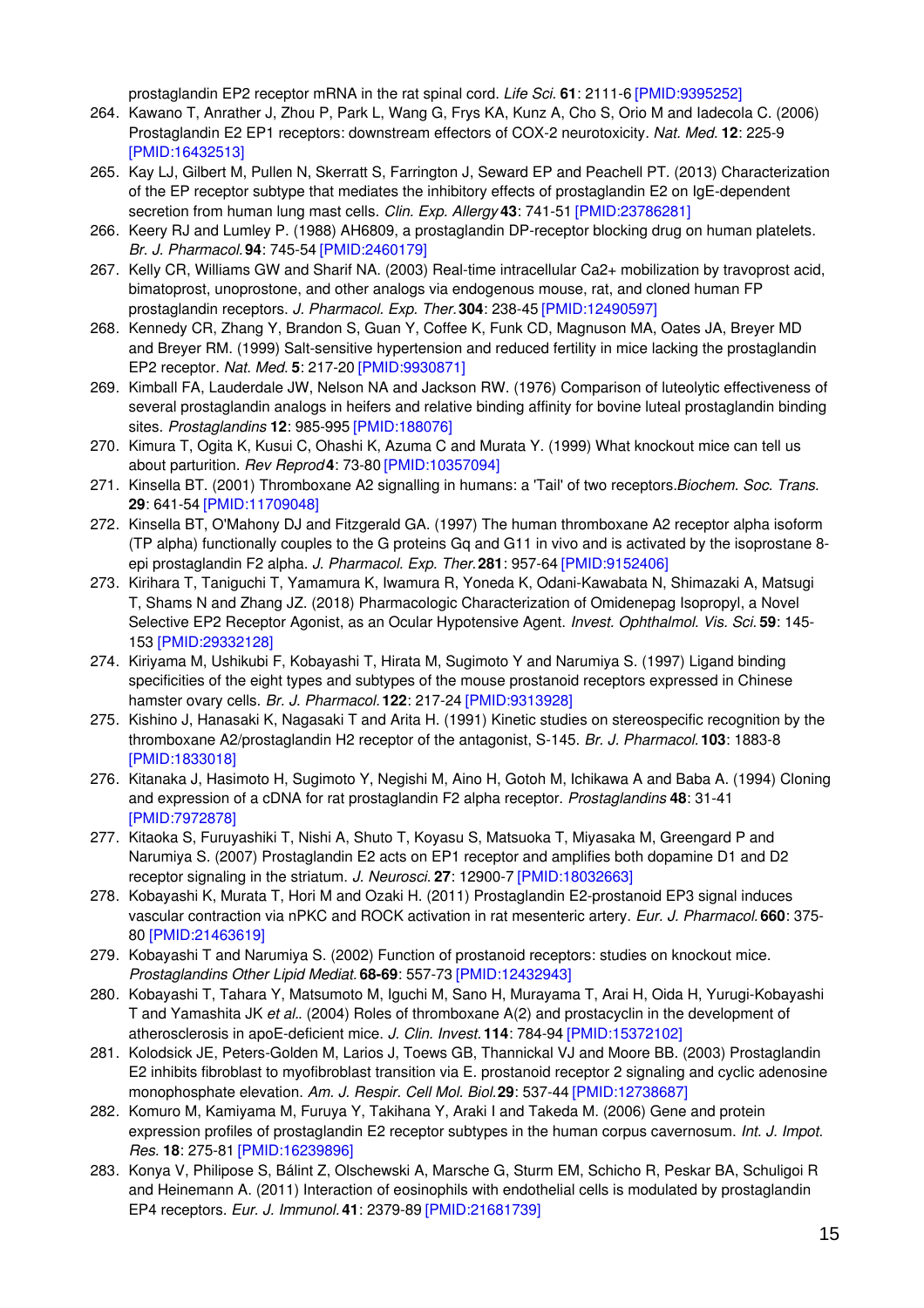prostaglandin EP2 receptor mRNA in the rat spinal cord. *Life Sci.* **61**: 2111-6 [PMID:9395252]

264. Kawano T, Anrather J, Zhou P, Park L, Wang G, Frys KA, Kunz A, Cho S, Orio M and Iadecola C. (2006) Prostaglandin E2 EP1 receptors: downstream effectors of COX-2 neurotoxicity. *Nat. Med.* **12**: 225-9 [PMID:16432513]
265. Kay LJ, Gilbert M, Pullen N, Skerratt S, Farrington J, Seward EP and Peachell PT. (2013) Characterization of the EP receptor subtype that mediates the inhibitory effects of prostaglandin E2 on IgE-dependent secretion from human lung mast cells. *Clin. Exp. Allergy* **43**: 741-51 [PMID:23786281]
266. Keery RJ and Lumley P. (1988) AH6809, a prostaglandin DP-receptor blocking drug on human platelets. *Br. J. Pharmacol.* **94**: 745-54 [PMID:2460179]
267. Kelly CR, Williams GW and Sharif NA. (2003) Real-time intracellular Ca2+ mobilization by travoprost acid, bimatoprost, unoprostone, and other analogs via endogenous mouse, rat, and cloned human FP prostaglandin receptors. *J. Pharmacol. Exp. Ther.* **304**: 238-45 [PMID:12490597]
268. Kennedy CR, Zhang Y, Brandon S, Guan Y, Coffee K, Funk CD, Magnuson MA, Oates JA, Breyer MD and Breyer RM. (1999) Salt-sensitive hypertension and reduced fertility in mice lacking the prostaglandin EP2 receptor. *Nat. Med.* **5**: 217-20 [PMID:9930871]
269. Kimball FA, Lauderdale JW, Nelson NA and Jackson RW. (1976) Comparison of luteolytic effectiveness of several prostaglandin analogs in heifers and relative binding affinity for bovine luteal prostaglandin binding sites. *Prostaglandins* **12**: 985-995 [PMID:188076]
270. Kimura T, Ogita K, Kusui C, Ohashi K, Azuma C and Murata Y. (1999) What knockout mice can tell us about parturition. *Rev Reprod* **4**: 73-80 [PMID:10357094]
271. Kinsella BT. (2001) Thromboxane A2 signalling in humans: a 'Tail' of two receptors. *Biochem. Soc. Trans.* **29**: 641-54 [PMID:11709048]
272. Kinsella BT, O'Mahony DJ and Fitzgerald GA. (1997) The human thromboxane A2 receptor alpha isoform (TP alpha) functionally couples to the G proteins Gq and G11 in vivo and is activated by the isoprostane 8-epi prostaglandin F2 alpha. *J. Pharmacol. Exp. Ther.* **281**: 957-64 [PMID:9152406]
273. Kirihara T, Taniguchi T, Yamamura K, Iwamura R, Yoneda K, Odani-Kawabata N, Shimazaki A, Matsugi T, Shams N and Zhang JZ. (2018) Pharmacologic Characterization of Omidenepag Isopropyl, a Novel Selective EP2 Receptor Agonist, as an Ocular Hypotensive Agent. *Invest. Ophthalmol. Vis. Sci.* **59**: 145-153 [PMID:29332128]
274. Kiriyama M, Ushikubi F, Kobayashi T, Hirata M, Sugimoto Y and Narumiya S. (1997) Ligand binding specificities of the eight types and subtypes of the mouse prostanoid receptors expressed in Chinese hamster ovary cells. *Br. J. Pharmacol.* **122**: 217-24 [PMID:9313928]
275. Kishino J, Hanasaki K, Nagasaki T and Arita H. (1991) Kinetic studies on stereospecific recognition by the thromboxane A2/prostaglandin H2 receptor of the antagonist, S-145. *Br. J. Pharmacol.* **103**: 1883-8 [PMID:1833018]
276. Kitanaka J, Hasimoto H, Sugimoto Y, Negishi M, Aino H, Gotoh M, Ichikawa A and Baba A. (1994) Cloning and expression of a cDNA for rat prostaglandin F2 alpha receptor. *Prostaglandins* **48**: 31-41 [PMID:7972878]
277. Kitaoka S, Furuyashiki T, Nishi A, Shuto T, Koyasu S, Matsuoka T, Miyasaka M, Greengard P and Narumiya S. (2007) Prostaglandin E2 acts on EP1 receptor and amplifies both dopamine D1 and D2 receptor signaling in the striatum. *J. Neurosci.* **27**: 12900-7 [PMID:18032663]
278. Kobayashi K, Murata T, Hori M and Ozaki H. (2011) Prostaglandin E2-prostanoid EP3 signal induces vascular contraction via nPKC and ROCK activation in rat mesenteric artery. *Eur. J. Pharmacol.* **660**: 375-80 [PMID:21463619]
279. Kobayashi T and Narumiya S. (2002) Function of prostanoid receptors: studies on knockout mice. *Prostaglandins Other Lipid Mediat.* **68-69**: 557-73 [PMID:12432943]
280. Kobayashi T, Tahara Y, Matsumoto M, Iguchi M, Sano H, Murayama T, Arai H, Oida H, Yurugi-Kobayashi T and Yamashita JK *et al.*. (2004) Roles of thromboxane A(2) and prostacyclin in the development of atherosclerosis in apoE-deficient mice. *J. Clin. Invest.* **114**: 784-94 [PMID:15372102]
281. Kolodsick JE, Peters-Golden M, Larios J, Toews GB, Thannickal VJ and Moore BB. (2003) Prostaglandin E2 inhibits fibroblast to myofibroblast transition via E. prostanoid receptor 2 signaling and cyclic adenosine monophosphate elevation. *Am. J. Respir. Cell Mol. Biol.* **29**: 537-44 [PMID:12738687]
282. Komuro M, Kamiyama M, Furuya Y, Takihana Y, Araki I and Takeda M. (2006) Gene and protein expression profiles of prostaglandin E2 receptor subtypes in the human corpus cavernosum. *Int. J. Impot. Res.* **18**: 275-81 [PMID:16239896]
283. Konya V, Philipose S, Bálint Z, Olschewski A, Marsche G, Sturm EM, Schicho R, Peskar BA, Schuligoi R and Heinemann A. (2011) Interaction of eosinophils with endothelial cells is modulated by prostaglandin EP4 receptors. *Eur. J. Immunol.* **41**: 2379-89 [PMID:21681739]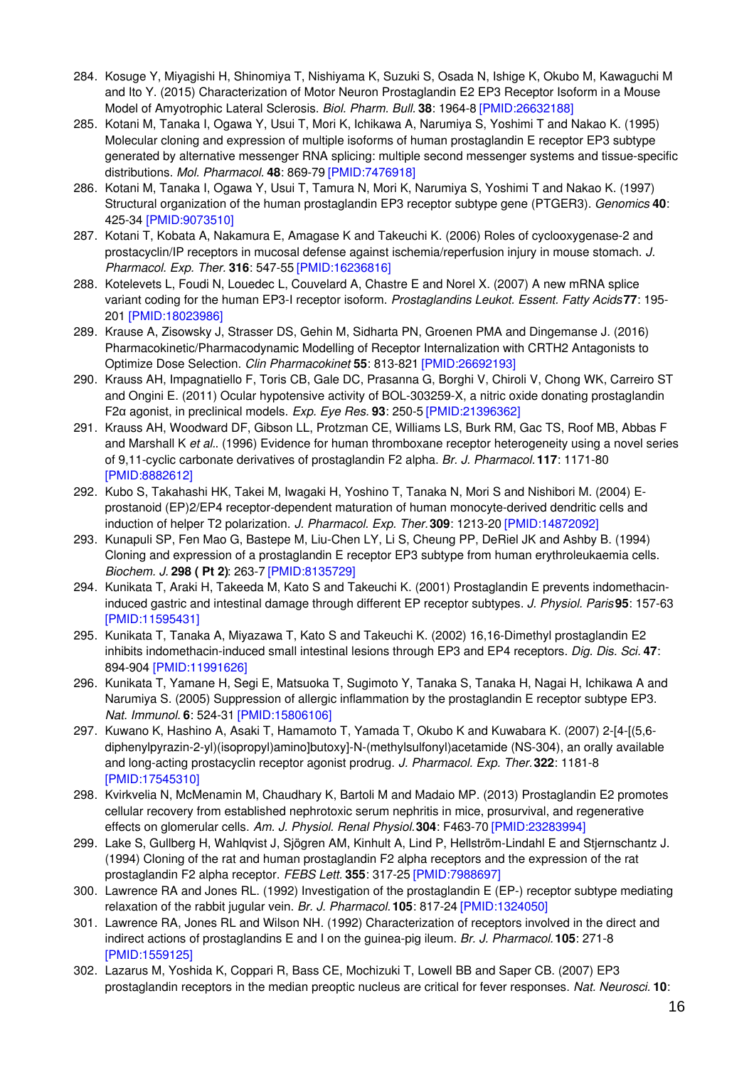284. Kosuge Y, Miyagishi H, Shinomiya T, Nishiyama K, Suzuki S, Osada N, Ishige K, Okubo M, Kawaguchi M and Ito Y. (2015) Characterization of Motor Neuron Prostaglandin E2 EP3 Receptor Isoform in a Mouse Model of Amyotrophic Lateral Sclerosis. *Biol. Pharm. Bull.* **38**: 1964-8 [PMID:26632188]
285. Kotani M, Tanaka I, Ogawa Y, Usui T, Mori K, Ichikawa A, Narumiya S, Yoshimi T and Nakao K. (1995) Molecular cloning and expression of multiple isoforms of human prostaglandin E receptor EP3 subtype generated by alternative messenger RNA splicing: multiple second messenger systems and tissue-specific distributions. *Mol. Pharmacol.* **48**: 869-79 [PMID:7476918]
286. Kotani M, Tanaka I, Ogawa Y, Usui T, Tamura N, Mori K, Narumiya S, Yoshimi T and Nakao K. (1997) Structural organization of the human prostaglandin EP3 receptor subtype gene (PTGER3). *Genomics* **40**: 425-34 [PMID:9073510]
287. Kotani T, Kobata A, Nakamura E, Amagase K and Takeuchi K. (2006) Roles of cyclooxygenase-2 and prostacyclin/IP receptors in mucosal defense against ischemia/reperfusion injury in mouse stomach. *J. Pharmacol. Exp. Ther.* **316**: 547-55 [PMID:16236816]
288. Kotelevets L, Foudi N, Louedec L, Couvelard A, Chastre E and Norel X. (2007) A new mRNA splice variant coding for the human EP3-I receptor isoform. *Prostaglandins Leukot. Essent. Fatty Acids* **77**: 195-201 [PMID:18023986]
289. Krause A, Zisowsky J, Strasser DS, Gehin M, Sidharta PN, Groenen PMA and Dingemanse J. (2016) Pharmacokinetic/Pharmacodynamic Modelling of Receptor Internalization with CRTH2 Antagonists to Optimize Dose Selection. *Clin Pharmacokinet* **55**: 813-821 [PMID:26692193]
290. Krauss AH, Impagnatiello F, Toris CB, Gale DC, Prasanna G, Borghi V, Chiroli V, Chong WK, Carreiro ST and Ongini E. (2011) Ocular hypotensive activity of BOL-303259-X, a nitric oxide donating prostaglandin F2α agonist, in preclinical models. *Exp. Eye Res.* **93**: 250-5 [PMID:21396362]
291. Krauss AH, Woodward DF, Gibson LL, Protzman CE, Williams LS, Burk RM, Gac TS, Roof MB, Abbas F and Marshall K *et al.*. (1996) Evidence for human thromboxane receptor heterogeneity using a novel series of 9,11-cyclic carbonate derivatives of prostaglandin F2 alpha. *Br. J. Pharmacol.* **117**: 1171-80 [PMID:8882612]
292. Kubo S, Takahashi HK, Takei M, Iwagaki H, Yoshino T, Tanaka N, Mori S and Nishibori M. (2004) E-prostanoid (EP)2/EP4 receptor-dependent maturation of human monocyte-derived dendritic cells and induction of helper T2 polarization. *J. Pharmacol. Exp. Ther.* **309**: 1213-20 [PMID:14872092]
293. Kunapuli SP, Fen Mao G, Bastepe M, Liu-Chen LY, Li S, Cheung PP, DeRiel JK and Ashby B. (1994) Cloning and expression of a prostaglandin E receptor EP3 subtype from human erythroleukaemia cells. *Biochem. J.* **298 ( Pt 2)**: 263-7 [PMID:8135729]
294. Kunikata T, Araki H, Takeeda M, Kato S and Takeuchi K. (2001) Prostaglandin E prevents indomethacin-induced gastric and intestinal damage through different EP receptor subtypes. *J. Physiol. Paris* **95**: 157-63 [PMID:11595431]
295. Kunikata T, Tanaka A, Miyazawa T, Kato S and Takeuchi K. (2002) 16,16-Dimethyl prostaglandin E2 inhibits indomethacin-induced small intestinal lesions through EP3 and EP4 receptors. *Dig. Dis. Sci.* **47**: 894-904 [PMID:11991626]
296. Kunikata T, Yamane H, Segi E, Matsuoka T, Sugimoto Y, Tanaka S, Tanaka H, Nagai H, Ichikawa A and Narumiya S. (2005) Suppression of allergic inflammation by the prostaglandin E receptor subtype EP3. *Nat. Immunol.* **6**: 524-31 [PMID:15806106]
297. Kuwano K, Hashino A, Asaki T, Hamamoto T, Yamada T, Okubo K and Kuwabara K. (2007) 2-[4-[(5,6-diphenylpyrazin-2-yl)(isopropyl)amino]butoxy]-N-(methylsulfonyl)acetamide (NS-304), an orally available and long-acting prostacyclin receptor agonist prodrug. *J. Pharmacol. Exp. Ther.* **322**: 1181-8 [PMID:17545310]
298. Kvirkvelia N, McMenamin M, Chaudhary K, Bartoli M and Madaio MP. (2013) Prostaglandin E2 promotes cellular recovery from established nephrotoxic serum nephritis in mice, prosurvival, and regenerative effects on glomerular cells. *Am. J. Physiol. Renal Physiol.* **304**: F463-70 [PMID:23283994]
299. Lake S, Gullberg H, Wahlqvist J, Sjögren AM, Kinhult A, Lind P, Hellström-Lindahl E and Stjernschantz J. (1994) Cloning of the rat and human prostaglandin F2 alpha receptors and the expression of the rat prostaglandin F2 alpha receptor. *FEBS Lett.* **355**: 317-25 [PMID:7988697]
300. Lawrence RA and Jones RL. (1992) Investigation of the prostaglandin E (EP-) receptor subtype mediating relaxation of the rabbit jugular vein. *Br. J. Pharmacol.* **105**: 817-24 [PMID:1324050]
301. Lawrence RA, Jones RL and Wilson NH. (1992) Characterization of receptors involved in the direct and indirect actions of prostaglandins E and I on the guinea-pig ileum. *Br. J. Pharmacol.* **105**: 271-8 [PMID:1559125]
302. Lazarus M, Yoshida K, Coppari R, Bass CE, Mochizuki T, Lowell BB and Saper CB. (2007) EP3 prostaglandin receptors in the median preoptic nucleus are critical for fever responses. *Nat. Neurosci.* **10**: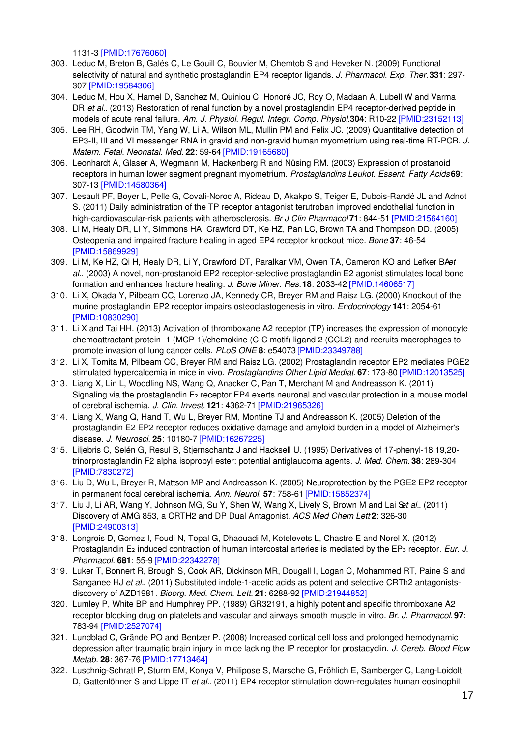1131-3 [PMID:17676060]

303. Leduc M, Breton B, Galés C, Le Gouill C, Bouvier M, Chemtob S and Heveker N. (2009) Functional selectivity of natural and synthetic prostaglandin EP4 receptor ligands. *J. Pharmacol. Exp. Ther.* **331**: 297-307 [PMID:19584306]
304. Leduc M, Hou X, Hamel D, Sanchez M, Quiniou C, Honoré JC, Roy O, Madaan A, Lubell W and Varma DR *et al.*. (2013) Restoration of renal function by a novel prostaglandin EP4 receptor-derived peptide in models of acute renal failure. *Am. J. Physiol. Regul. Integr. Comp. Physiol.* **304**: R10-22 [PMID:23152113]
305. Lee RH, Goodwin TM, Yang W, Li A, Wilson ML, Mullin PM and Felix JC. (2009) Quantitative detection of EP3-II, III and VI messenger RNA in gravid and non-gravid human myometrium using real-time RT-PCR. *J. Matern. Fetal. Neonatal. Med.* **22**: 59-64 [PMID:19165680]
306. Leonhardt A, Glaser A, Wegmann M, Hackenberg R and Nüsing RM. (2003) Expression of prostanoid receptors in human lower segment pregnant myometrium. *Prostaglandins Leukot. Essent. Fatty Acids* **69**: 307-13 [PMID:14580364]
307. Lesault PF, Boyer L, Pelle G, Covali-Noroc A, Rideau D, Akakpo S, Teiger E, Dubois-Randé JL and Adnot S. (2011) Daily administration of the TP receptor antagonist terutroban improved endothelial function in high-cardiovascular-risk patients with atherosclerosis. *Br J Clin Pharmacol* **71**: 844-51 [PMID:21564160]
308. Li M, Healy DR, Li Y, Simmons HA, Crawford DT, Ke HZ, Pan LC, Brown TA and Thompson DD. (2005) Osteopenia and impaired fracture healing in aged EP4 receptor knockout mice. *Bone* **37**: 46-54 [PMID:15869929]
309. Li M, Ke HZ, Qi H, Healy DR, Li Y, Crawford DT, Paralkar VM, Owen TA, Cameron KO and Lefker BA *et al.*. (2003) A novel, non-prostanoid EP2 receptor-selective prostaglandin E2 agonist stimulates local bone formation and enhances fracture healing. *J. Bone Miner. Res.* **18**: 2033-42 [PMID:14606517]
310. Li X, Okada Y, Pilbeam CC, Lorenzo JA, Kennedy CR, Breyer RM and Raisz LG. (2000) Knockout of the murine prostaglandin EP2 receptor impairs osteoclastogenesis in vitro. *Endocrinology* **141**: 2054-61 [PMID:10830290]
311. Li X and Tai HH. (2013) Activation of thromboxane A2 receptor (TP) increases the expression of monocyte chemoattractant protein -1 (MCP-1)/chemokine (C-C motif) ligand 2 (CCL2) and recruits macrophages to promote invasion of lung cancer cells. *PLoS ONE* **8**: e54073 [PMID:23349788]
312. Li X, Tomita M, Pilbeam CC, Breyer RM and Raisz LG. (2002) Prostaglandin receptor EP2 mediates PGE2 stimulated hypercalcemia in mice in vivo. *Prostaglandins Other Lipid Mediat.* **67**: 173-80 [PMID:12013525]
313. Liang X, Lin L, Woodling NS, Wang Q, Anacker C, Pan T, Merchant M and Andreasson K. (2011) Signaling via the prostaglandin $E_2$ receptor EP4 exerts neuronal and vascular protection in a mouse model of cerebral ischemia. *J. Clin. Invest.* **121**: 4362-71 [PMID:21965326]
314. Liang X, Wang Q, Hand T, Wu L, Breyer RM, Montine TJ and Andreasson K. (2005) Deletion of the prostaglandin E2 EP2 receptor reduces oxidative damage and amyloid burden in a model of Alzheimer's disease. *J. Neurosci.* **25**: 10180-7 [PMID:16267225]
315. Liljebris C, Selén G, Resul B, Stjernschantz J and Hacksell U. (1995) Derivatives of 17-phenyl-18,19,20-trinorprostaglandin F2 alpha isopropyl ester: potential antiglaucoma agents. *J. Med. Chem.* **38**: 289-304 [PMID:7830272]
316. Liu D, Wu L, Breyer R, Mattson MP and Andreasson K. (2005) Neuroprotection by the PGE2 EP2 receptor in permanent focal cerebral ischemia. *Ann. Neurol.* **57**: 758-61 [PMID:15852374]
317. Liu J, Li AR, Wang Y, Johnson MG, Su Y, Shen W, Wang X, Lively S, Brown M and Lai S *et al.*. (2011) Discovery of AMG 853, a CRTH2 and DP Dual Antagonist. *ACS Med Chem Lett* **2**: 326-30 [PMID:24900313]
318. Longrois D, Gomez I, Foudi N, Topal G, Dhaouadi M, Kotelevets L, Chastre E and Norel X. (2012) Prostaglandin $E_2$ induced contraction of human intercostal arteries is mediated by the $EP_3$ receptor. *Eur. J. Pharmacol.* **681**: 55-9 [PMID:22342278]
319. Luker T, Bonnert R, Brough S, Cook AR, Dickinson MR, Dougall I, Logan C, Mohammed RT, Paine S and Sanganee HJ *et al.*. (2011) Substituted indole-1-acetic acids as potent and selective CRTh2 antagonists-discovery of AZD1981. *Bioorg. Med. Chem. Lett.* **21**: 6288-92 [PMID:21944852]
320. Lumley P, White BP and Humphrey PP. (1989) GR32191, a highly potent and specific thromboxane A2 receptor blocking drug on platelets and vascular and airways smooth muscle in vitro. *Br. J. Pharmacol.* **97**: 783-94 [PMID:2527074]
321. Lundblad C, Grände PO and Bentzer P. (2008) Increased cortical cell loss and prolonged hemodynamic depression after traumatic brain injury in mice lacking the IP receptor for prostacyclin. *J. Cereb. Blood Flow Metab.* **28**: 367-76 [PMID:17713464]
322. Luschnig-Schratl P, Sturm EM, Konya V, Philipose S, Marsche G, Fröhlich E, Samberger C, Lang-Loidolt D, Gattenlöhner S and Lippe IT *et al.*. (2011) EP4 receptor stimulation down-regulates human eosinophil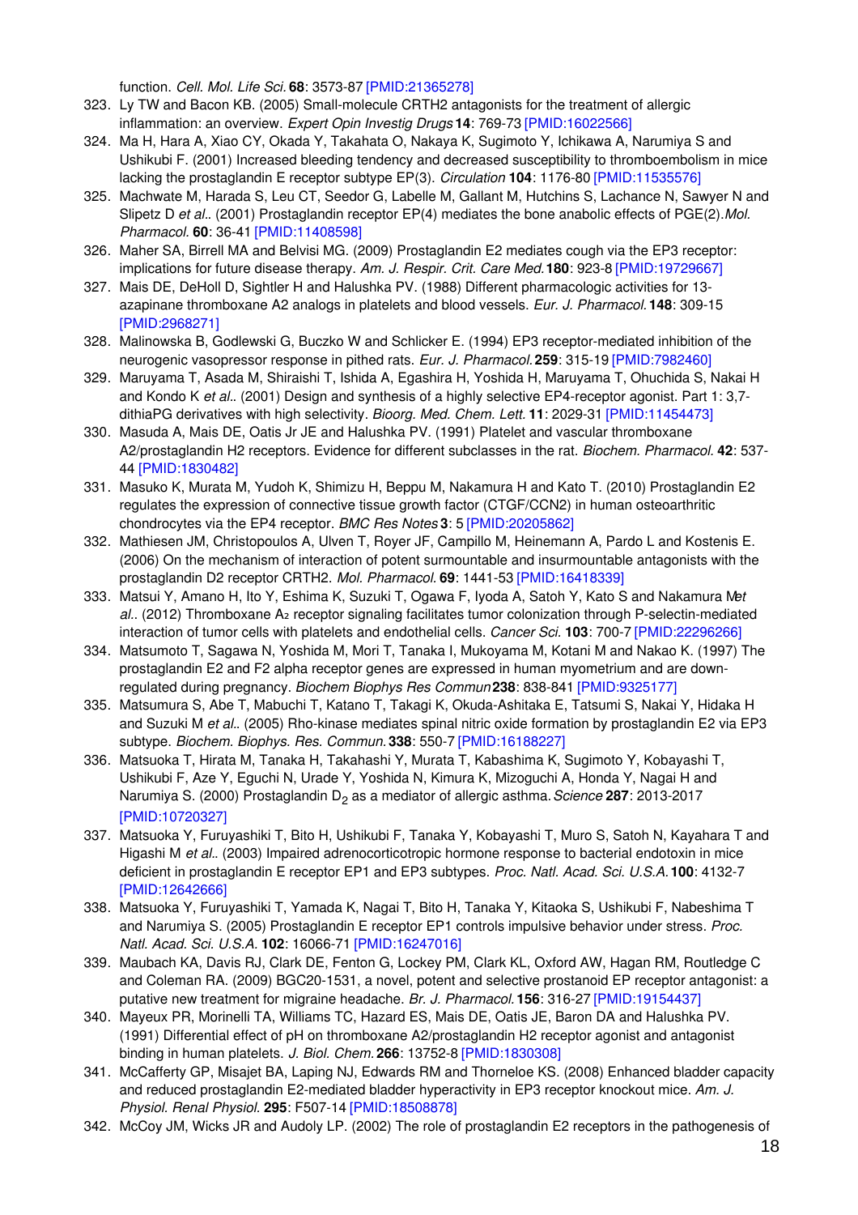function. *Cell. Mol. Life Sci.* **68**: 3573-87 [PMID:21365278]

323. Ly TW and Bacon KB. (2005) Small-molecule CRTH2 antagonists for the treatment of allergic inflammation: an overview. *Expert Opin Investig Drugs* **14**: 769-73 [PMID:16022566]
324. Ma H, Hara A, Xiao CY, Okada Y, Takahata O, Nakaya K, Sugimoto Y, Ichikawa A, Narumiya S and Ushikubi F. (2001) Increased bleeding tendency and decreased susceptibility to thromboembolism in mice lacking the prostaglandin E receptor subtype EP(3). *Circulation* **104**: 1176-80 [PMID:11535576]
325. Machwate M, Harada S, Leu CT, Seedor G, Labelle M, Gallant M, Hutchins S, Lachance N, Sawyer N and Slipetz D *et al.*. (2001) Prostaglandin receptor EP(4) mediates the bone anabolic effects of PGE(2). *Mol. Pharmacol.* **60**: 36-41 [PMID:11408598]
326. Maher SA, Birrell MA and Belvisi MG. (2009) Prostaglandin E2 mediates cough via the EP3 receptor: implications for future disease therapy. *Am. J. Respir. Crit. Care Med.* **180**: 923-8 [PMID:19729667]
327. Mais DE, DeHoll D, Sightler H and Halushka PV. (1988) Different pharmacologic activities for 13-azapinane thromboxane A2 analogs in platelets and blood vessels. *Eur. J. Pharmacol.* **148**: 309-15 [PMID:2968271]
328. Malinowska B, Godlewski G, Buczko W and Schlicker E. (1994) EP3 receptor-mediated inhibition of the neurogenic vasopressor response in pithed rats. *Eur. J. Pharmacol.* **259**: 315-19 [PMID:7982460]
329. Maruyama T, Asada M, Shiraishi T, Ishida A, Egashira H, Yoshida H, Maruyama T, Ohuchida S, Nakai H and Kondo K *et al.*. (2001) Design and synthesis of a highly selective EP4-receptor agonist. Part 1: 3,7-dithiaPG derivatives with high selectivity. *Bioorg. Med. Chem. Lett.* **11**: 2029-31 [PMID:11454473]
330. Masuda A, Mais DE, Oatis Jr JE and Halushka PV. (1991) Platelet and vascular thromboxane A2/prostaglandin H2 receptors. Evidence for different subclasses in the rat. *Biochem. Pharmacol.* **42**: 537-44 [PMID:1830482]
331. Masuko K, Murata M, Yudoh K, Shimizu H, Beppu M, Nakamura H and Kato T. (2010) Prostaglandin E2 regulates the expression of connective tissue growth factor (CTGF/CCN2) in human osteoarthritic chondrocytes via the EP4 receptor. *BMC Res Notes* **3**: 5 [PMID:20205862]
332. Mathiesen JM, Christopoulos A, Ulven T, Royer JF, Campillo M, Heinemann A, Pardo L and Kostenis E. (2006) On the mechanism of interaction of potent surmountable and insurmountable antagonists with the prostaglandin D2 receptor CRTH2. *Mol. Pharmacol.* **69**: 1441-53 [PMID:16418339]
333. Matsui Y, Amano H, Ito Y, Eshima K, Suzuki T, Ogawa F, Iyoda A, Satoh Y, Kato S and Nakamura M *et al.*. (2012) Thromboxane $A_2$ receptor signaling facilitates tumor colonization through P-selectin-mediated interaction of tumor cells with platelets and endothelial cells. *Cancer Sci.* **103**: 700-7 [PMID:22296266]
334. Matsumoto T, Sagawa N, Yoshida M, Mori T, Tanaka I, Mukoyama M, Kotani M and Nakao K. (1997) The prostaglandin E2 and F2 alpha receptor genes are expressed in human myometrium and are down-regulated during pregnancy. *Biochem Biophys Res Commun* **238**: 838-841 [PMID:9325177]
335. Matsumura S, Abe T, Mabuchi T, Katano T, Takagi K, Okuda-Ashitaka E, Tatsumi S, Nakai Y, Hidaka H and Suzuki M *et al.*. (2005) Rho-kinase mediates spinal nitric oxide formation by prostaglandin E2 via EP3 subtype. *Biochem. Biophys. Res. Commun.* **338**: 550-7 [PMID:16188227]
336. Matsuoka T, Hirata M, Tanaka H, Takahashi Y, Murata T, Kabashima K, Sugimoto Y, Kobayashi T, Ushikubi F, Aze Y, Eguchi N, Urade Y, Yoshida N, Kimura K, Mizoguchi A, Honda Y, Nagai H and Narumiya S. (2000) Prostaglandin $D_2$ as a mediator of allergic asthma. *Science* **287**: 2013-2017 [PMID:10720327]
337. Matsuoka Y, Furuyashiki T, Bito H, Ushikubi F, Tanaka Y, Kobayashi T, Muro S, Satoh N, Kayahara T and Higashi M *et al.*. (2003) Impaired adrenocorticotropic hormone response to bacterial endotoxin in mice deficient in prostaglandin E receptor EP1 and EP3 subtypes. *Proc. Natl. Acad. Sci. U.S.A.* **100**: 4132-7 [PMID:12642666]
338. Matsuoka Y, Furuyashiki T, Yamada K, Nagai T, Bito H, Tanaka Y, Kitaoka S, Ushikubi F, Nabeshima T and Narumiya S. (2005) Prostaglandin E receptor EP1 controls impulsive behavior under stress. *Proc. Natl. Acad. Sci. U.S.A.* **102**: 16066-71 [PMID:16247016]
339. Maubach KA, Davis RJ, Clark DE, Fenton G, Lockey PM, Clark KL, Oxford AW, Hagan RM, Routledge C and Coleman RA. (2009) BGC20-1531, a novel, potent and selective prostanoid EP receptor antagonist: a putative new treatment for migraine headache. *Br. J. Pharmacol.* **156**: 316-27 [PMID:19154437]
340. Mayeux PR, Morinelli TA, Williams TC, Hazard ES, Mais DE, Oatis JE, Baron DA and Halushka PV. (1991) Differential effect of pH on thromboxane A2/prostaglandin H2 receptor agonist and antagonist binding in human platelets. *J. Biol. Chem.* **266**: 13752-8 [PMID:1830308]
341. McCafferty GP, Misajet BA, Laping NJ, Edwards RM and Thorneloe KS. (2008) Enhanced bladder capacity and reduced prostaglandin E2-mediated bladder hyperactivity in EP3 receptor knockout mice. *Am. J. Physiol. Renal Physiol.* **295**: F507-14 [PMID:18508878]
342. McCoy JM, Wicks JR and Audoly LP. (2002) The role of prostaglandin E2 receptors in the pathogenesis of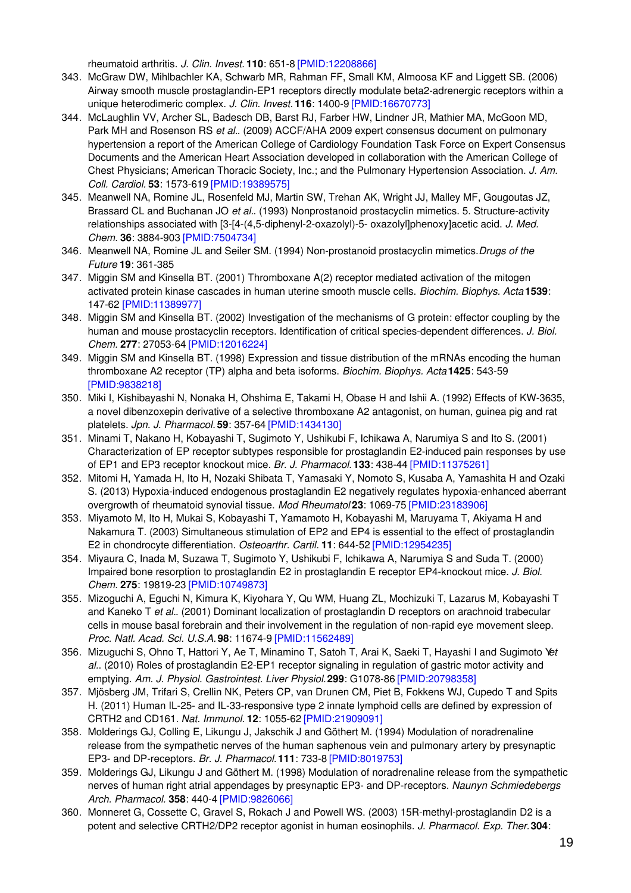rheumatoid arthritis. *J. Clin. Invest.* **110**: 651-8 [PMID:12208866]

343. McGraw DW, Mihlbachler KA, Schwarb MR, Rahman FF, Small KM, Almoosa KF and Liggett SB. (2006) Airway smooth muscle prostaglandin-EP1 receptors directly modulate beta2-adrenergic receptors within a unique heterodimeric complex. *J. Clin. Invest.* **116**: 1400-9 [PMID:16670773]
344. McLaughlin VV, Archer SL, Badesch DB, Barst RJ, Farber HW, Lindner JR, Mathier MA, McGoon MD, Park MH and Rosenson RS *et al.*. (2009) ACCF/AHA 2009 expert consensus document on pulmonary hypertension a report of the American College of Cardiology Foundation Task Force on Expert Consensus Documents and the American Heart Association developed in collaboration with the American College of Chest Physicians; American Thoracic Society, Inc.; and the Pulmonary Hypertension Association. *J. Am. Coll. Cardiol.* **53**: 1573-619 [PMID:19389575]
345. Meanwell NA, Romine JL, Rosenfeld MJ, Martin SW, Trehan AK, Wright JJ, Malley MF, Gougoutas JZ, Brassard CL and Buchanan JO *et al.*. (1993) Nonprostanoid prostacyclin mimetics. 5. Structure-activity relationships associated with [3-[4-(4,5-diphenyl-2-oxazolyl)-5- oxazolyl]phenoxy]acetic acid. *J. Med. Chem.* **36**: 3884-903 [PMID:7504734]
346. Meanwell NA, Romine JL and Seiler SM. (1994) Non-prostanoid prostacyclin mimetics. *Drugs of the Future* **19**: 361-385
347. Miggin SM and Kinsella BT. (2001) Thromboxane A(2) receptor mediated activation of the mitogen activated protein kinase cascades in human uterine smooth muscle cells. *Biochim. Biophys. Acta* **1539**: 147-62 [PMID:11389977]
348. Miggin SM and Kinsella BT. (2002) Investigation of the mechanisms of G protein: effector coupling by the human and mouse prostacyclin receptors. Identification of critical species-dependent differences. *J. Biol. Chem.* **277**: 27053-64 [PMID:12016224]
349. Miggin SM and Kinsella BT. (1998) Expression and tissue distribution of the mRNAs encoding the human thromboxane A2 receptor (TP) alpha and beta isoforms. *Biochim. Biophys. Acta* **1425**: 543-59 [PMID:9838218]
350. Miki I, Kishibayashi N, Nonaka H, Ohshima E, Takami H, Obase H and Ishii A. (1992) Effects of KW-3635, a novel dibenzoxepin derivative of a selective thromboxane A2 antagonist, on human, guinea pig and rat platelets. *Jpn. J. Pharmacol.* **59**: 357-64 [PMID:1434130]
351. Minami T, Nakano H, Kobayashi T, Sugimoto Y, Ushikubi F, Ichikawa A, Narumiya S and Ito S. (2001) Characterization of EP receptor subtypes responsible for prostaglandin E2-induced pain responses by use of EP1 and EP3 receptor knockout mice. *Br. J. Pharmacol.* **133**: 438-44 [PMID:11375261]
352. Mitomi H, Yamada H, Ito H, Nozaki Shibata T, Yamasaki Y, Nomoto S, Kusaba A, Yamashita H and Ozaki S. (2013) Hypoxia-induced endogenous prostaglandin E2 negatively regulates hypoxia-enhanced aberrant overgrowth of rheumatoid synovial tissue. *Mod Rheumatol* **23**: 1069-75 [PMID:23183906]
353. Miyamoto M, Ito H, Mukai S, Kobayashi T, Yamamoto H, Kobayashi M, Maruyama T, Akiyama H and Nakamura T. (2003) Simultaneous stimulation of EP2 and EP4 is essential to the effect of prostaglandin E2 in chondrocyte differentiation. *Osteoarthr. Cartil.* **11**: 644-52 [PMID:12954235]
354. Miyaura C, Inada M, Suzawa T, Sugimoto Y, Ushikubi F, Ichikawa A, Narumiya S and Suda T. (2000) Impaired bone resorption to prostaglandin E2 in prostaglandin E receptor EP4-knockout mice. *J. Biol. Chem.* **275**: 19819-23 [PMID:10749873]
355. Mizoguchi A, Eguchi N, Kimura K, Kiyohara Y, Qu WM, Huang ZL, Mochizuki T, Lazarus M, Kobayashi T and Kaneko T *et al.*. (2001) Dominant localization of prostaglandin D receptors on arachnoid trabecular cells in mouse basal forebrain and their involvement in the regulation of non-rapid eye movement sleep. *Proc. Natl. Acad. Sci. U.S.A.* **98**: 11674-9 [PMID:11562489]
356. Mizuguchi S, Ohno T, Hattori Y, Ae T, Minamino T, Satoh T, Arai K, Saeki T, Hayashi I and Sugimoto Y *et al.*. (2010) Roles of prostaglandin E2-EP1 receptor signaling in regulation of gastric motor activity and emptying. *Am. J. Physiol. Gastrointest. Liver Physiol.* **299**: G1078-86 [PMID:20798358]
357. Mjösberg JM, Trifari S, Crellin NK, Peters CP, van Drunen CM, Piet B, Fokkens WJ, Cupedo T and Spits H. (2011) Human IL-25- and IL-33-responsive type 2 innate lymphoid cells are defined by expression of CRTH2 and CD161. *Nat. Immunol.* **12**: 1055-62 [PMID:21909091]
358. Molderings GJ, Colling E, Likungu J, Jakschik J and Göthert M. (1994) Modulation of noradrenaline release from the sympathetic nerves of the human saphenous vein and pulmonary artery by presynaptic EP3- and DP-receptors. *Br. J. Pharmacol.* **111**: 733-8 [PMID:8019753]
359. Molderings GJ, Likungu J and Göthert M. (1998) Modulation of noradrenaline release from the sympathetic nerves of human right atrial appendages by presynaptic EP3- and DP-receptors. *Naunyn Schmiedebergs Arch. Pharmacol.* **358**: 440-4 [PMID:9826066]
360. Monneret G, Cossette C, Gravel S, Rokach J and Powell WS. (2003) 15R-methyl-prostaglandin D2 is a potent and selective CRTH2/DP2 receptor agonist in human eosinophils. *J. Pharmacol. Exp. Ther.* **304**: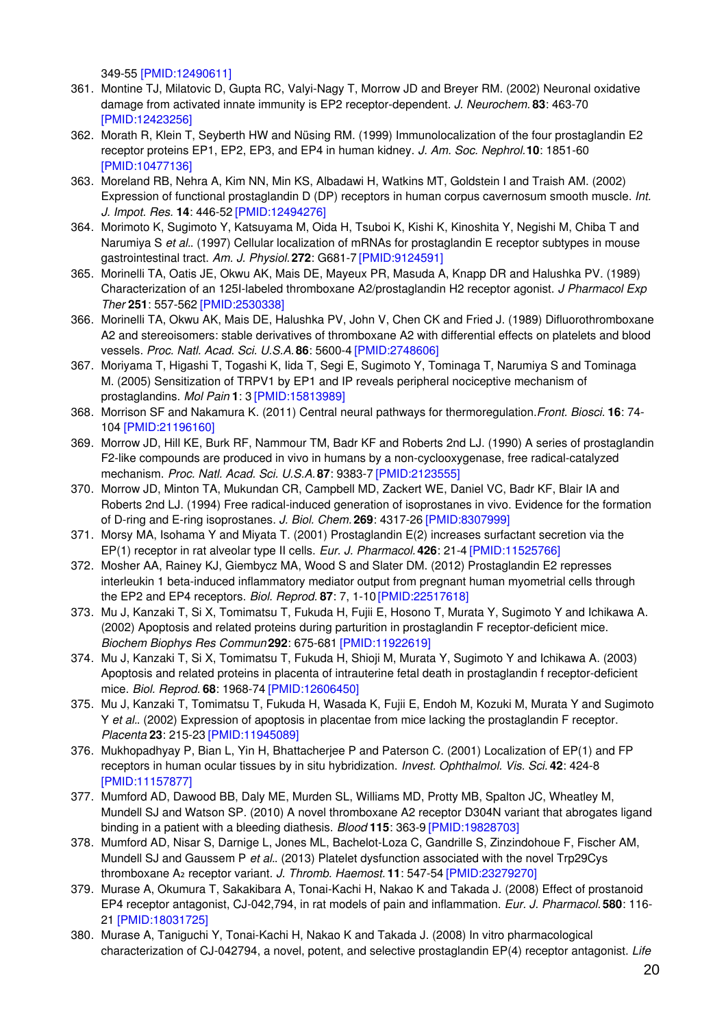349-55 [PMID:12490611]

361. Montine TJ, Milatovic D, Gupta RC, Valyi-Nagy T, Morrow JD and Breyer RM. (2002) Neuronal oxidative damage from activated innate immunity is EP2 receptor-dependent. *J. Neurochem.* **83**: 463-70 [PMID:12423256]
362. Morath R, Klein T, Seyberth HW and Nüsing RM. (1999) Immunolocalization of the four prostaglandin E2 receptor proteins EP1, EP2, EP3, and EP4 in human kidney. *J. Am. Soc. Nephrol.* **10**: 1851-60 [PMID:10477136]
363. Moreland RB, Nehra A, Kim NN, Min KS, Albadawi H, Watkins MT, Goldstein I and Traish AM. (2002) Expression of functional prostaglandin D (DP) receptors in human corpus cavernosum smooth muscle. *Int. J. Impot. Res.* **14**: 446-52 [PMID:12494276]
364. Morimoto K, Sugimoto Y, Katsuyama M, Oida H, Tsuboi K, Kishi K, Kinoshita Y, Negishi M, Chiba T and Narumiya S *et al.*. (1997) Cellular localization of mRNAs for prostaglandin E receptor subtypes in mouse gastrointestinal tract. *Am. J. Physiol.* **272**: G681-7 [PMID:9124591]
365. Morinelli TA, Oatis JE, Okwu AK, Mais DE, Mayeux PR, Masuda A, Knapp DR and Halushka PV. (1989) Characterization of an 125I-labeled thromboxane A2/prostaglandin H2 receptor agonist. *J Pharmacol Exp Ther* **251**: 557-562 [PMID:2530338]
366. Morinelli TA, Okwu AK, Mais DE, Halushka PV, John V, Chen CK and Fried J. (1989) Difluorothromboxane A2 and stereoisomers: stable derivatives of thromboxane A2 with differential effects on platelets and blood vessels. *Proc. Natl. Acad. Sci. U.S.A.* **86**: 5600-4 [PMID:2748606]
367. Moriyama T, Higashi T, Togashi K, Iida T, Segi E, Sugimoto Y, Tominaga T, Narumiya S and Tominaga M. (2005) Sensitization of TRPV1 by EP1 and IP reveals peripheral nociceptive mechanism of prostaglandins. *Mol Pain* **1**: 3 [PMID:15813989]
368. Morrison SF and Nakamura K. (2011) Central neural pathways for thermoregulation. *Front. Biosci.* **16**: 74-104 [PMID:21196160]
369. Morrow JD, Hill KE, Burk RF, Nammour TM, Badr KF and Roberts 2nd LJ. (1990) A series of prostaglandin F2-like compounds are produced in vivo in humans by a non-cyclooxygenase, free radical-catalyzed mechanism. *Proc. Natl. Acad. Sci. U.S.A.* **87**: 9383-7 [PMID:2123555]
370. Morrow JD, Minton TA, Mukundan CR, Campbell MD, Zackert WE, Daniel VC, Badr KF, Blair IA and Roberts 2nd LJ. (1994) Free radical-induced generation of isoprostanes in vivo. Evidence for the formation of D-ring and E-ring isoprostanes. *J. Biol. Chem.* **269**: 4317-26 [PMID:8307999]
371. Morsy MA, Isohama Y and Miyata T. (2001) Prostaglandin E(2) increases surfactant secretion via the EP(1) receptor in rat alveolar type II cells. *Eur. J. Pharmacol.* **426**: 21-4 [PMID:11525766]
372. Mosher AA, Rainey KJ, Giembycz MA, Wood S and Slater DM. (2012) Prostaglandin E2 represses interleukin 1 beta-induced inflammatory mediator output from pregnant human myometrial cells through the EP2 and EP4 receptors. *Biol. Reprod.* **87**: 7, 1-10 [PMID:22517618]
373. Mu J, Kanzaki T, Si X, Tomimatsu T, Fukuda H, Fujii E, Hosono T, Murata Y, Sugimoto Y and Ichikawa A. (2002) Apoptosis and related proteins during parturition in prostaglandin F receptor-deficient mice. *Biochem Biophys Res Commun* **292**: 675-681 [PMID:11922619]
374. Mu J, Kanzaki T, Si X, Tomimatsu T, Fukuda H, Shioji M, Murata Y, Sugimoto Y and Ichikawa A. (2003) Apoptosis and related proteins in placenta of intrauterine fetal death in prostaglandin f receptor-deficient mice. *Biol. Reprod.* **68**: 1968-74 [PMID:12606450]
375. Mu J, Kanzaki T, Tomimatsu T, Fukuda H, Wasada K, Fujii E, Endoh M, Kozuki M, Murata Y and Sugimoto Y *et al.*. (2002) Expression of apoptosis in placentae from mice lacking the prostaglandin F receptor. *Placenta* **23**: 215-23 [PMID:11945089]
376. Mukhopadhyay P, Bian L, Yin H, Bhattacherjee P and Paterson C. (2001) Localization of EP(1) and FP receptors in human ocular tissues by in situ hybridization. *Invest. Ophthalmol. Vis. Sci.* **42**: 424-8 [PMID:11157877]
377. Mumford AD, Dawood BB, Daly ME, Murden SL, Williams MD, Protty MB, Spalton JC, Wheatley M, Mundell SJ and Watson SP. (2010) A novel thromboxane A2 receptor D304N variant that abrogates ligand binding in a patient with a bleeding diathesis. *Blood* **115**: 363-9 [PMID:19828703]
378. Mumford AD, Nisar S, Darnige L, Jones ML, Bachelot-Loza C, Gandrille S, Zinzindohoue F, Fischer AM, Mundell SJ and Gaussem P *et al.*. (2013) Platelet dysfunction associated with the novel Trp29Cys thromboxane $A_2$ receptor variant. *J. Thromb. Haemost.* **11**: 547-54 [PMID:23279270]
379. Murase A, Okumura T, Sakakibara A, Tonai-Kachi H, Nakao K and Takada J. (2008) Effect of prostanoid EP4 receptor antagonist, CJ-042,794, in rat models of pain and inflammation. *Eur. J. Pharmacol.* **580**: 116-21 [PMID:18031725]
380. Murase A, Taniguchi Y, Tonai-Kachi H, Nakao K and Takada J. (2008) In vitro pharmacological characterization of CJ-042794, a novel, potent, and selective prostaglandin EP(4) receptor antagonist. *Life*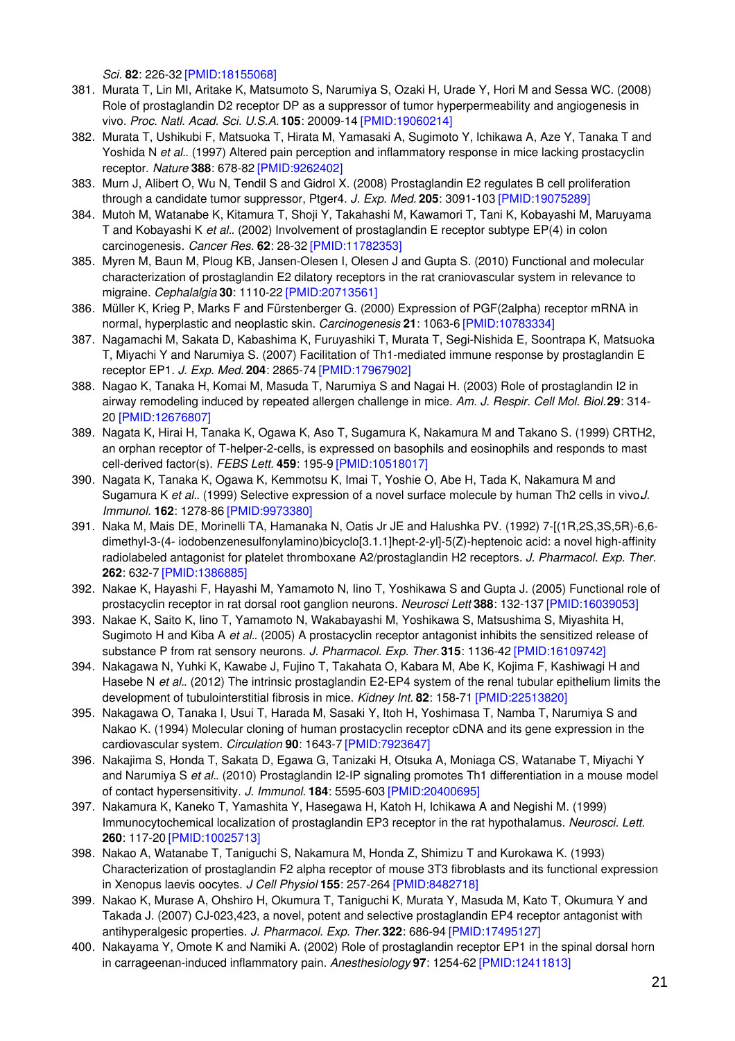*Sci.* **82**: 226-32 [PMID:18155068]

381. Murata T, Lin MI, Aritake K, Matsumoto S, Narumiya S, Ozaki H, Urade Y, Hori M and Sessa WC. (2008) Role of prostaglandin D2 receptor DP as a suppressor of tumor hyperpermeability and angiogenesis in vivo. *Proc. Natl. Acad. Sci. U.S.A.* **105**: 20009-14 [PMID:19060214]
382. Murata T, Ushikubi F, Matsuoka T, Hirata M, Yamasaki A, Sugimoto Y, Ichikawa A, Aze Y, Tanaka T and Yoshida N *et al.*. (1997) Altered pain perception and inflammatory response in mice lacking prostacyclin receptor. *Nature* **388**: 678-82 [PMID:9262402]
383. Murn J, Alibert O, Wu N, Tendil S and Gidrol X. (2008) Prostaglandin E2 regulates B cell proliferation through a candidate tumor suppressor, Ptger4. *J. Exp. Med.* **205**: 3091-103 [PMID:19075289]
384. Mutoh M, Watanabe K, Kitamura T, Shoji Y, Takahashi M, Kawamori T, Tani K, Kobayashi M, Maruyama T and Kobayashi K *et al.*. (2002) Involvement of prostaglandin E receptor subtype EP(4) in colon carcinogenesis. *Cancer Res.* **62**: 28-32 [PMID:11782353]
385. Myren M, Baun M, Ploug KB, Jansen-Olesen I, Olesen J and Gupta S. (2010) Functional and molecular characterization of prostaglandin E2 dilatory receptors in the rat craniovascular system in relevance to migraine. *Cephalalgia* **30**: 1110-22 [PMID:20713561]
386. Müller K, Krieg P, Marks F and Fürstenberger G. (2000) Expression of PGF(2alpha) receptor mRNA in normal, hyperplastic and neoplastic skin. *Carcinogenesis* **21**: 1063-6 [PMID:10783334]
387. Nagamachi M, Sakata D, Kabashima K, Furuyashiki T, Murata T, Segi-Nishida E, Soontrapa K, Matsuoka T, Miyachi Y and Narumiya S. (2007) Facilitation of Th1-mediated immune response by prostaglandin E receptor EP1. *J. Exp. Med.* **204**: 2865-74 [PMID:17967902]
388. Nagao K, Tanaka H, Komai M, Masuda T, Narumiya S and Nagai H. (2003) Role of prostaglandin I2 in airway remodeling induced by repeated allergen challenge in mice. *Am. J. Respir. Cell Mol. Biol.* **29**: 314-20 [PMID:12676807]
389. Nagata K, Hirai H, Tanaka K, Ogawa K, Aso T, Sugamura K, Nakamura M and Takano S. (1999) CRTH2, an orphan receptor of T-helper-2-cells, is expressed on basophils and eosinophils and responds to mast cell-derived factor(s). *FEBS Lett.* **459**: 195-9 [PMID:10518017]
390. Nagata K, Tanaka K, Ogawa K, Kemmotsu K, Imai T, Yoshie O, Abe H, Tada K, Nakamura M and Sugamura K *et al.*. (1999) Selective expression of a novel surface molecule by human Th2 cells in vivo *J. Immunol.* **162**: 1278-86 [PMID:9973380]
391. Naka M, Mais DE, Morinelli TA, Hamanaka N, Oatis Jr JE and Halushka PV. (1992) 7-[(1R,2S,3S,5R)-6,6-dimethyl-3-(4- iodobenzenesulfonylamino)bicyclo[3.1.1]hept-2-yl]-5(Z)-heptenoic acid: a novel high-affinity radiolabeled antagonist for platelet thromboxane A2/prostaglandin H2 receptors. *J. Pharmacol. Exp. Ther.* **262**: 632-7 [PMID:1386885]
392. Nakae K, Hayashi F, Hayashi M, Yamamoto N, Iino T, Yoshikawa S and Gupta J. (2005) Functional role of prostacyclin receptor in rat dorsal root ganglion neurons. *Neurosci Lett* **388**: 132-137 [PMID:16039053]
393. Nakae K, Saito K, Iino T, Yamamoto N, Wakabayashi M, Yoshikawa S, Matsushima S, Miyashita H, Sugimoto H and Kiba A *et al.*. (2005) A prostacyclin receptor antagonist inhibits the sensitized release of substance P from rat sensory neurons. *J. Pharmacol. Exp. Ther.* **315**: 1136-42 [PMID:16109742]
394. Nakagawa N, Yuhki K, Kawabe J, Fujino T, Takahata O, Kabara M, Abe K, Kojima F, Kashiwagi H and Hasebe N *et al.*. (2012) The intrinsic prostaglandin E2-EP4 system of the renal tubular epithelium limits the development of tubulointerstitial fibrosis in mice. *Kidney Int.* **82**: 158-71 [PMID:22513820]
395. Nakagawa O, Tanaka I, Usui T, Harada M, Sasaki Y, Itoh H, Yoshimasa T, Namba T, Narumiya S and Nakao K. (1994) Molecular cloning of human prostacyclin receptor cDNA and its gene expression in the cardiovascular system. *Circulation* **90**: 1643-7 [PMID:7923647]
396. Nakajima S, Honda T, Sakata D, Egawa G, Tanizaki H, Otsuka A, Moniaga CS, Watanabe T, Miyachi Y and Narumiya S *et al.*. (2010) Prostaglandin I2-IP signaling promotes Th1 differentiation in a mouse model of contact hypersensitivity. *J. Immunol.* **184**: 5595-603 [PMID:20400695]
397. Nakamura K, Kaneko T, Yamashita Y, Hasegawa H, Katoh H, Ichikawa A and Negishi M. (1999) Immunocytochemical localization of prostaglandin EP3 receptor in the rat hypothalamus. *Neurosci. Lett.* **260**: 117-20 [PMID:10025713]
398. Nakao A, Watanabe T, Taniguchi S, Nakamura M, Honda Z, Shimizu T and Kurokawa K. (1993) Characterization of prostaglandin F2 alpha receptor of mouse 3T3 fibroblasts and its functional expression in Xenopus laevis oocytes. *J Cell Physiol* **155**: 257-264 [PMID:8482718]
399. Nakao K, Murase A, Ohshiro H, Okumura T, Taniguchi K, Murata Y, Masuda M, Kato T, Okumura Y and Takada J. (2007) CJ-023,423, a novel, potent and selective prostaglandin EP4 receptor antagonist with antihyperalgesic properties. *J. Pharmacol. Exp. Ther.* **322**: 686-94 [PMID:17495127]
400. Nakayama Y, Omote K and Namiki A. (2002) Role of prostaglandin receptor EP1 in the spinal dorsal horn in carrageenan-induced inflammatory pain. *Anesthesiology* **97**: 1254-62 [PMID:12411813]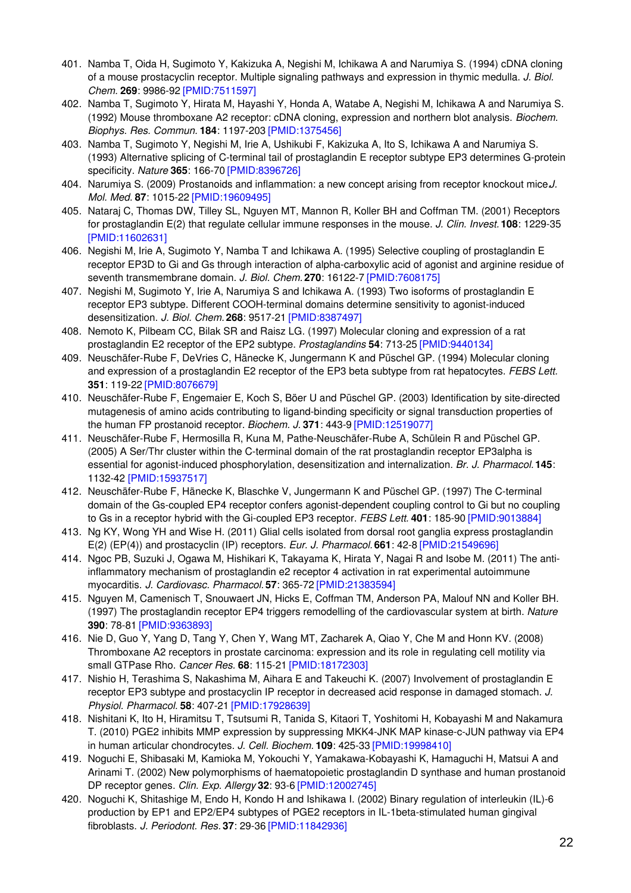401. Namba T, Oida H, Sugimoto Y, Kakizuka A, Negishi M, Ichikawa A and Narumiya S. (1994) cDNA cloning of a mouse prostacyclin receptor. Multiple signaling pathways and expression in thymic medulla. *J. Biol. Chem.* **269**: 9986-92 [PMID:7511597]
402. Namba T, Sugimoto Y, Hirata M, Hayashi Y, Honda A, Watabe A, Negishi M, Ichikawa A and Narumiya S. (1992) Mouse thromboxane A2 receptor: cDNA cloning, expression and northern blot analysis. *Biochem. Biophys. Res. Commun.* **184**: 1197-203 [PMID:1375456]
403. Namba T, Sugimoto Y, Negishi M, Irie A, Ushikubi F, Kakizuka A, Ito S, Ichikawa A and Narumiya S. (1993) Alternative splicing of C-terminal tail of prostaglandin E receptor subtype EP3 determines G-protein specificity. *Nature* **365**: 166-70 [PMID:8396726]
404. Narumiya S. (2009) Prostanoids and inflammation: a new concept arising from receptor knockout mice*J. Mol. Med.* **87**: 1015-22 [PMID:19609495]
405. Nataraj C, Thomas DW, Tilley SL, Nguyen MT, Mannon R, Koller BH and Coffman TM. (2001) Receptors for prostaglandin E(2) that regulate cellular immune responses in the mouse. *J. Clin. Invest.* **108**: 1229-35 [PMID:11602631]
406. Negishi M, Irie A, Sugimoto Y, Namba T and Ichikawa A. (1995) Selective coupling of prostaglandin E receptor EP3D to Gi and Gs through interaction of alpha-carboxylic acid of agonist and arginine residue of seventh transmembrane domain. *J. Biol. Chem.* **270**: 16122-7 [PMID:7608175]
407. Negishi M, Sugimoto Y, Irie A, Narumiya S and Ichikawa A. (1993) Two isoforms of prostaglandin E receptor EP3 subtype. Different COOH-terminal domains determine sensitivity to agonist-induced desensitization. *J. Biol. Chem.* **268**: 9517-21 [PMID:8387497]
408. Nemoto K, Pilbeam CC, Bilak SR and Raisz LG. (1997) Molecular cloning and expression of a rat prostaglandin E2 receptor of the EP2 subtype. *Prostaglandins* **54**: 713-25 [PMID:9440134]
409. Neuschäfer-Rube F, DeVries C, Hänecke K, Jungermann K and Püschel GP. (1994) Molecular cloning and expression of a prostaglandin E2 receptor of the EP3 beta subtype from rat hepatocytes. *FEBS Lett.* **351**: 119-22 [PMID:8076679]
410. Neuschäfer-Rube F, Engemaier E, Koch S, Böer U and Püschel GP. (2003) Identification by site-directed mutagenesis of amino acids contributing to ligand-binding specificity or signal transduction properties of the human FP prostanoid receptor. *Biochem. J.* **371**: 443-9 [PMID:12519077]
411. Neuschäfer-Rube F, Hermosilla R, Kuna M, Pathe-Neuschäfer-Rube A, Schülein R and Püschel GP. (2005) A Ser/Thr cluster within the C-terminal domain of the rat prostaglandin receptor EP3alpha is essential for agonist-induced phosphorylation, desensitization and internalization. *Br. J. Pharmacol.* **145**: 1132-42 [PMID:15937517]
412. Neuschäfer-Rube F, Hänecke K, Blaschke V, Jungermann K and Püschel GP. (1997) The C-terminal domain of the Gs-coupled EP4 receptor confers agonist-dependent coupling control to Gi but no coupling to Gs in a receptor hybrid with the Gi-coupled EP3 receptor. *FEBS Lett.* **401**: 185-90 [PMID:9013884]
413. Ng KY, Wong YH and Wise H. (2011) Glial cells isolated from dorsal root ganglia express prostaglandin E(2) (EP(4)) and prostacyclin (IP) receptors. *Eur. J. Pharmacol.* **661**: 42-8 [PMID:21549696]
414. Ngoc PB, Suzuki J, Ogawa M, Hishikari K, Takayama K, Hirata Y, Nagai R and Isobe M. (2011) The anti-inflammatory mechanism of prostaglandin e2 receptor 4 activation in rat experimental autoimmune myocarditis. *J. Cardiovasc. Pharmacol.* **57**: 365-72 [PMID:21383594]
415. Nguyen M, Camenisch T, Snouwaert JN, Hicks E, Coffman TM, Anderson PA, Malouf NN and Koller BH. (1997) The prostaglandin receptor EP4 triggers remodelling of the cardiovascular system at birth. *Nature* **390**: 78-81 [PMID:9363893]
416. Nie D, Guo Y, Yang D, Tang Y, Chen Y, Wang MT, Zacharek A, Qiao Y, Che M and Honn KV. (2008) Thromboxane A2 receptors in prostate carcinoma: expression and its role in regulating cell motility via small GTPase Rho. *Cancer Res.* **68**: 115-21 [PMID:18172303]
417. Nishio H, Terashima S, Nakashima M, Aihara E and Takeuchi K. (2007) Involvement of prostaglandin E receptor EP3 subtype and prostacyclin IP receptor in decreased acid response in damaged stomach. *J. Physiol. Pharmacol.* **58**: 407-21 [PMID:17928639]
418. Nishitani K, Ito H, Hiramitsu T, Tsutsumi R, Tanida S, Kitaori T, Yoshitomi H, Kobayashi M and Nakamura T. (2010) PGE2 inhibits MMP expression by suppressing MKK4-JNK MAP kinase-c-JUN pathway via EP4 in human articular chondrocytes. *J. Cell. Biochem.* **109**: 425-33 [PMID:19998410]
419. Noguchi E, Shibasaki M, Kamioka M, Yokouchi Y, Yamakawa-Kobayashi K, Hamaguchi H, Matsui A and Arinami T. (2002) New polymorphisms of haematopoietic prostaglandin D synthase and human prostanoid DP receptor genes. *Clin. Exp. Allergy* **32**: 93-6 [PMID:12002745]
420. Noguchi K, Shitashige M, Endo H, Kondo H and Ishikawa I. (2002) Binary regulation of interleukin (IL)-6 production by EP1 and EP2/EP4 subtypes of PGE2 receptors in IL-1beta-stimulated human gingival fibroblasts. *J. Periodont. Res.* **37**: 29-36 [PMID:11842936]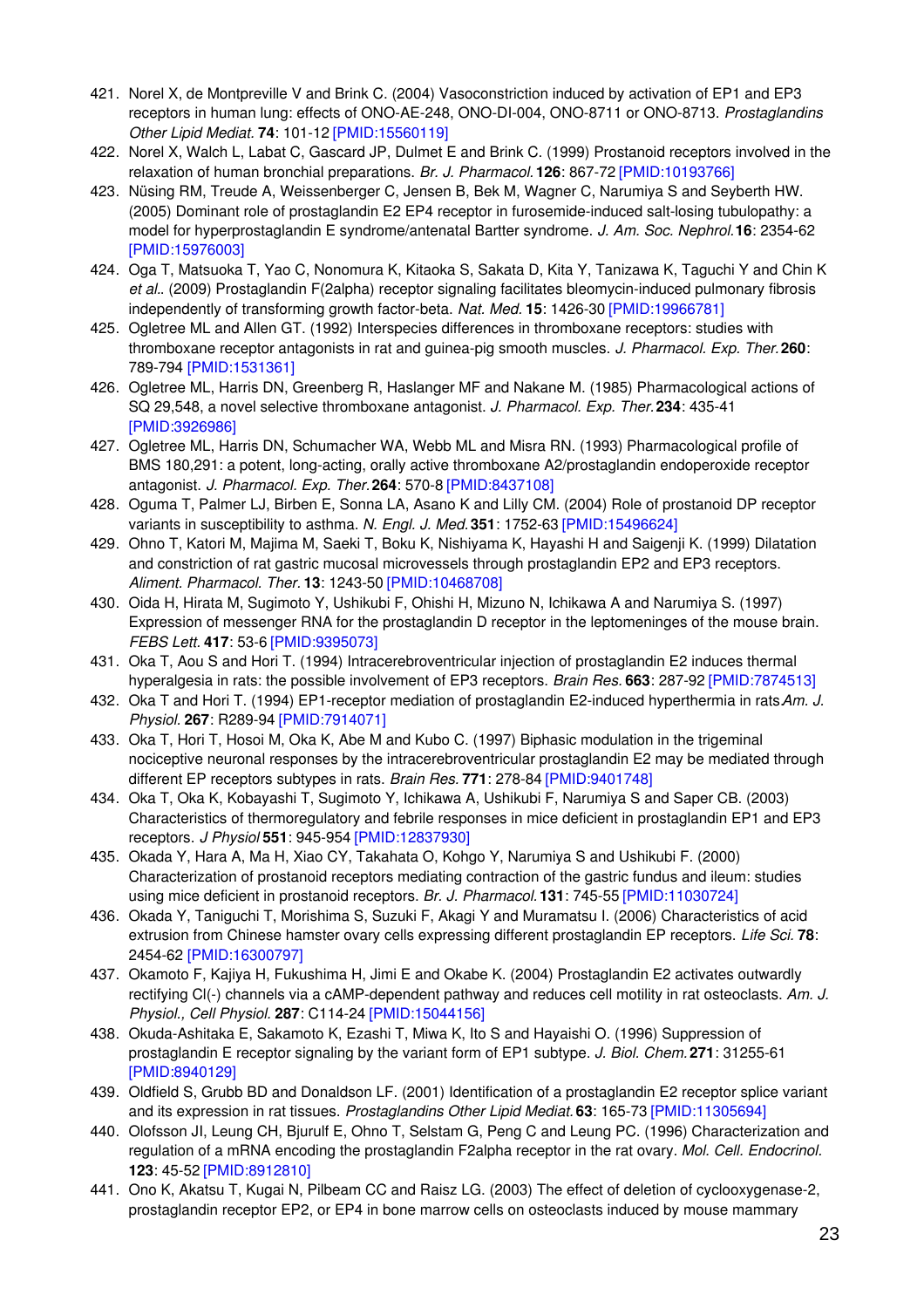421. Norel X, de Montpreville V and Brink C. (2004) Vasoconstriction induced by activation of EP1 and EP3 receptors in human lung: effects of ONO-AE-248, ONO-DI-004, ONO-8711 or ONO-8713. *Prostaglandins Other Lipid Mediat.* **74**: 101-12 [PMID:15560119]
422. Norel X, Walch L, Labat C, Gascard JP, Dulmet E and Brink C. (1999) Prostanoid receptors involved in the relaxation of human bronchial preparations. *Br. J. Pharmacol.* **126**: 867-72 [PMID:10193766]
423. Nüsing RM, Treude A, Weissenberger C, Jensen B, Bek M, Wagner C, Narumiya S and Seyberth HW. (2005) Dominant role of prostaglandin E2 EP4 receptor in furosemide-induced salt-losing tubulopathy: a model for hyperprostaglandin E syndrome/antenatal Bartter syndrome. *J. Am. Soc. Nephrol.* **16**: 2354-62 [PMID:15976003]
424. Oga T, Matsuoka T, Yao C, Nonomura K, Kitaoka S, Sakata D, Kita Y, Tanizawa K, Taguchi Y and Chin K *et al.*. (2009) Prostaglandin F(2alpha) receptor signaling facilitates bleomycin-induced pulmonary fibrosis independently of transforming growth factor-beta. *Nat. Med.* **15**: 1426-30 [PMID:19966781]
425. Ogletree ML and Allen GT. (1992) Interspecies differences in thromboxane receptors: studies with thromboxane receptor antagonists in rat and guinea-pig smooth muscles. *J. Pharmacol. Exp. Ther.* **260**: 789-794 [PMID:1531361]
426. Ogletree ML, Harris DN, Greenberg R, Haslanger MF and Nakane M. (1985) Pharmacological actions of SQ 29,548, a novel selective thromboxane antagonist. *J. Pharmacol. Exp. Ther.* **234**: 435-41 [PMID:3926986]
427. Ogletree ML, Harris DN, Schumacher WA, Webb ML and Misra RN. (1993) Pharmacological profile of BMS 180,291: a potent, long-acting, orally active thromboxane A2/prostaglandin endoperoxide receptor antagonist. *J. Pharmacol. Exp. Ther.* **264**: 570-8 [PMID:8437108]
428. Oguma T, Palmer LJ, Birben E, Sonna LA, Asano K and Lilly CM. (2004) Role of prostanoid DP receptor variants in susceptibility to asthma. *N. Engl. J. Med.* **351**: 1752-63 [PMID:15496624]
429. Ohno T, Katori M, Majima M, Saeki T, Boku K, Nishiyama K, Hayashi H and Saigenji K. (1999) Dilatation and constriction of rat gastric mucosal microvessels through prostaglandin EP2 and EP3 receptors. *Aliment. Pharmacol. Ther.* **13**: 1243-50 [PMID:10468708]
430. Oida H, Hirata M, Sugimoto Y, Ushikubi F, Ohishi H, Mizuno N, Ichikawa A and Narumiya S. (1997) Expression of messenger RNA for the prostaglandin D receptor in the leptomeninges of the mouse brain. *FEBS Lett.* **417**: 53-6 [PMID:9395073]
431. Oka T, Aou S and Hori T. (1994) Intracerebroventricular injection of prostaglandin E2 induces thermal hyperalgesia in rats: the possible involvement of EP3 receptors. *Brain Res.* **663**: 287-92 [PMID:7874513]
432. Oka T and Hori T. (1994) EP1-receptor mediation of prostaglandin E2-induced hyperthermia in rats *Am. J. Physiol.* **267**: R289-94 [PMID:7914071]
433. Oka T, Hori T, Hosoi M, Oka K, Abe M and Kubo C. (1997) Biphasic modulation in the trigeminal nociceptive neuronal responses by the intracerebroventricular prostaglandin E2 may be mediated through different EP receptors subtypes in rats. *Brain Res.* **771**: 278-84 [PMID:9401748]
434. Oka T, Oka K, Kobayashi T, Sugimoto Y, Ichikawa A, Ushikubi F, Narumiya S and Saper CB. (2003) Characteristics of thermoregulatory and febrile responses in mice deficient in prostaglandin EP1 and EP3 receptors. *J Physiol* **551**: 945-954 [PMID:12837930]
435. Okada Y, Hara A, Ma H, Xiao CY, Takahata O, Kohgo Y, Narumiya S and Ushikubi F. (2000) Characterization of prostanoid receptors mediating contraction of the gastric fundus and ileum: studies using mice deficient in prostanoid receptors. *Br. J. Pharmacol.* **131**: 745-55 [PMID:11030724]
436. Okada Y, Taniguchi T, Morishima S, Suzuki F, Akagi Y and Muramatsu I. (2006) Characteristics of acid extrusion from Chinese hamster ovary cells expressing different prostaglandin EP receptors. *Life Sci.* **78**: 2454-62 [PMID:16300797]
437. Okamoto F, Kajiya H, Fukushima H, Jimi E and Okabe K. (2004) Prostaglandin E2 activates outwardly rectifying Cl(-) channels via a cAMP-dependent pathway and reduces cell motility in rat osteoclasts. *Am. J. Physiol., Cell Physiol.* **287**: C114-24 [PMID:15044156]
438. Okuda-Ashitaka E, Sakamoto K, Ezashi T, Miwa K, Ito S and Hayaishi O. (1996) Suppression of prostaglandin E receptor signaling by the variant form of EP1 subtype. *J. Biol. Chem.* **271**: 31255-61 [PMID:8940129]
439. Oldfield S, Grubb BD and Donaldson LF. (2001) Identification of a prostaglandin E2 receptor splice variant and its expression in rat tissues. *Prostaglandins Other Lipid Mediat.* **63**: 165-73 [PMID:11305694]
440. Olofsson JI, Leung CH, Bjurulf E, Ohno T, Selstam G, Peng C and Leung PC. (1996) Characterization and regulation of a mRNA encoding the prostaglandin F2alpha receptor in the rat ovary. *Mol. Cell. Endocrinol.* **123**: 45-52 [PMID:8912810]
441. Ono K, Akatsu T, Kugai N, Pilbeam CC and Raisz LG. (2003) The effect of deletion of cyclooxygenase-2, prostaglandin receptor EP2, or EP4 in bone marrow cells on osteoclasts induced by mouse mammary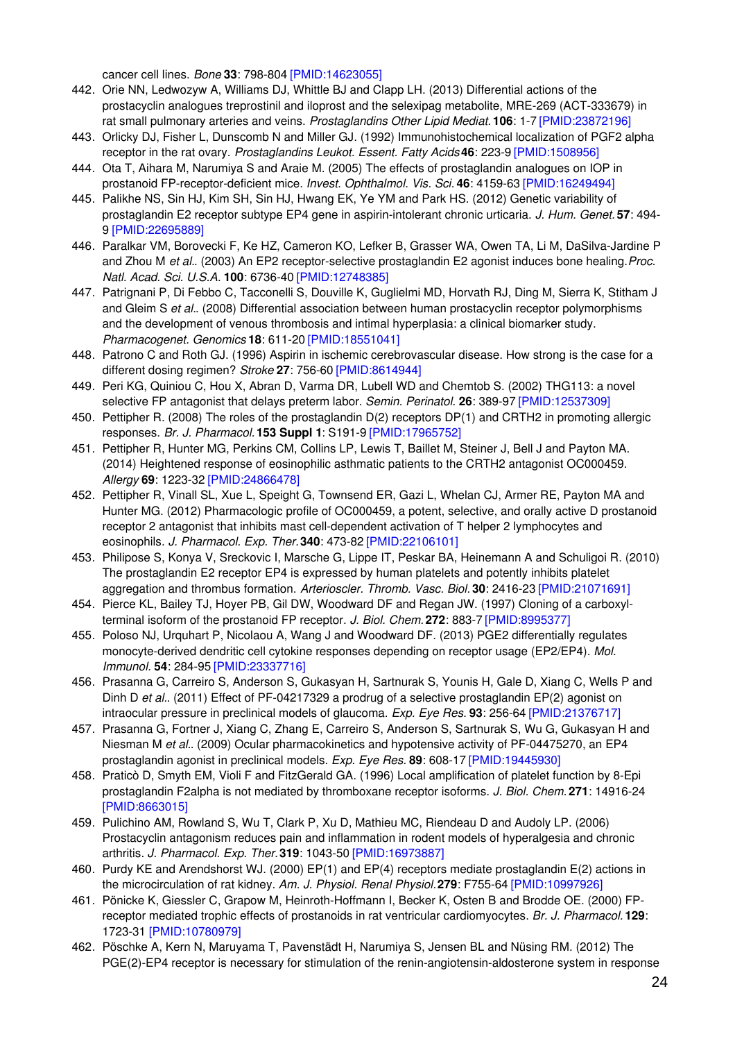cancer cell lines. *Bone* **33**: 798-804 [PMID:14623055]

442. Orie NN, Ledwozyw A, Williams DJ, Whittle BJ and Clapp LH. (2013) Differential actions of the prostacyclin analogues treprostinil and iloprost and the selexipag metabolite, MRE-269 (ACT-333679) in rat small pulmonary arteries and veins. *Prostaglandins Other Lipid Mediat.* **106**: 1-7 [PMID:23872196]
443. Orlicky DJ, Fisher L, Dunscomb N and Miller GJ. (1992) Immunohistochemical localization of PGF2 alpha receptor in the rat ovary. *Prostaglandins Leukot. Essent. Fatty Acids* **46**: 223-9 [PMID:1508956]
444. Ota T, Aihara M, Narumiya S and Araie M. (2005) The effects of prostaglandin analogues on IOP in prostanoid FP-receptor-deficient mice. *Invest. Ophthalmol. Vis. Sci.* **46**: 4159-63 [PMID:16249494]
445. Palikhe NS, Sin HJ, Kim SH, Sin HJ, Hwang EK, Ye YM and Park HS. (2012) Genetic variability of prostaglandin E2 receptor subtype EP4 gene in aspirin-intolerant chronic urticaria. *J. Hum. Genet.* **57**: 494-9 [PMID:22695889]
446. Paralkar VM, Borovecki F, Ke HZ, Cameron KO, Lefker B, Grasser WA, Owen TA, Li M, DaSilva-Jardine P and Zhou M *et al.*. (2003) An EP2 receptor-selective prostaglandin E2 agonist induces bone healing. *Proc. Natl. Acad. Sci. U.S.A.* **100**: 6736-40 [PMID:12748385]
447. Patrignani P, Di Febbo C, Tacconelli S, Douville K, Guglielmi MD, Horvath RJ, Ding M, Sierra K, Stitham J and Gleim S *et al.*. (2008) Differential association between human prostacyclin receptor polymorphisms and the development of venous thrombosis and intimal hyperplasia: a clinical biomarker study. *Pharmacogenet. Genomics* **18**: 611-20 [PMID:18551041]
448. Patrono C and Roth GJ. (1996) Aspirin in ischemic cerebrovascular disease. How strong is the case for a different dosing regimen? *Stroke* **27**: 756-60 [PMID:8614944]
449. Peri KG, Quiniou C, Hou X, Abran D, Varma DR, Lubell WD and Chemtob S. (2002) THG113: a novel selective FP antagonist that delays preterm labor. *Semin. Perinatol.* **26**: 389-97 [PMID:12537309]
450. Pettipher R. (2008) The roles of the prostaglandin D(2) receptors DP(1) and CRTH2 in promoting allergic responses. *Br. J. Pharmacol.* **153 Suppl 1**: S191-9 [PMID:17965752]
451. Pettipher R, Hunter MG, Perkins CM, Collins LP, Lewis T, Baillet M, Steiner J, Bell J and Payton MA. (2014) Heightened response of eosinophilic asthmatic patients to the CRTH2 antagonist OC000459. *Allergy* **69**: 1223-32 [PMID:24866478]
452. Pettipher R, Vinall SL, Xue L, Speight G, Townsend ER, Gazi L, Whelan CJ, Armer RE, Payton MA and Hunter MG. (2012) Pharmacologic profile of OC000459, a potent, selective, and orally active D prostanoid receptor 2 antagonist that inhibits mast cell-dependent activation of T helper 2 lymphocytes and eosinophils. *J. Pharmacol. Exp. Ther.* **340**: 473-82 [PMID:22106101]
453. Philipose S, Konya V, Sreckovic I, Marsche G, Lippe IT, Peskar BA, Heinemann A and Schuligoi R. (2010) The prostaglandin E2 receptor EP4 is expressed by human platelets and potently inhibits platelet aggregation and thrombus formation. *Arterioscler. Thromb. Vasc. Biol.* **30**: 2416-23 [PMID:21071691]
454. Pierce KL, Bailey TJ, Hoyer PB, Gil DW, Woodward DF and Regan JW. (1997) Cloning of a carboxyl-terminal isoform of the prostanoid FP receptor. *J. Biol. Chem.* **272**: 883-7 [PMID:8995377]
455. Poloso NJ, Urquhart P, Nicolaou A, Wang J and Woodward DF. (2013) PGE2 differentially regulates monocyte-derived dendritic cell cytokine responses depending on receptor usage (EP2/EP4). *Mol. Immunol.* **54**: 284-95 [PMID:23337716]
456. Prasanna G, Carreiro S, Anderson S, Gukasyan H, Sartnurak S, Younis H, Gale D, Xiang C, Wells P and Dinh D *et al.*. (2011) Effect of PF-04217329 a prodrug of a selective prostaglandin EP(2) agonist on intraocular pressure in preclinical models of glaucoma. *Exp. Eye Res.* **93**: 256-64 [PMID:21376717]
457. Prasanna G, Fortner J, Xiang C, Zhang E, Carreiro S, Anderson S, Sartnurak S, Wu G, Gukasyan H and Niesman M *et al.*. (2009) Ocular pharmacokinetics and hypotensive activity of PF-04475270, an EP4 prostaglandin agonist in preclinical models. *Exp. Eye Res.* **89**: 608-17 [PMID:19445930]
458. Praticò D, Smyth EM, Violi F and FitzGerald GA. (1996) Local amplification of platelet function by 8-Epi prostaglandin F2alpha is not mediated by thromboxane receptor isoforms. *J. Biol. Chem.* **271**: 14916-24 [PMID:8663015]
459. Pulichino AM, Rowland S, Wu T, Clark P, Xu D, Mathieu MC, Riendeau D and Audoly LP. (2006) Prostacyclin antagonism reduces pain and inflammation in rodent models of hyperalgesia and chronic arthritis. *J. Pharmacol. Exp. Ther.* **319**: 1043-50 [PMID:16973887]
460. Purdy KE and Arendshorst WJ. (2000) EP(1) and EP(4) receptors mediate prostaglandin E(2) actions in the microcirculation of rat kidney. *Am. J. Physiol. Renal Physiol.* **279**: F755-64 [PMID:10997926]
461. Pönicke K, Giessler C, Grapow M, Heinroth-Hoffmann I, Becker K, Osten B and Brodde OE. (2000) FP-receptor mediated trophic effects of prostanoids in rat ventricular cardiomyocytes. *Br. J. Pharmacol.* **129**: 1723-31 [PMID:10780979]
462. Pöschke A, Kern N, Maruyama T, Pavenstädt H, Narumiya S, Jensen BL and Nüsing RM. (2012) The PGE(2)-EP4 receptor is necessary for stimulation of the renin-angiotensin-aldosterone system in response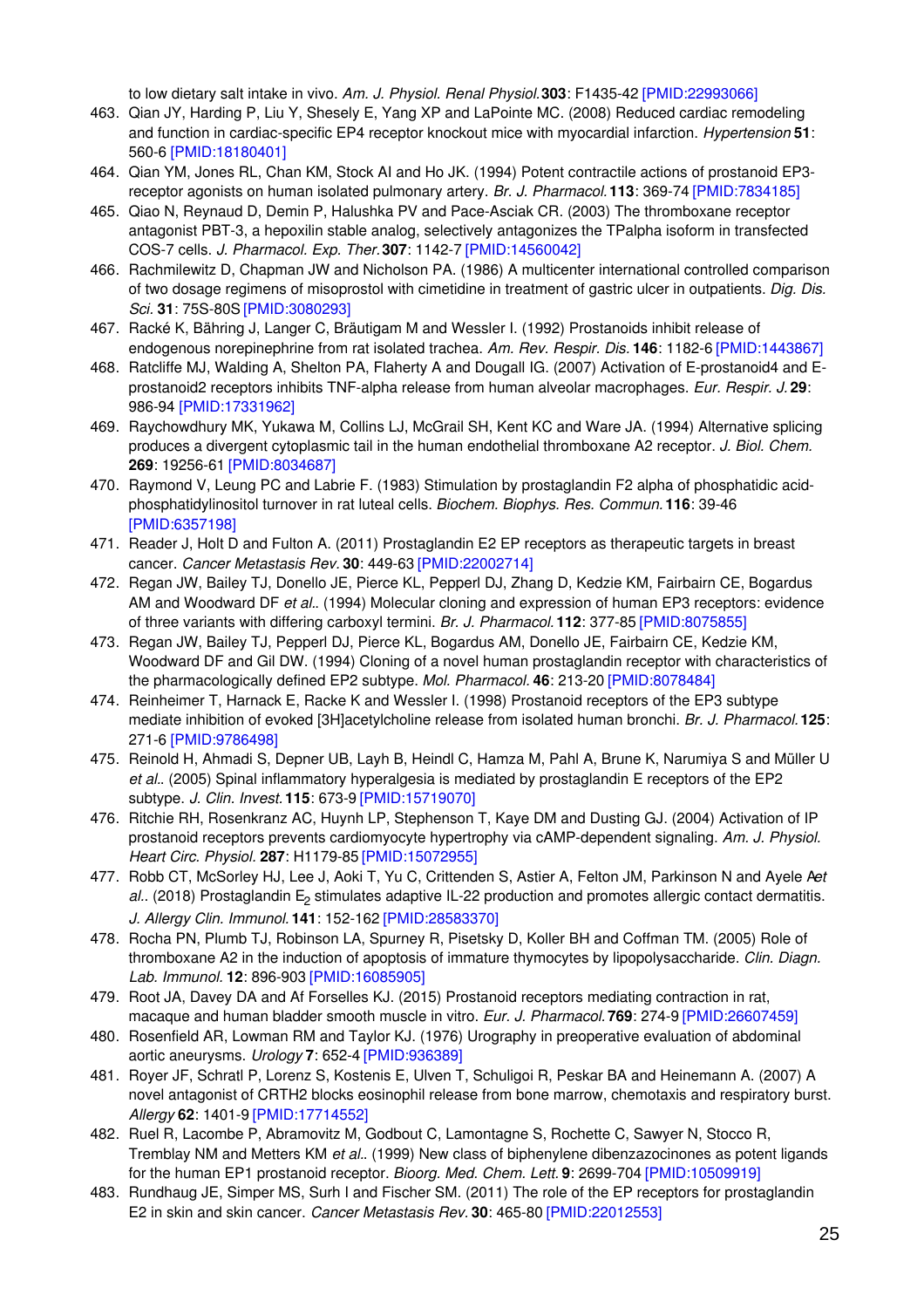to low dietary salt intake in vivo. *Am. J. Physiol. Renal Physiol.* **303**: F1435-42 [PMID:22993066]

463. Qian JY, Harding P, Liu Y, Shesely E, Yang XP and LaPointe MC. (2008) Reduced cardiac remodeling and function in cardiac-specific EP4 receptor knockout mice with myocardial infarction. *Hypertension* **51**: 560-6 [PMID:18180401]
464. Qian YM, Jones RL, Chan KM, Stock AI and Ho JK. (1994) Potent contractile actions of prostanoid EP3-receptor agonists on human isolated pulmonary artery. *Br. J. Pharmacol.* **113**: 369-74 [PMID:7834185]
465. Qiao N, Reynaud D, Demin P, Halushka PV and Pace-Asciak CR. (2003) The thromboxane receptor antagonist PBT-3, a hepoxilin stable analog, selectively antagonizes the TPalpha isoform in transfected COS-7 cells. *J. Pharmacol. Exp. Ther.* **307**: 1142-7 [PMID:14560042]
466. Rachmilewitz D, Chapman JW and Nicholson PA. (1986) A multicenter international controlled comparison of two dosage regimens of misoprostol with cimetidine in treatment of gastric ulcer in outpatients. *Dig. Dis. Sci.* **31**: 75S-80S [PMID:3080293]
467. Racké K, Bähring J, Langer C, Bräutigam M and Wessler I. (1992) Prostanoids inhibit release of endogenous norepinephrine from rat isolated trachea. *Am. Rev. Respir. Dis.* **146**: 1182-6 [PMID:1443867]
468. Ratcliffe MJ, Walding A, Shelton PA, Flaherty A and Dougall IG. (2007) Activation of E-prostanoid4 and E-prostanoid2 receptors inhibits TNF-alpha release from human alveolar macrophages. *Eur. Respir. J.* **29**: 986-94 [PMID:17331962]
469. Raychowdhury MK, Yukawa M, Collins LJ, McGrail SH, Kent KC and Ware JA. (1994) Alternative splicing produces a divergent cytoplasmic tail in the human endothelial thromboxane A2 receptor. *J. Biol. Chem.* **269**: 19256-61 [PMID:8034687]
470. Raymond V, Leung PC and Labrie F. (1983) Stimulation by prostaglandin F2 alpha of phosphatidic acid-phosphatidylinositol turnover in rat luteal cells. *Biochem. Biophys. Res. Commun.* **116**: 39-46 [PMID:6357198]
471. Reader J, Holt D and Fulton A. (2011) Prostaglandin E2 EP receptors as therapeutic targets in breast cancer. *Cancer Metastasis Rev.* **30**: 449-63 [PMID:22002714]
472. Regan JW, Bailey TJ, Donello JE, Pierce KL, Pepperl DJ, Zhang D, Kedzie KM, Fairbairn CE, Bogardus AM and Woodward DF *et al.*. (1994) Molecular cloning and expression of human EP3 receptors: evidence of three variants with differing carboxyl termini. *Br. J. Pharmacol.* **112**: 377-85 [PMID:8075855]
473. Regan JW, Bailey TJ, Pepperl DJ, Pierce KL, Bogardus AM, Donello JE, Fairbairn CE, Kedzie KM, Woodward DF and Gil DW. (1994) Cloning of a novel human prostaglandin receptor with characteristics of the pharmacologically defined EP2 subtype. *Mol. Pharmacol.* **46**: 213-20 [PMID:8078484]
474. Reinheimer T, Harnack E, Racke K and Wessler I. (1998) Prostanoid receptors of the EP3 subtype mediate inhibition of evoked [3H]acetylcholine release from isolated human bronchi. *Br. J. Pharmacol.* **125**: 271-6 [PMID:9786498]
475. Reinold H, Ahmadi S, Depner UB, Layh B, Heindl C, Hamza M, Pahl A, Brune K, Narumiya S and Müller U *et al.*. (2005) Spinal inflammatory hyperalgesia is mediated by prostaglandin E receptors of the EP2 subtype. *J. Clin. Invest.* **115**: 673-9 [PMID:15719070]
476. Ritchie RH, Rosenkranz AC, Huynh LP, Stephenson T, Kaye DM and Dusting GJ. (2004) Activation of IP prostanoid receptors prevents cardiomyocyte hypertrophy via cAMP-dependent signaling. *Am. J. Physiol. Heart Circ. Physiol.* **287**: H1179-85 [PMID:15072955]
477. Robb CT, McSorley HJ, Lee J, Aoki T, Yu C, Crittenden S, Astier A, Felton JM, Parkinson N and Ayele A*et al.*. (2018) Prostaglandin $E_2$ stimulates adaptive IL-22 production and promotes allergic contact dermatitis. *J. Allergy Clin. Immunol.* **141**: 152-162 [PMID:28583370]
478. Rocha PN, Plumb TJ, Robinson LA, Spurney R, Pisetsky D, Koller BH and Coffman TM. (2005) Role of thromboxane A2 in the induction of apoptosis of immature thymocytes by lipopolysaccharide. *Clin. Diagn. Lab. Immunol.* **12**: 896-903 [PMID:16085905]
479. Root JA, Davey DA and Af Forselles KJ. (2015) Prostanoid receptors mediating contraction in rat, macaque and human bladder smooth muscle in vitro. *Eur. J. Pharmacol.* **769**: 274-9 [PMID:26607459]
480. Rosenfield AR, Lowman RM and Taylor KJ. (1976) Urography in preoperative evaluation of abdominal aortic aneurysms. *Urology* **7**: 652-4 [PMID:936389]
481. Royer JF, Schratl P, Lorenz S, Kostenis E, Ulven T, Schuligoi R, Peskar BA and Heinemann A. (2007) A novel antagonist of CRTH2 blocks eosinophil release from bone marrow, chemotaxis and respiratory burst. *Allergy* **62**: 1401-9 [PMID:17714552]
482. Ruel R, Lacombe P, Abramovitz M, Godbout C, Lamontagne S, Rochette C, Sawyer N, Stocco R, Tremblay NM and Metters KM *et al.*. (1999) New class of biphenylene dibenzazocinones as potent ligands for the human EP1 prostanoid receptor. *Bioorg. Med. Chem. Lett.* **9**: 2699-704 [PMID:10509919]
483. Rundhaug JE, Simper MS, Surh I and Fischer SM. (2011) The role of the EP receptors for prostaglandin E2 in skin and skin cancer. *Cancer Metastasis Rev.* **30**: 465-80 [PMID:22012553]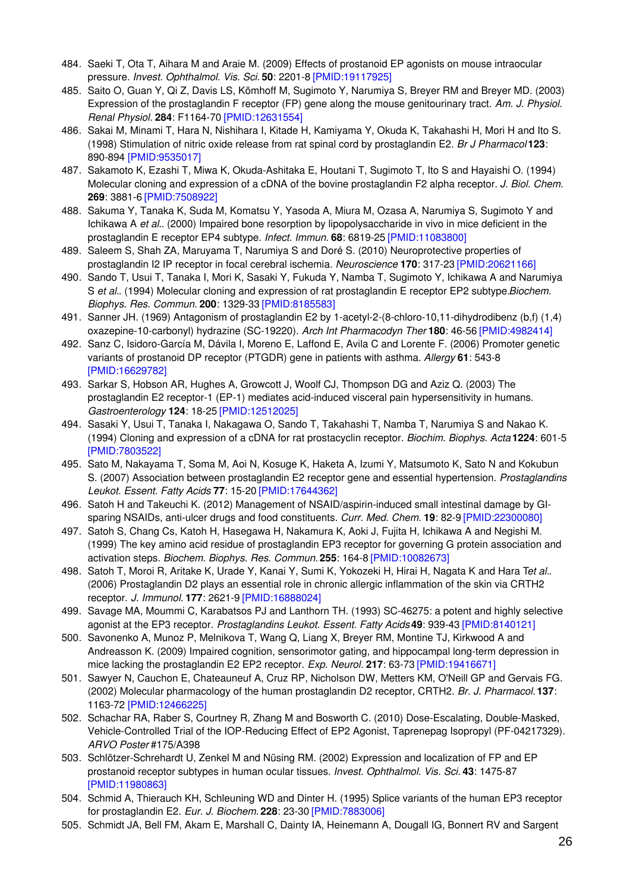484. Saeki T, Ota T, Aihara M and Araie M. (2009) Effects of prostanoid EP agonists on mouse intraocular pressure. *Invest. Ophthalmol. Vis. Sci.* **50**: 2201-8 [PMID:19117925]
485. Saito O, Guan Y, Qi Z, Davis LS, Kömhoff M, Sugimoto Y, Narumiya S, Breyer RM and Breyer MD. (2003) Expression of the prostaglandin F receptor (FP) gene along the mouse genitourinary tract. *Am. J. Physiol. Renal Physiol.* **284**: F1164-70 [PMID:12631554]
486. Sakai M, Minami T, Hara N, Nishihara I, Kitade H, Kamiyama Y, Okuda K, Takahashi H, Mori H and Ito S. (1998) Stimulation of nitric oxide release from rat spinal cord by prostaglandin E2. *Br J Pharmacol* **123**: 890-894 [PMID:9535017]
487. Sakamoto K, Ezashi T, Miwa K, Okuda-Ashitaka E, Houtani T, Sugimoto T, Ito S and Hayaishi O. (1994) Molecular cloning and expression of a cDNA of the bovine prostaglandin F2 alpha receptor. *J. Biol. Chem.* **269**: 3881-6 [PMID:7508922]
488. Sakuma Y, Tanaka K, Suda M, Komatsu Y, Yasoda A, Miura M, Ozasa A, Narumiya S, Sugimoto Y and Ichikawa A *et al.*. (2000) Impaired bone resorption by lipopolysaccharide in vivo in mice deficient in the prostaglandin E receptor EP4 subtype. *Infect. Immun.* **68**: 6819-25 [PMID:11083800]
489. Saleem S, Shah ZA, Maruyama T, Narumiya S and Doré S. (2010) Neuroprotective properties of prostaglandin I2 IP receptor in focal cerebral ischemia. *Neuroscience* **170**: 317-23 [PMID:20621166]
490. Sando T, Usui T, Tanaka I, Mori K, Sasaki Y, Fukuda Y, Namba T, Sugimoto Y, Ichikawa A and Narumiya S *et al.*. (1994) Molecular cloning and expression of rat prostaglandin E receptor EP2 subtype.*Biochem. Biophys. Res. Commun.* **200**: 1329-33 [PMID:8185583]
491. Sanner JH. (1969) Antagonism of prostaglandin E2 by 1-acetyl-2-(8-chloro-10,11-dihydrodibenz (b,f) (1,4) oxazepine-10-carbonyl) hydrazine (SC-19220). *Arch Int Pharmacodyn Ther* **180**: 46-56 [PMID:4982414]
492. Sanz C, Isidoro-García M, Dávila I, Moreno E, Laffond E, Avila C and Lorente F. (2006) Promoter genetic variants of prostanoid DP receptor (PTGDR) gene in patients with asthma. *Allergy* **61**: 543-8 [PMID:16629782]
493. Sarkar S, Hobson AR, Hughes A, Growcott J, Woolf CJ, Thompson DG and Aziz Q. (2003) The prostaglandin E2 receptor-1 (EP-1) mediates acid-induced visceral pain hypersensitivity in humans. *Gastroenterology* **124**: 18-25 [PMID:12512025]
494. Sasaki Y, Usui T, Tanaka I, Nakagawa O, Sando T, Takahashi T, Namba T, Narumiya S and Nakao K. (1994) Cloning and expression of a cDNA for rat prostacyclin receptor. *Biochim. Biophys. Acta* **1224**: 601-5 [PMID:7803522]
495. Sato M, Nakayama T, Soma M, Aoi N, Kosuge K, Haketa A, Izumi Y, Matsumoto K, Sato N and Kokubun S. (2007) Association between prostaglandin E2 receptor gene and essential hypertension. *Prostaglandins Leukot. Essent. Fatty Acids* **77**: 15-20 [PMID:17644362]
496. Satoh H and Takeuchi K. (2012) Management of NSAID/aspirin-induced small intestinal damage by GI-sparing NSAIDs, anti-ulcer drugs and food constituents. *Curr. Med. Chem.* **19**: 82-9 [PMID:22300080]
497. Satoh S, Chang Cs, Katoh H, Hasegawa H, Nakamura K, Aoki J, Fujita H, Ichikawa A and Negishi M. (1999) The key amino acid residue of prostaglandin EP3 receptor for governing G protein association and activation steps. *Biochem. Biophys. Res. Commun.* **255**: 164-8 [PMID:10082673]
498. Satoh T, Moroi R, Aritake K, Urade Y, Kanai Y, Sumi K, Yokozeki H, Hirai H, Nagata K and Hara T*et al.*. (2006) Prostaglandin D2 plays an essential role in chronic allergic inflammation of the skin via CRTH2 receptor. *J. Immunol.* **177**: 2621-9 [PMID:16888024]
499. Savage MA, Moummi C, Karabatsos PJ and Lanthorn TH. (1993) SC-46275: a potent and highly selective agonist at the EP3 receptor. *Prostaglandins Leukot. Essent. Fatty Acids* **49**: 939-43 [PMID:8140121]
500. Savonenko A, Munoz P, Melnikova T, Wang Q, Liang X, Breyer RM, Montine TJ, Kirkwood A and Andreasson K. (2009) Impaired cognition, sensorimotor gating, and hippocampal long-term depression in mice lacking the prostaglandin E2 EP2 receptor. *Exp. Neurol.* **217**: 63-73 [PMID:19416671]
501. Sawyer N, Cauchon E, Chateauneuf A, Cruz RP, Nicholson DW, Metters KM, O'Neill GP and Gervais FG. (2002) Molecular pharmacology of the human prostaglandin D2 receptor, CRTH2. *Br. J. Pharmacol.* **137**: 1163-72 [PMID:12466225]
502. Schachar RA, Raber S, Courtney R, Zhang M and Bosworth C. (2010) Dose-Escalating, Double-Masked, Vehicle-Controlled Trial of the IOP-Reducing Effect of EP2 Agonist, Taprenepag Isopropyl (PF-04217329). *ARVO Poster* #175/A398
503. Schlötzer-Schrehardt U, Zenkel M and Nüsing RM. (2002) Expression and localization of FP and EP prostanoid receptor subtypes in human ocular tissues. *Invest. Ophthalmol. Vis. Sci.* **43**: 1475-87 [PMID:11980863]
504. Schmid A, Thierauch KH, Schleuning WD and Dinter H. (1995) Splice variants of the human EP3 receptor for prostaglandin E2. *Eur. J. Biochem.* **228**: 23-30 [PMID:7883006]
505. Schmidt JA, Bell FM, Akam E, Marshall C, Dainty IA, Heinemann A, Dougall IG, Bonnert RV and Sargent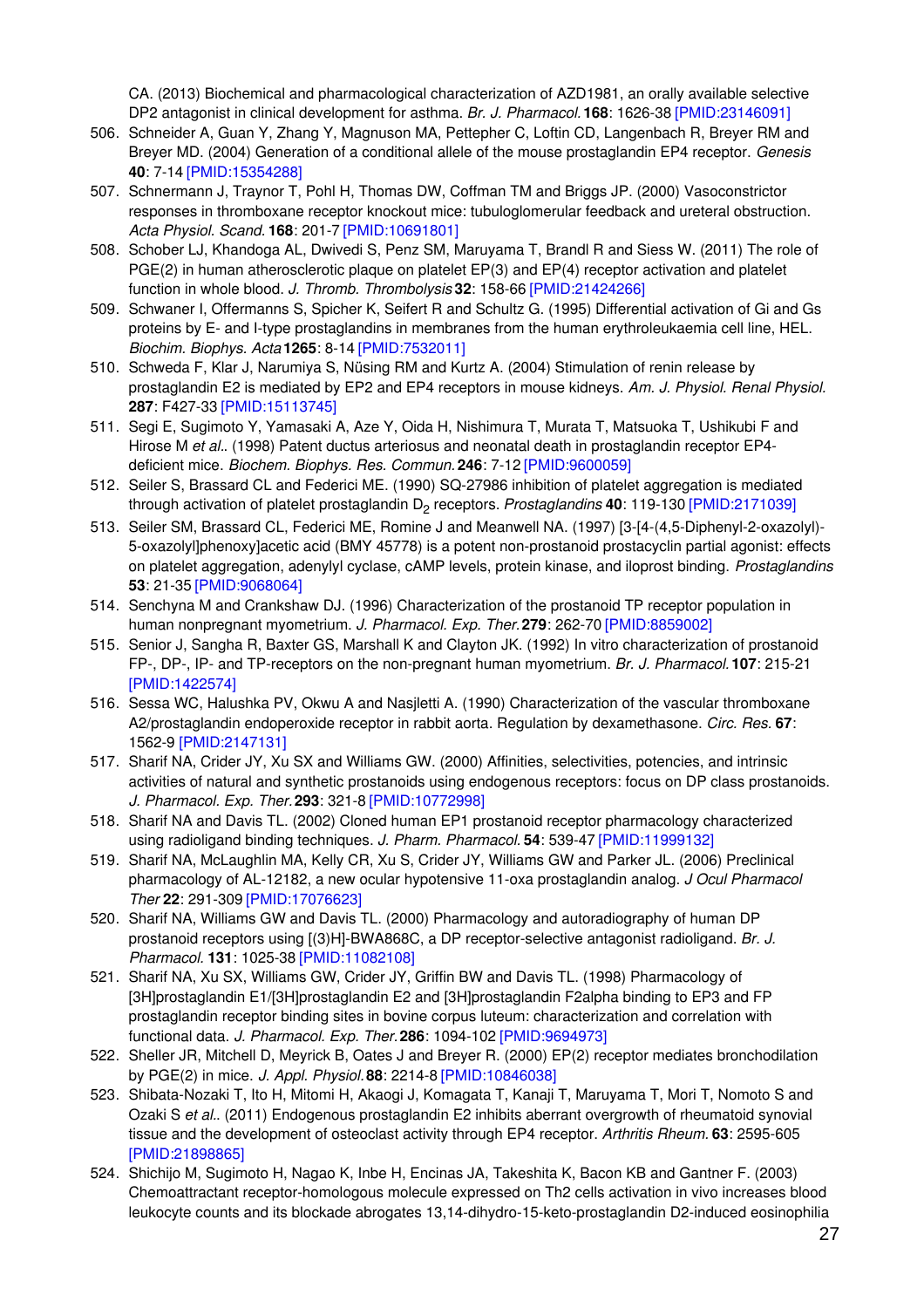CA. (2013) Biochemical and pharmacological characterization of AZD1981, an orally available selective DP2 antagonist in clinical development for asthma. *Br. J. Pharmacol.* **168**: 1626-38 [PMID:23146091]

506. Schneider A, Guan Y, Zhang Y, Magnuson MA, Pettepher C, Loftin CD, Langenbach R, Breyer RM and Breyer MD. (2004) Generation of a conditional allele of the mouse prostaglandin EP4 receptor. *Genesis* **40**: 7-14 [PMID:15354288]
507. Schnermann J, Traynor T, Pohl H, Thomas DW, Coffman TM and Briggs JP. (2000) Vasoconstrictor responses in thromboxane receptor knockout mice: tubuloglomerular feedback and ureteral obstruction. *Acta Physiol. Scand.* **168**: 201-7 [PMID:10691801]
508. Schober LJ, Khandoga AL, Dwivedi S, Penz SM, Maruyama T, Brandl R and Siess W. (2011) The role of PGE(2) in human atherosclerotic plaque on platelet EP(3) and EP(4) receptor activation and platelet function in whole blood. *J. Thromb. Thrombolysis* **32**: 158-66 [PMID:21424266]
509. Schwaner I, Offermanns S, Spicher K, Seifert R and Schultz G. (1995) Differential activation of Gi and Gs proteins by E- and I-type prostaglandins in membranes from the human erythroleukaemia cell line, HEL. *Biochim. Biophys. Acta* **1265**: 8-14 [PMID:7532011]
510. Schweda F, Klar J, Narumiya S, Nüsing RM and Kurtz A. (2004) Stimulation of renin release by prostaglandin E2 is mediated by EP2 and EP4 receptors in mouse kidneys. *Am. J. Physiol. Renal Physiol.* **287**: F427-33 [PMID:15113745]
511. Segi E, Sugimoto Y, Yamasaki A, Aze Y, Oida H, Nishimura T, Murata T, Matsuoka T, Ushikubi F and Hirose M *et al.*. (1998) Patent ductus arteriosus and neonatal death in prostaglandin receptor EP4-deficient mice. *Biochem. Biophys. Res. Commun.* **246**: 7-12 [PMID:9600059]
512. Seiler S, Brassard CL and Federici ME. (1990) SQ-27986 inhibition of platelet aggregation is mediated through activation of platelet prostaglandin $D_2$ receptors. *Prostaglandins* **40**: 119-130 [PMID:2171039]
513. Seiler SM, Brassard CL, Federici ME, Romine J and Meanwell NA. (1997) [3-[4-(4,5-Diphenyl-2-oxazolyl)-5-oxazolyl]phenoxy]acetic acid (BMY 45778) is a potent non-prostanoid prostacyclin partial agonist: effects on platelet aggregation, adenylyl cyclase, cAMP levels, protein kinase, and iloprost binding. *Prostaglandins* **53**: 21-35 [PMID:9068064]
514. Senchyna M and Crankshaw DJ. (1996) Characterization of the prostanoid TP receptor population in human nonpregnant myometrium. *J. Pharmacol. Exp. Ther.* **279**: 262-70 [PMID:8859002]
515. Senior J, Sangha R, Baxter GS, Marshall K and Clayton JK. (1992) In vitro characterization of prostanoid FP-, DP-, IP- and TP-receptors on the non-pregnant human myometrium. *Br. J. Pharmacol.* **107**: 215-21 [PMID:1422574]
516. Sessa WC, Halushka PV, Okwu A and Nasjletti A. (1990) Characterization of the vascular thromboxane A2/prostaglandin endoperoxide receptor in rabbit aorta. Regulation by dexamethasone. *Circ. Res.* **67**: 1562-9 [PMID:2147131]
517. Sharif NA, Crider JY, Xu SX and Williams GW. (2000) Affinities, selectivities, potencies, and intrinsic activities of natural and synthetic prostanoids using endogenous receptors: focus on DP class prostanoids. *J. Pharmacol. Exp. Ther.* **293**: 321-8 [PMID:10772998]
518. Sharif NA and Davis TL. (2002) Cloned human EP1 prostanoid receptor pharmacology characterized using radioligand binding techniques. *J. Pharm. Pharmacol.* **54**: 539-47 [PMID:11999132]
519. Sharif NA, McLaughlin MA, Kelly CR, Xu S, Crider JY, Williams GW and Parker JL. (2006) Preclinical pharmacology of AL-12182, a new ocular hypotensive 11-oxa prostaglandin analog. *J Ocul Pharmacol Ther* **22**: 291-309 [PMID:17076623]
520. Sharif NA, Williams GW and Davis TL. (2000) Pharmacology and autoradiography of human DP prostanoid receptors using [(3)H]-BWA868C, a DP receptor-selective antagonist radioligand. *Br. J. Pharmacol.* **131**: 1025-38 [PMID:11082108]
521. Sharif NA, Xu SX, Williams GW, Crider JY, Griffin BW and Davis TL. (1998) Pharmacology of [3H]prostaglandin E1/[3H]prostaglandin E2 and [3H]prostaglandin F2alpha binding to EP3 and FP prostaglandin receptor binding sites in bovine corpus luteum: characterization and correlation with functional data. *J. Pharmacol. Exp. Ther.* **286**: 1094-102 [PMID:9694973]
522. Sheller JR, Mitchell D, Meyrick B, Oates J and Breyer R. (2000) EP(2) receptor mediates bronchodilation by PGE(2) in mice. *J. Appl. Physiol.* **88**: 2214-8 [PMID:10846038]
523. Shibata-Nozaki T, Ito H, Mitomi H, Akaogi J, Komagata T, Kanaji T, Maruyama T, Mori T, Nomoto S and Ozaki S *et al.*. (2011) Endogenous prostaglandin E2 inhibits aberrant overgrowth of rheumatoid synovial tissue and the development of osteoclast activity through EP4 receptor. *Arthritis Rheum.* **63**: 2595-605 [PMID:21898865]
524. Shichijo M, Sugimoto H, Nagao K, Inbe H, Encinas JA, Takeshita K, Bacon KB and Gantner F. (2003) Chemoattractant receptor-homologous molecule expressed on Th2 cells activation in vivo increases blood leukocyte counts and its blockade abrogates 13,14-dihydro-15-keto-prostaglandin D2-induced eosinophilia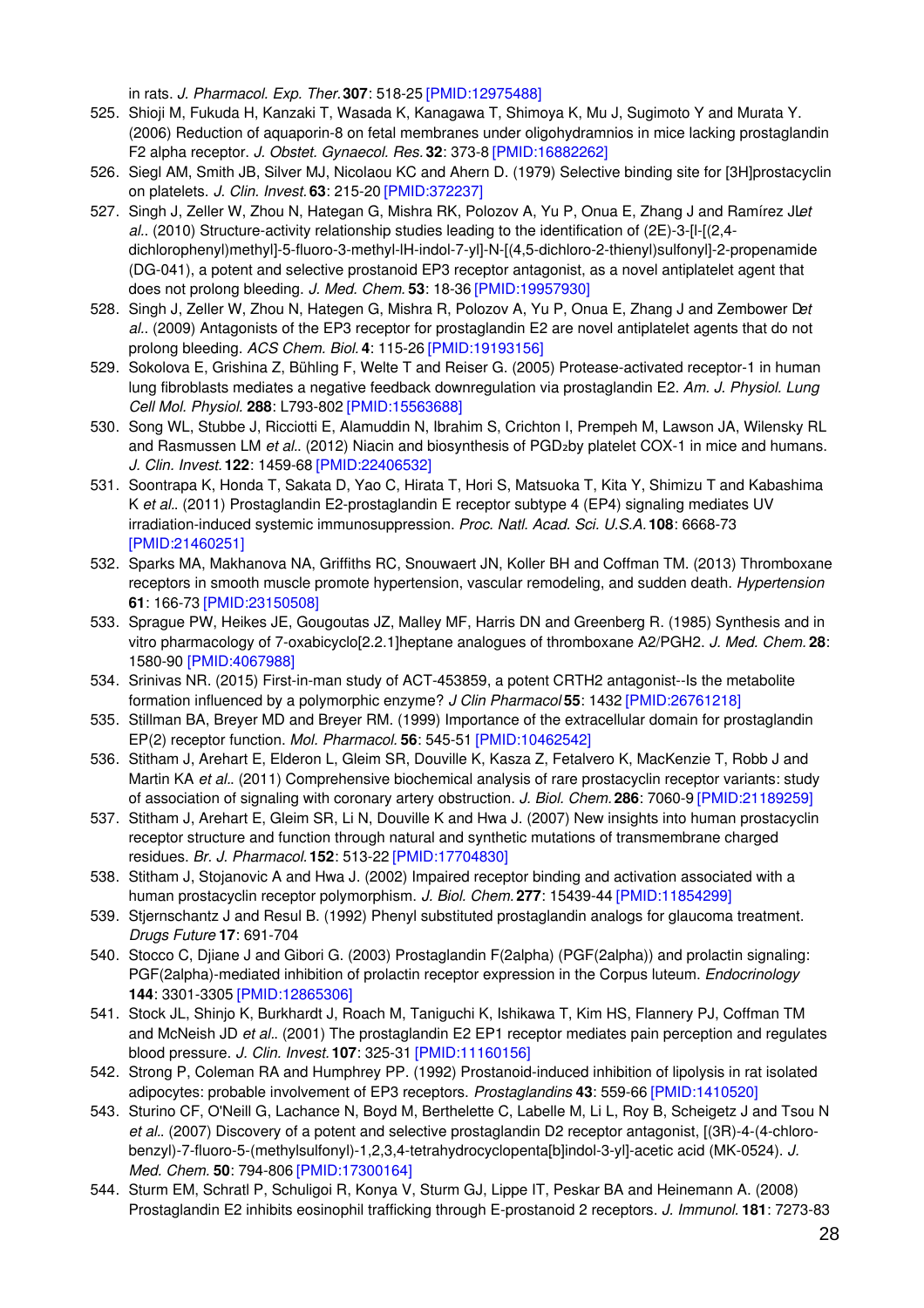in rats. *J. Pharmacol. Exp. Ther.* **307**: 518-25 [PMID:12975488]

525. Shioji M, Fukuda H, Kanzaki T, Wasada K, Kanagawa T, Shimoya K, Mu J, Sugimoto Y and Murata Y. (2006) Reduction of aquaporin-8 on fetal membranes under oligohydramnios in mice lacking prostaglandin F2 alpha receptor. *J. Obstet. Gynaecol. Res.* **32**: 373-8 [PMID:16882262]
526. Siegl AM, Smith JB, Silver MJ, Nicolaou KC and Ahern D. (1979) Selective binding site for [3H]prostacyclin on platelets. *J. Clin. Invest.* **63**: 215-20 [PMID:372237]
527. Singh J, Zeller W, Zhou N, Hategan G, Mishra RK, Polozov A, Yu P, Onua E, Zhang J and Ramírez JL *et al.*. (2010) Structure-activity relationship studies leading to the identification of (2E)-3-[l-[(2,4-dichlorophenyl)methyl]-5-fluoro-3-methyl-lH-indol-7-yl]-N-[(4,5-dichloro-2-thienyl)sulfonyl]-2-propenamide (DG-041), a potent and selective prostanoid EP3 receptor antagonist, as a novel antiplatelet agent that does not prolong bleeding. *J. Med. Chem.* **53**: 18-36 [PMID:19957930]
528. Singh J, Zeller W, Zhou N, Hategen G, Mishra R, Polozov A, Yu P, Onua E, Zhang J and Zembower D *et al.*. (2009) Antagonists of the EP3 receptor for prostaglandin E2 are novel antiplatelet agents that do not prolong bleeding. *ACS Chem. Biol.* **4**: 115-26 [PMID:19193156]
529. Sokolova E, Grishina Z, Bühling F, Welte T and Reiser G. (2005) Protease-activated receptor-1 in human lung fibroblasts mediates a negative feedback downregulation via prostaglandin E2. *Am. J. Physiol. Lung Cell Mol. Physiol.* **288**: L793-802 [PMID:15563688]
530. Song WL, Stubbe J, Ricciotti E, Alamuddin N, Ibrahim S, Crichton I, Prempeh M, Lawson JA, Wilensky RL and Rasmussen LM *et al.*. (2012) Niacin and biosynthesis of $PGD_2$by platelet COX-1 in mice and humans. *J. Clin. Invest.* **122**: 1459-68 [PMID:22406532]
531. Soontrapa K, Honda T, Sakata D, Yao C, Hirata T, Hori S, Matsuoka T, Kita Y, Shimizu T and Kabashima K *et al.*. (2011) Prostaglandin E2-prostaglandin E receptor subtype 4 (EP4) signaling mediates UV irradiation-induced systemic immunosuppression. *Proc. Natl. Acad. Sci. U.S.A.* **108**: 6668-73 [PMID:21460251]
532. Sparks MA, Makhanova NA, Griffiths RC, Snouwaert JN, Koller BH and Coffman TM. (2013) Thromboxane receptors in smooth muscle promote hypertension, vascular remodeling, and sudden death. *Hypertension* **61**: 166-73 [PMID:23150508]
533. Sprague PW, Heikes JE, Gougoutas JZ, Malley MF, Harris DN and Greenberg R. (1985) Synthesis and in vitro pharmacology of 7-oxabicyclo[2.2.1]heptane analogues of thromboxane A2/PGH2. *J. Med. Chem.* **28**: 1580-90 [PMID:4067988]
534. Srinivas NR. (2015) First-in-man study of ACT-453859, a potent CRTH2 antagonist--Is the metabolite formation influenced by a polymorphic enzyme? *J Clin Pharmacol* **55**: 1432 [PMID:26761218]
535. Stillman BA, Breyer MD and Breyer RM. (1999) Importance of the extracellular domain for prostaglandin EP(2) receptor function. *Mol. Pharmacol.* **56**: 545-51 [PMID:10462542]
536. Stitham J, Arehart E, Elderon L, Gleim SR, Douville K, Kasza Z, Fetalvero K, MacKenzie T, Robb J and Martin KA *et al.*. (2011) Comprehensive biochemical analysis of rare prostacyclin receptor variants: study of association of signaling with coronary artery obstruction. *J. Biol. Chem.* **286**: 7060-9 [PMID:21189259]
537. Stitham J, Arehart E, Gleim SR, Li N, Douville K and Hwa J. (2007) New insights into human prostacyclin receptor structure and function through natural and synthetic mutations of transmembrane charged residues. *Br. J. Pharmacol.* **152**: 513-22 [PMID:17704830]
538. Stitham J, Stojanovic A and Hwa J. (2002) Impaired receptor binding and activation associated with a human prostacyclin receptor polymorphism. *J. Biol. Chem.* **277**: 15439-44 [PMID:11854299]
539. Stjernschantz J and Resul B. (1992) Phenyl substituted prostaglandin analogs for glaucoma treatment. *Drugs Future* **17**: 691-704
540. Stocco C, Djiane J and Gibori G. (2003) Prostaglandin F(2alpha) (PGF(2alpha)) and prolactin signaling: PGF(2alpha)-mediated inhibition of prolactin receptor expression in the Corpus luteum. *Endocrinology* **144**: 3301-3305 [PMID:12865306]
541. Stock JL, Shinjo K, Burkhardt J, Roach M, Taniguchi K, Ishikawa T, Kim HS, Flannery PJ, Coffman TM and McNeish JD *et al.*. (2001) The prostaglandin E2 EP1 receptor mediates pain perception and regulates blood pressure. *J. Clin. Invest.* **107**: 325-31 [PMID:11160156]
542. Strong P, Coleman RA and Humphrey PP. (1992) Prostanoid-induced inhibition of lipolysis in rat isolated adipocytes: probable involvement of EP3 receptors. *Prostaglandins* **43**: 559-66 [PMID:1410520]
543. Sturino CF, O'Neill G, Lachance N, Boyd M, Berthelette C, Labelle M, Li L, Roy B, Scheigetz J and Tsou N *et al.*. (2007) Discovery of a potent and selective prostaglandin D2 receptor antagonist, [(3R)-4-(4-chloro-benzyl)-7-fluoro-5-(methylsulfonyl)-1,2,3,4-tetrahydrocyclopenta[b]indol-3-yl]-acetic acid (MK-0524). *J. Med. Chem.* **50**: 794-806 [PMID:17300164]
544. Sturm EM, Schratl P, Schuligoi R, Konya V, Sturm GJ, Lippe IT, Peskar BA and Heinemann A. (2008) Prostaglandin E2 inhibits eosinophil trafficking through E-prostanoid 2 receptors. *J. Immunol.* **181**: 7273-83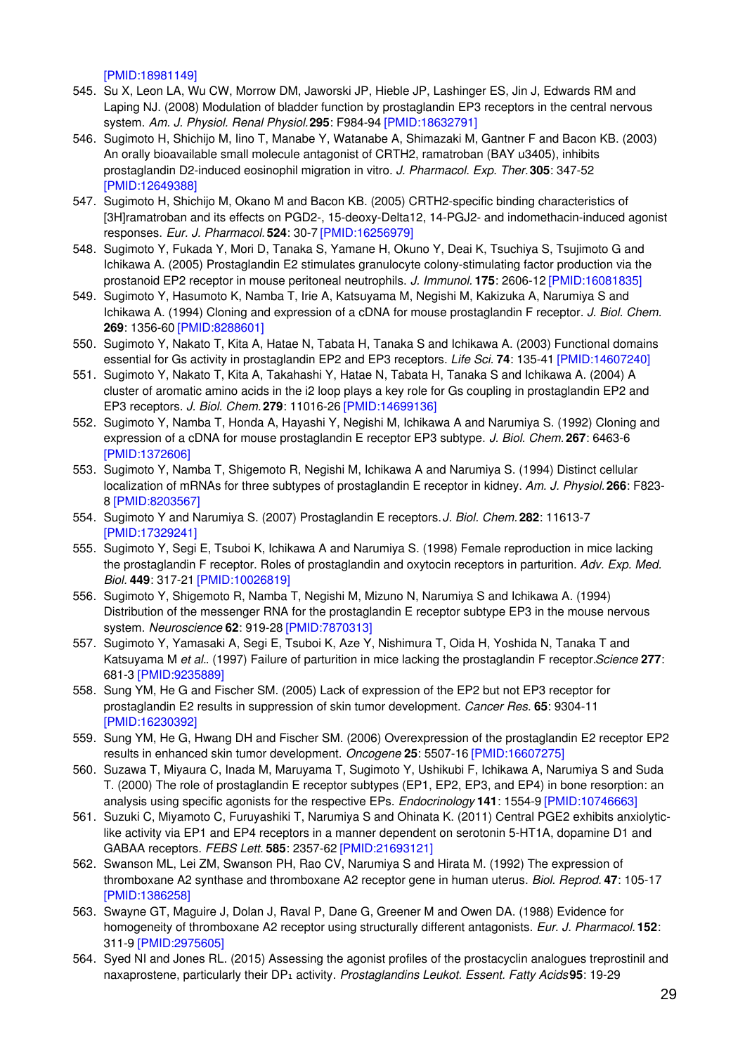[PMID:18981149]

545. Su X, Leon LA, Wu CW, Morrow DM, Jaworski JP, Hieble JP, Lashinger ES, Jin J, Edwards RM and Laping NJ. (2008) Modulation of bladder function by prostaglandin EP3 receptors in the central nervous system. *Am. J. Physiol. Renal Physiol.* **295**: F984-94 [PMID:18632791]
546. Sugimoto H, Shichijo M, Iino T, Manabe Y, Watanabe A, Shimazaki M, Gantner F and Bacon KB. (2003) An orally bioavailable small molecule antagonist of CRTH2, ramatroban (BAY u3405), inhibits prostaglandin D2-induced eosinophil migration in vitro. *J. Pharmacol. Exp. Ther.* **305**: 347-52 [PMID:12649388]
547. Sugimoto H, Shichijo M, Okano M and Bacon KB. (2005) CRTH2-specific binding characteristics of [3H]ramatroban and its effects on PGD2-, 15-deoxy-Delta12, 14-PGJ2- and indomethacin-induced agonist responses. *Eur. J. Pharmacol.* **524**: 30-7 [PMID:16256979]
548. Sugimoto Y, Fukada Y, Mori D, Tanaka S, Yamane H, Okuno Y, Deai K, Tsuchiya S, Tsujimoto G and Ichikawa A. (2005) Prostaglandin E2 stimulates granulocyte colony-stimulating factor production via the prostanoid EP2 receptor in mouse peritoneal neutrophils. *J. Immunol.* **175**: 2606-12 [PMID:16081835]
549. Sugimoto Y, Hasumoto K, Namba T, Irie A, Katsuyama M, Negishi M, Kakizuka A, Narumiya S and Ichikawa A. (1994) Cloning and expression of a cDNA for mouse prostaglandin F receptor. *J. Biol. Chem.* **269**: 1356-60 [PMID:8288601]
550. Sugimoto Y, Nakato T, Kita A, Hatae N, Tabata H, Tanaka S and Ichikawa A. (2003) Functional domains essential for Gs activity in prostaglandin EP2 and EP3 receptors. *Life Sci.* **74**: 135-41 [PMID:14607240]
551. Sugimoto Y, Nakato T, Kita A, Takahashi Y, Hatae N, Tabata H, Tanaka S and Ichikawa A. (2004) A cluster of aromatic amino acids in the i2 loop plays a key role for Gs coupling in prostaglandin EP2 and EP3 receptors. *J. Biol. Chem.* **279**: 11016-26 [PMID:14699136]
552. Sugimoto Y, Namba T, Honda A, Hayashi Y, Negishi M, Ichikawa A and Narumiya S. (1992) Cloning and expression of a cDNA for mouse prostaglandin E receptor EP3 subtype. *J. Biol. Chem.* **267**: 6463-6 [PMID:1372606]
553. Sugimoto Y, Namba T, Shigemoto R, Negishi M, Ichikawa A and Narumiya S. (1994) Distinct cellular localization of mRNAs for three subtypes of prostaglandin E receptor in kidney. *Am. J. Physiol.* **266**: F823-8 [PMID:8203567]
554. Sugimoto Y and Narumiya S. (2007) Prostaglandin E receptors. *J. Biol. Chem.* **282**: 11613-7 [PMID:17329241]
555. Sugimoto Y, Segi E, Tsuboi K, Ichikawa A and Narumiya S. (1998) Female reproduction in mice lacking the prostaglandin F receptor. Roles of prostaglandin and oxytocin receptors in parturition. *Adv. Exp. Med. Biol.* **449**: 317-21 [PMID:10026819]
556. Sugimoto Y, Shigemoto R, Namba T, Negishi M, Mizuno N, Narumiya S and Ichikawa A. (1994) Distribution of the messenger RNA for the prostaglandin E receptor subtype EP3 in the mouse nervous system. *Neuroscience* **62**: 919-28 [PMID:7870313]
557. Sugimoto Y, Yamasaki A, Segi E, Tsuboi K, Aze Y, Nishimura T, Oida H, Yoshida N, Tanaka T and Katsuyama M *et al.*. (1997) Failure of parturition in mice lacking the prostaglandin F receptor. *Science* **277**: 681-3 [PMID:9235889]
558. Sung YM, He G and Fischer SM. (2005) Lack of expression of the EP2 but not EP3 receptor for prostaglandin E2 results in suppression of skin tumor development. *Cancer Res.* **65**: 9304-11 [PMID:16230392]
559. Sung YM, He G, Hwang DH and Fischer SM. (2006) Overexpression of the prostaglandin E2 receptor EP2 results in enhanced skin tumor development. *Oncogene* **25**: 5507-16 [PMID:16607275]
560. Suzawa T, Miyaura C, Inada M, Maruyama T, Sugimoto Y, Ushikubi F, Ichikawa A, Narumiya S and Suda T. (2000) The role of prostaglandin E receptor subtypes (EP1, EP2, EP3, and EP4) in bone resorption: an analysis using specific agonists for the respective EPs. *Endocrinology* **141**: 1554-9 [PMID:10746663]
561. Suzuki C, Miyamoto C, Furuyashiki T, Narumiya S and Ohinata K. (2011) Central PGE2 exhibits anxiolytic-like activity via EP1 and EP4 receptors in a manner dependent on serotonin 5-HT1A, dopamine D1 and GABAA receptors. *FEBS Lett.* **585**: 2357-62 [PMID:21693121]
562. Swanson ML, Lei ZM, Swanson PH, Rao CV, Narumiya S and Hirata M. (1992) The expression of thromboxane A2 synthase and thromboxane A2 receptor gene in human uterus. *Biol. Reprod.* **47**: 105-17 [PMID:1386258]
563. Swayne GT, Maguire J, Dolan J, Raval P, Dane G, Greener M and Owen DA. (1988) Evidence for homogeneity of thromboxane A2 receptor using structurally different antagonists. *Eur. J. Pharmacol.* **152**: 311-9 [PMID:2975605]
564. Syed NI and Jones RL. (2015) Assessing the agonist profiles of the prostacyclin analogues treprostinil and naxaprostene, particularly their $DP_1$ activity. *Prostaglandins Leukot. Essent. Fatty Acids* **95**: 19-29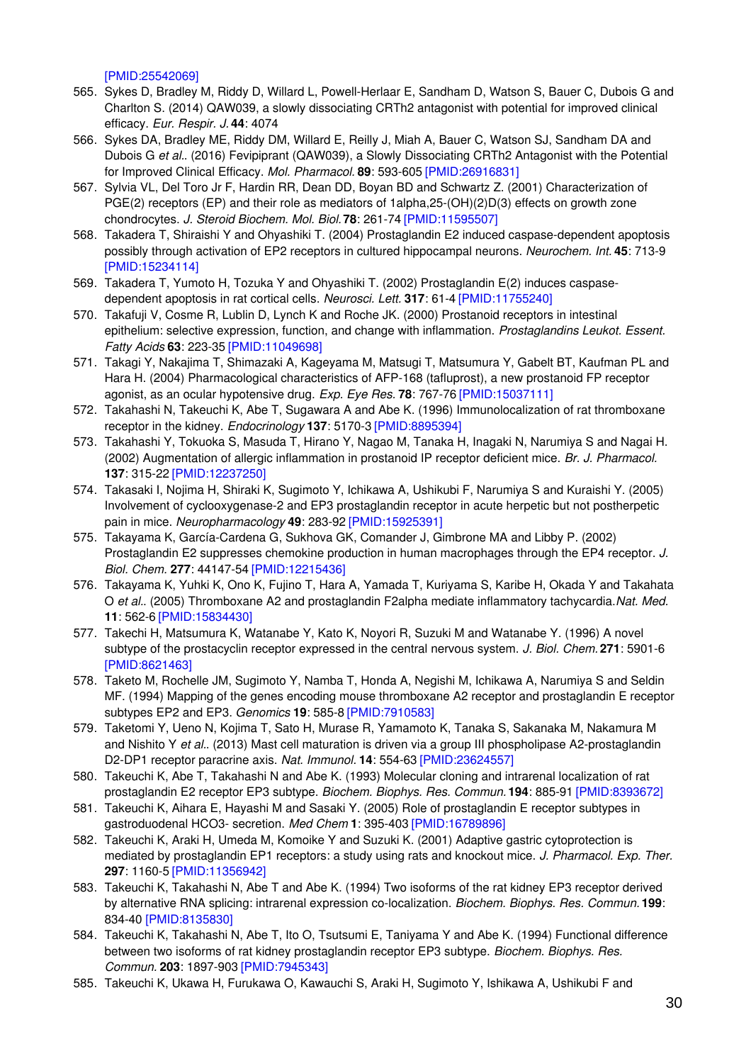[PMID:25542069]

565. Sykes D, Bradley M, Riddy D, Willard L, Powell-Herlaar E, Sandham D, Watson S, Bauer C, Dubois G and Charlton S. (2014) QAW039, a slowly dissociating CRTh2 antagonist with potential for improved clinical efficacy. *Eur. Respir. J.* **44**: 4074
566. Sykes DA, Bradley ME, Riddy DM, Willard E, Reilly J, Miah A, Bauer C, Watson SJ, Sandham DA and Dubois G *et al.*. (2016) Fevipiprant (QAW039), a Slowly Dissociating CRTh2 Antagonist with the Potential for Improved Clinical Efficacy. *Mol. Pharmacol.* **89**: 593-605 [PMID:26916831]
567. Sylvia VL, Del Toro Jr F, Hardin RR, Dean DD, Boyan BD and Schwartz Z. (2001) Characterization of PGE(2) receptors (EP) and their role as mediators of 1alpha,25-(OH)(2)D(3) effects on growth zone chondrocytes. *J. Steroid Biochem. Mol. Biol.* **78**: 261-74 [PMID:11595507]
568. Takadera T, Shiraishi Y and Ohyashiki T. (2004) Prostaglandin E2 induced caspase-dependent apoptosis possibly through activation of EP2 receptors in cultured hippocampal neurons. *Neurochem. Int.* **45**: 713-9 [PMID:15234114]
569. Takadera T, Yumoto H, Tozuka Y and Ohyashiki T. (2002) Prostaglandin E(2) induces caspase-dependent apoptosis in rat cortical cells. *Neurosci. Lett.* **317**: 61-4 [PMID:11755240]
570. Takafuji V, Cosme R, Lublin D, Lynch K and Roche JK. (2000) Prostanoid receptors in intestinal epithelium: selective expression, function, and change with inflammation. *Prostaglandins Leukot. Essent. Fatty Acids* **63**: 223-35 [PMID:11049698]
571. Takagi Y, Nakajima T, Shimazaki A, Kageyama M, Matsugi T, Matsumura Y, Gabelt BT, Kaufman PL and Hara H. (2004) Pharmacological characteristics of AFP-168 (tafluprost), a new prostanoid FP receptor agonist, as an ocular hypotensive drug. *Exp. Eye Res.* **78**: 767-76 [PMID:15037111]
572. Takahashi N, Takeuchi K, Abe T, Sugawara A and Abe K. (1996) Immunolocalization of rat thromboxane receptor in the kidney. *Endocrinology* **137**: 5170-3 [PMID:8895394]
573. Takahashi Y, Tokuoka S, Masuda T, Hirano Y, Nagao M, Tanaka H, Inagaki N, Narumiya S and Nagai H. (2002) Augmentation of allergic inflammation in prostanoid IP receptor deficient mice. *Br. J. Pharmacol.* **137**: 315-22 [PMID:12237250]
574. Takasaki I, Nojima H, Shiraki K, Sugimoto Y, Ichikawa A, Ushikubi F, Narumiya S and Kuraishi Y. (2005) Involvement of cyclooxygenase-2 and EP3 prostaglandin receptor in acute herpetic but not postherpetic pain in mice. *Neuropharmacology* **49**: 283-92 [PMID:15925391]
575. Takayama K, García-Cardena G, Sukhova GK, Comander J, Gimbrone MA and Libby P. (2002) Prostaglandin E2 suppresses chemokine production in human macrophages through the EP4 receptor. *J. Biol. Chem.* **277**: 44147-54 [PMID:12215436]
576. Takayama K, Yuhki K, Ono K, Fujino T, Hara A, Yamada T, Kuriyama S, Karibe H, Okada Y and Takahata O *et al.*. (2005) Thromboxane A2 and prostaglandin F2alpha mediate inflammatory tachycardia. *Nat. Med.* **11**: 562-6 [PMID:15834430]
577. Takechi H, Matsumura K, Watanabe Y, Kato K, Noyori R, Suzuki M and Watanabe Y. (1996) A novel subtype of the prostacyclin receptor expressed in the central nervous system. *J. Biol. Chem.* **271**: 5901-6 [PMID:8621463]
578. Taketo M, Rochelle JM, Sugimoto Y, Namba T, Honda A, Negishi M, Ichikawa A, Narumiya S and Seldin MF. (1994) Mapping of the genes encoding mouse thromboxane A2 receptor and prostaglandin E receptor subtypes EP2 and EP3. *Genomics* **19**: 585-8 [PMID:7910583]
579. Taketomi Y, Ueno N, Kojima T, Sato H, Murase R, Yamamoto K, Tanaka S, Sakanaka M, Nakamura M and Nishito Y *et al.*. (2013) Mast cell maturation is driven via a group III phospholipase A2-prostaglandin D2-DP1 receptor paracrine axis. *Nat. Immunol.* **14**: 554-63 [PMID:23624557]
580. Takeuchi K, Abe T, Takahashi N and Abe K. (1993) Molecular cloning and intrarenal localization of rat prostaglandin E2 receptor EP3 subtype. *Biochem. Biophys. Res. Commun.* **194**: 885-91 [PMID:8393672]
581. Takeuchi K, Aihara E, Hayashi M and Sasaki Y. (2005) Role of prostaglandin E receptor subtypes in gastroduodenal HCO3- secretion. *Med Chem* **1**: 395-403 [PMID:16789896]
582. Takeuchi K, Araki H, Umeda M, Komoike Y and Suzuki K. (2001) Adaptive gastric cytoprotection is mediated by prostaglandin EP1 receptors: a study using rats and knockout mice. *J. Pharmacol. Exp. Ther.* **297**: 1160-5 [PMID:11356942]
583. Takeuchi K, Takahashi N, Abe T and Abe K. (1994) Two isoforms of the rat kidney EP3 receptor derived by alternative RNA splicing: intrarenal expression co-localization. *Biochem. Biophys. Res. Commun.* **199**: 834-40 [PMID:8135830]
584. Takeuchi K, Takahashi N, Abe T, Ito O, Tsutsumi E, Taniyama Y and Abe K. (1994) Functional difference between two isoforms of rat kidney prostaglandin receptor EP3 subtype. *Biochem. Biophys. Res. Commun.* **203**: 1897-903 [PMID:7945343]
585. Takeuchi K, Ukawa H, Furukawa O, Kawauchi S, Araki H, Sugimoto Y, Ishikawa A, Ushikubi F and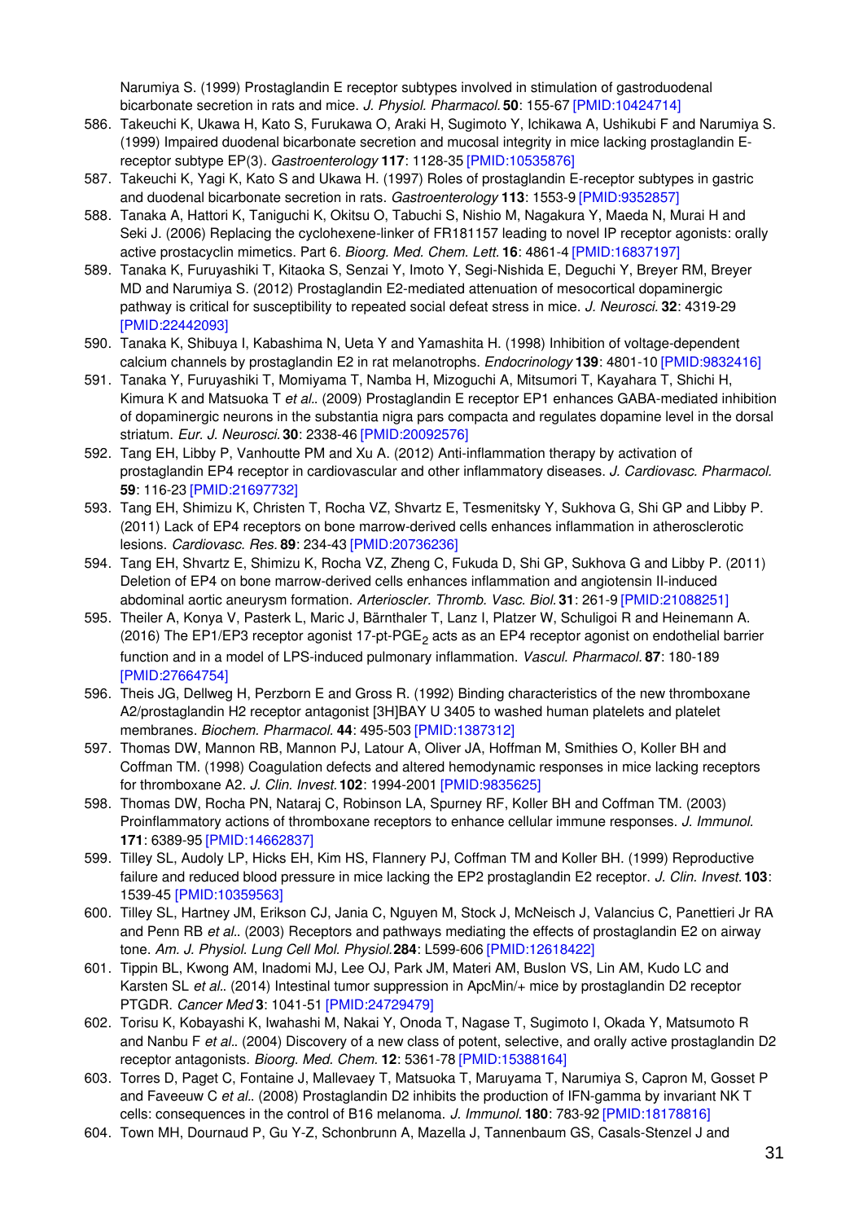Narumiya S. (1999) Prostaglandin E receptor subtypes involved in stimulation of gastroduodenal bicarbonate secretion in rats and mice. *J. Physiol. Pharmacol.* **50**: 155-67 [PMID:10424714]

586. Takeuchi K, Ukawa H, Kato S, Furukawa O, Araki H, Sugimoto Y, Ichikawa A, Ushikubi F and Narumiya S. (1999) Impaired duodenal bicarbonate secretion and mucosal integrity in mice lacking prostaglandin E-receptor subtype EP(3). *Gastroenterology* **117**: 1128-35 [PMID:10535876]
587. Takeuchi K, Yagi K, Kato S and Ukawa H. (1997) Roles of prostaglandin E-receptor subtypes in gastric and duodenal bicarbonate secretion in rats. *Gastroenterology* **113**: 1553-9 [PMID:9352857]
588. Tanaka A, Hattori K, Taniguchi K, Okitsu O, Tabuchi S, Nishio M, Nagakura Y, Maeda N, Murai H and Seki J. (2006) Replacing the cyclohexene-linker of FR181157 leading to novel IP receptor agonists: orally active prostacyclin mimetics. Part 6. *Bioorg. Med. Chem. Lett.* **16**: 4861-4 [PMID:16837197]
589. Tanaka K, Furuyashiki T, Kitaoka S, Senzai Y, Imoto Y, Segi-Nishida E, Deguchi Y, Breyer RM, Breyer MD and Narumiya S. (2012) Prostaglandin E2-mediated attenuation of mesocortical dopaminergic pathway is critical for susceptibility to repeated social defeat stress in mice. *J. Neurosci.* **32**: 4319-29 [PMID:22442093]
590. Tanaka K, Shibuya I, Kabashima N, Ueta Y and Yamashita H. (1998) Inhibition of voltage-dependent calcium channels by prostaglandin E2 in rat melanotrophs. *Endocrinology* **139**: 4801-10 [PMID:9832416]
591. Tanaka Y, Furuyashiki T, Momiyama T, Namba H, Mizoguchi A, Mitsumori T, Kayahara T, Shichi H, Kimura K and Matsuoka T *et al.*. (2009) Prostaglandin E receptor EP1 enhances GABA-mediated inhibition of dopaminergic neurons in the substantia nigra pars compacta and regulates dopamine level in the dorsal striatum. *Eur. J. Neurosci.* **30**: 2338-46 [PMID:20092576]
592. Tang EH, Libby P, Vanhoutte PM and Xu A. (2012) Anti-inflammation therapy by activation of prostaglandin EP4 receptor in cardiovascular and other inflammatory diseases. *J. Cardiovasc. Pharmacol.* **59**: 116-23 [PMID:21697732]
593. Tang EH, Shimizu K, Christen T, Rocha VZ, Shvartz E, Tesmenitsky Y, Sukhova G, Shi GP and Libby P. (2011) Lack of EP4 receptors on bone marrow-derived cells enhances inflammation in atherosclerotic lesions. *Cardiovasc. Res.* **89**: 234-43 [PMID:20736236]
594. Tang EH, Shvartz E, Shimizu K, Rocha VZ, Zheng C, Fukuda D, Shi GP, Sukhova G and Libby P. (2011) Deletion of EP4 on bone marrow-derived cells enhances inflammation and angiotensin II-induced abdominal aortic aneurysm formation. *Arterioscler. Thromb. Vasc. Biol.* **31**: 261-9 [PMID:21088251]
595. Theiler A, Konya V, Pasterk L, Maric J, Bärnthaler T, Lanz I, Platzer W, Schuligoi R and Heinemann A. (2016) The EP1/EP3 receptor agonist 17-pt-PGE$_2$ acts as an EP4 receptor agonist on endothelial barrier function and in a model of LPS-induced pulmonary inflammation. *Vascul. Pharmacol.* **87**: 180-189 [PMID:27664754]
596. Theis JG, Dellweg H, Perzborn E and Gross R. (1992) Binding characteristics of the new thromboxane A2/prostaglandin H2 receptor antagonist [3H]BAY U 3405 to washed human platelets and platelet membranes. *Biochem. Pharmacol.* **44**: 495-503 [PMID:1387312]
597. Thomas DW, Mannon RB, Mannon PJ, Latour A, Oliver JA, Hoffman M, Smithies O, Koller BH and Coffman TM. (1998) Coagulation defects and altered hemodynamic responses in mice lacking receptors for thromboxane A2. *J. Clin. Invest.* **102**: 1994-2001 [PMID:9835625]
598. Thomas DW, Rocha PN, Nataraj C, Robinson LA, Spurney RF, Koller BH and Coffman TM. (2003) Proinflammatory actions of thromboxane receptors to enhance cellular immune responses. *J. Immunol.* **171**: 6389-95 [PMID:14662837]
599. Tilley SL, Audoly LP, Hicks EH, Kim HS, Flannery PJ, Coffman TM and Koller BH. (1999) Reproductive failure and reduced blood pressure in mice lacking the EP2 prostaglandin E2 receptor. *J. Clin. Invest.* **103**: 1539-45 [PMID:10359563]
600. Tilley SL, Hartney JM, Erikson CJ, Jania C, Nguyen M, Stock J, McNeisch J, Valancius C, Panettieri Jr RA and Penn RB *et al.*. (2003) Receptors and pathways mediating the effects of prostaglandin E2 on airway tone. *Am. J. Physiol. Lung Cell Mol. Physiol.* **284**: L599-606 [PMID:12618422]
601. Tippin BL, Kwong AM, Inadomi MJ, Lee OJ, Park JM, Materi AM, Buslon VS, Lin AM, Kudo LC and Karsten SL *et al.*. (2014) Intestinal tumor suppression in ApcMin/+ mice by prostaglandin D2 receptor PTGDR. *Cancer Med* **3**: 1041-51 [PMID:24729479]
602. Torisu K, Kobayashi K, Iwahashi M, Nakai Y, Onoda T, Nagase T, Sugimoto I, Okada Y, Matsumoto R and Nanbu F *et al.*. (2004) Discovery of a new class of potent, selective, and orally active prostaglandin D2 receptor antagonists. *Bioorg. Med. Chem.* **12**: 5361-78 [PMID:15388164]
603. Torres D, Paget C, Fontaine J, Mallevaey T, Matsuoka T, Maruyama T, Narumiya S, Capron M, Gosset P and Faveeuw C *et al.*. (2008) Prostaglandin D2 inhibits the production of IFN-gamma by invariant NK T cells: consequences in the control of B16 melanoma. *J. Immunol.* **180**: 783-92 [PMID:18178816]
604. Town MH, Dournaud P, Gu Y-Z, Schonbrunn A, Mazella J, Tannenbaum GS, Casals-Stenzel J and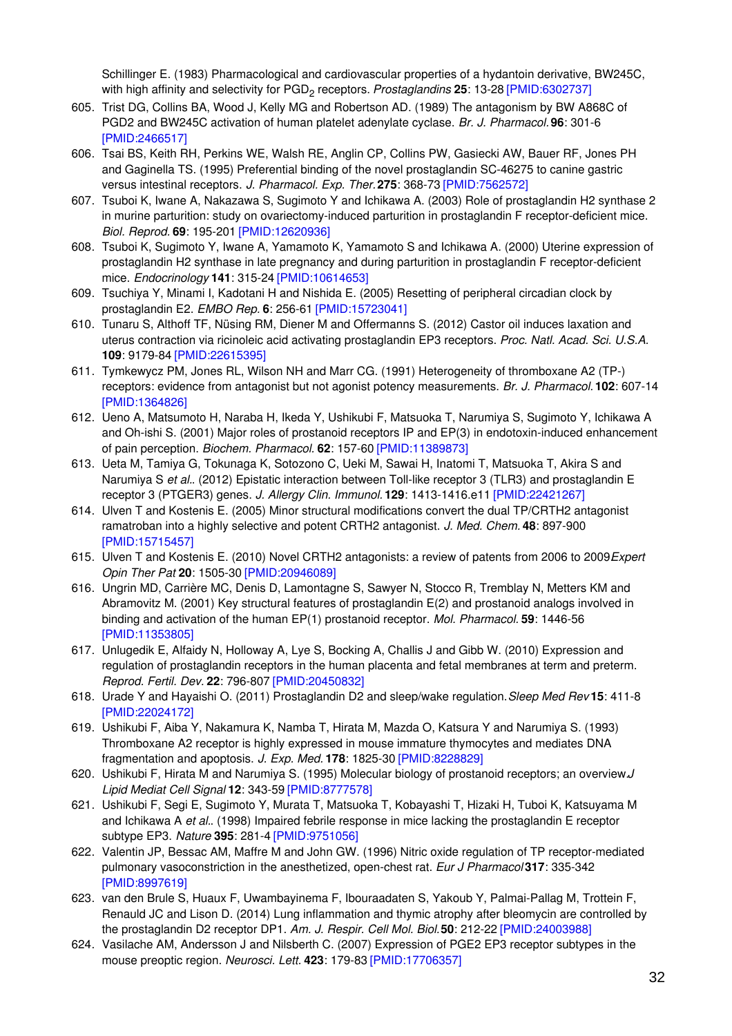Schillinger E. (1983) Pharmacological and cardiovascular properties of a hydantoin derivative, BW245C, with high affinity and selectivity for $PGD_2$ receptors. *Prostaglandins* **25**: 13-28 [PMID:6302737]

605. Trist DG, Collins BA, Wood J, Kelly MG and Robertson AD. (1989) The antagonism by BW A868C of PGD2 and BW245C activation of human platelet adenylate cyclase. *Br. J. Pharmacol.* **96**: 301-6 [PMID:2466517]
606. Tsai BS, Keith RH, Perkins WE, Walsh RE, Anglin CP, Collins PW, Gasiecki AW, Bauer RF, Jones PH and Gaginella TS. (1995) Preferential binding of the novel prostaglandin SC-46275 to canine gastric versus intestinal receptors. *J. Pharmacol. Exp. Ther.* **275**: 368-73 [PMID:7562572]
607. Tsuboi K, Iwane A, Nakazawa S, Sugimoto Y and Ichikawa A. (2003) Role of prostaglandin H2 synthase 2 in murine parturition: study on ovariectomy-induced parturition in prostaglandin F receptor-deficient mice. *Biol. Reprod.* **69**: 195-201 [PMID:12620936]
608. Tsuboi K, Sugimoto Y, Iwane A, Yamamoto K, Yamamoto S and Ichikawa A. (2000) Uterine expression of prostaglandin H2 synthase in late pregnancy and during parturition in prostaglandin F receptor-deficient mice. *Endocrinology* **141**: 315-24 [PMID:10614653]
609. Tsuchiya Y, Minami I, Kadotani H and Nishida E. (2005) Resetting of peripheral circadian clock by prostaglandin E2. *EMBO Rep.* **6**: 256-61 [PMID:15723041]
610. Tunaru S, Althoff TF, Nüsing RM, Diener M and Offermanns S. (2012) Castor oil induces laxation and uterus contraction via ricinoleic acid activating prostaglandin EP3 receptors. *Proc. Natl. Acad. Sci. U.S.A.* **109**: 9179-84 [PMID:22615395]
611. Tymkewycz PM, Jones RL, Wilson NH and Marr CG. (1991) Heterogeneity of thromboxane A2 (TP-) receptors: evidence from antagonist but not agonist potency measurements. *Br. J. Pharmacol.* **102**: 607-14 [PMID:1364826]
612. Ueno A, Matsumoto H, Naraba H, Ikeda Y, Ushikubi F, Matsuoka T, Narumiya S, Sugimoto Y, Ichikawa A and Oh-ishi S. (2001) Major roles of prostanoid receptors IP and EP(3) in endotoxin-induced enhancement of pain perception. *Biochem. Pharmacol.* **62**: 157-60 [PMID:11389873]
613. Ueta M, Tamiya G, Tokunaga K, Sotozono C, Ueki M, Sawai H, Inatomi T, Matsuoka T, Akira S and Narumiya S *et al.*. (2012) Epistatic interaction between Toll-like receptor 3 (TLR3) and prostaglandin E receptor 3 (PTGER3) genes. *J. Allergy Clin. Immunol.* **129**: 1413-1416.e11 [PMID:22421267]
614. Ulven T and Kostenis E. (2005) Minor structural modifications convert the dual TP/CRTH2 antagonist ramatroban into a highly selective and potent CRTH2 antagonist. *J. Med. Chem.* **48**: 897-900 [PMID:15715457]
615. Ulven T and Kostenis E. (2010) Novel CRTH2 antagonists: a review of patents from 2006 to 2009 *Expert Opin Ther Pat* **20**: 1505-30 [PMID:20946089]
616. Ungrin MD, Carrière MC, Denis D, Lamontagne S, Sawyer N, Stocco R, Tremblay N, Metters KM and Abramovitz M. (2001) Key structural features of prostaglandin E(2) and prostanoid analogs involved in binding and activation of the human EP(1) prostanoid receptor. *Mol. Pharmacol.* **59**: 1446-56 [PMID:11353805]
617. Unlugedik E, Alfaidy N, Holloway A, Lye S, Bocking A, Challis J and Gibb W. (2010) Expression and regulation of prostaglandin receptors in the human placenta and fetal membranes at term and preterm. *Reprod. Fertil. Dev.* **22**: 796-807 [PMID:20450832]
618. Urade Y and Hayaishi O. (2011) Prostaglandin D2 and sleep/wake regulation. *Sleep Med Rev* **15**: 411-8 [PMID:22024172]
619. Ushikubi F, Aiba Y, Nakamura K, Namba T, Hirata M, Mazda O, Katsura Y and Narumiya S. (1993) Thromboxane A2 receptor is highly expressed in mouse immature thymocytes and mediates DNA fragmentation and apoptosis. *J. Exp. Med.* **178**: 1825-30 [PMID:8228829]
620. Ushikubi F, Hirata M and Narumiya S. (1995) Molecular biology of prostanoid receptors; an overview *J Lipid Mediat Cell Signal* **12**: 343-59 [PMID:8777578]
621. Ushikubi F, Segi E, Sugimoto Y, Murata T, Matsuoka T, Kobayashi T, Hizaki H, Tuboi K, Katsuyama M and Ichikawa A *et al.*. (1998) Impaired febrile response in mice lacking the prostaglandin E receptor subtype EP3. *Nature* **395**: 281-4 [PMID:9751056]
622. Valentin JP, Bessac AM, Maffre M and John GW. (1996) Nitric oxide regulation of TP receptor-mediated pulmonary vasoconstriction in the anesthetized, open-chest rat. *Eur J Pharmacol* **317**: 335-342 [PMID:8997619]
623. van den Brule S, Huaux F, Uwambayinema F, Ibouraadaten S, Yakoub Y, Palmai-Pallag M, Trottein F, Renauld JC and Lison D. (2014) Lung inflammation and thymic atrophy after bleomycin are controlled by the prostaglandin D2 receptor DP1. *Am. J. Respir. Cell Mol. Biol.* **50**: 212-22 [PMID:24003988]
624. Vasilache AM, Andersson J and Nilsberth C. (2007) Expression of PGE2 EP3 receptor subtypes in the mouse preoptic region. *Neurosci. Lett.* **423**: 179-83 [PMID:17706357]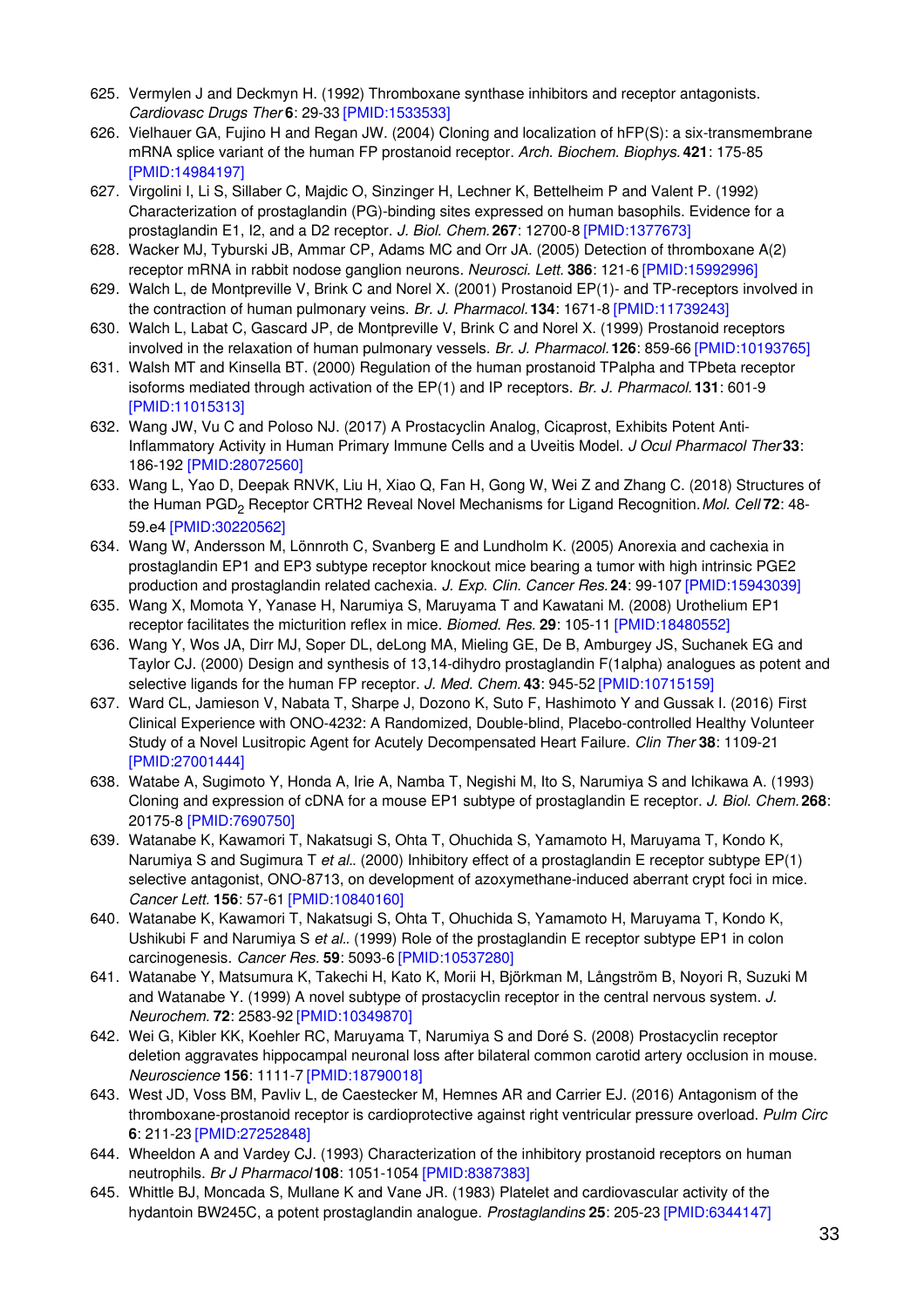625. Vermylen J and Deckmyn H. (1992) Thromboxane synthase inhibitors and receptor antagonists. *Cardiovasc Drugs Ther* **6**: 29-33 [PMID:1533533]
626. Vielhauer GA, Fujino H and Regan JW. (2004) Cloning and localization of hFP(S): a six-transmembrane mRNA splice variant of the human FP prostanoid receptor. *Arch. Biochem. Biophys.* **421**: 175-85 [PMID:14984197]
627. Virgolini I, Li S, Sillaber C, Majdic O, Sinzinger H, Lechner K, Bettelheim P and Valent P. (1992) Characterization of prostaglandin (PG)-binding sites expressed on human basophils. Evidence for a prostaglandin E1, I2, and a D2 receptor. *J. Biol. Chem.* **267**: 12700-8 [PMID:1377673]
628. Wacker MJ, Tyburski JB, Ammar CP, Adams MC and Orr JA. (2005) Detection of thromboxane A(2) receptor mRNA in rabbit nodose ganglion neurons. *Neurosci. Lett.* **386**: 121-6 [PMID:15992996]
629. Walch L, de Montpreville V, Brink C and Norel X. (2001) Prostanoid EP(1)- and TP-receptors involved in the contraction of human pulmonary veins. *Br. J. Pharmacol.* **134**: 1671-8 [PMID:11739243]
630. Walch L, Labat C, Gascard JP, de Montpreville V, Brink C and Norel X. (1999) Prostanoid receptors involved in the relaxation of human pulmonary vessels. *Br. J. Pharmacol.* **126**: 859-66 [PMID:10193765]
631. Walsh MT and Kinsella BT. (2000) Regulation of the human prostanoid TPalpha and TPbeta receptor isoforms mediated through activation of the EP(1) and IP receptors. *Br. J. Pharmacol.* **131**: 601-9 [PMID:11015313]
632. Wang JW, Vu C and Poloso NJ. (2017) A Prostacyclin Analog, Cicaprost, Exhibits Potent Anti-Inflammatory Activity in Human Primary Immune Cells and a Uveitis Model. *J Ocul Pharmacol Ther* **33**: 186-192 [PMID:28072560]
633. Wang L, Yao D, Deepak RNVK, Liu H, Xiao Q, Fan H, Gong W, Wei Z and Zhang C. (2018) Structures of the Human $PGD_2$ Receptor CRTH2 Reveal Novel Mechanisms for Ligand Recognition. *Mol. Cell* **72**: 48-59.e4 [PMID:30220562]
634. Wang W, Andersson M, Lönnroth C, Svanberg E and Lundholm K. (2005) Anorexia and cachexia in prostaglandin EP1 and EP3 subtype receptor knockout mice bearing a tumor with high intrinsic PGE2 production and prostaglandin related cachexia. *J. Exp. Clin. Cancer Res.* **24**: 99-107 [PMID:15943039]
635. Wang X, Momota Y, Yanase H, Narumiya S, Maruyama T and Kawatani M. (2008) Urothelium EP1 receptor facilitates the micturition reflex in mice. *Biomed. Res.* **29**: 105-11 [PMID:18480552]
636. Wang Y, Wos JA, Dirr MJ, Soper DL, deLong MA, Mieling GE, De B, Amburgey JS, Suchanek EG and Taylor CJ. (2000) Design and synthesis of 13,14-dihydro prostaglandin F(1alpha) analogues as potent and selective ligands for the human FP receptor. *J. Med. Chem.* **43**: 945-52 [PMID:10715159]
637. Ward CL, Jamieson V, Nabata T, Sharpe J, Dozono K, Suto F, Hashimoto Y and Gussak I. (2016) First Clinical Experience with ONO-4232: A Randomized, Double-blind, Placebo-controlled Healthy Volunteer Study of a Novel Lusitropic Agent for Acutely Decompensated Heart Failure. *Clin Ther* **38**: 1109-21 [PMID:27001444]
638. Watabe A, Sugimoto Y, Honda A, Irie A, Namba T, Negishi M, Ito S, Narumiya S and Ichikawa A. (1993) Cloning and expression of cDNA for a mouse EP1 subtype of prostaglandin E receptor. *J. Biol. Chem.* **268**: 20175-8 [PMID:7690750]
639. Watanabe K, Kawamori T, Nakatsugi S, Ohta T, Ohuchida S, Yamamoto H, Maruyama T, Kondo K, Narumiya S and Sugimura T *et al.*. (2000) Inhibitory effect of a prostaglandin E receptor subtype EP(1) selective antagonist, ONO-8713, on development of azoxymethane-induced aberrant crypt foci in mice. *Cancer Lett.* **156**: 57-61 [PMID:10840160]
640. Watanabe K, Kawamori T, Nakatsugi S, Ohta T, Ohuchida S, Yamamoto H, Maruyama T, Kondo K, Ushikubi F and Narumiya S *et al.*. (1999) Role of the prostaglandin E receptor subtype EP1 in colon carcinogenesis. *Cancer Res.* **59**: 5093-6 [PMID:10537280]
641. Watanabe Y, Matsumura K, Takechi H, Kato H, Morii H, Björkman M, Långström B, Noyori R, Suzuki M and Watanabe Y. (1999) A novel subtype of prostacyclin receptor in the central nervous system. *J. Neurochem.* **72**: 2583-92 [PMID:10349870]
642. Wei G, Kibler KK, Koehler RC, Maruyama T, Narumiya S and Doré S. (2008) Prostacyclin receptor deletion aggravates hippocampal neuronal loss after bilateral common carotid artery occlusion in mouse. *Neuroscience* **156**: 1111-7 [PMID:18790018]
643. West JD, Voss BM, Pavliv L, de Caestecker M, Hemnes AR and Carrier EJ. (2016) Antagonism of the thromboxane-prostanoid receptor is cardioprotective against right ventricular pressure overload. *Pulm Circ* **6**: 211-23 [PMID:27252848]
644. Wheeldon A and Vardey CJ. (1993) Characterization of the inhibitory prostanoid receptors on human neutrophils. *Br J Pharmacol* **108**: 1051-1054 [PMID:8387383]
645. Whittle BJ, Moncada S, Mullane K and Vane JR. (1983) Platelet and cardiovascular activity of the hydantoin BW245C, a potent prostaglandin analogue. *Prostaglandins* **25**: 205-23 [PMID:6344147]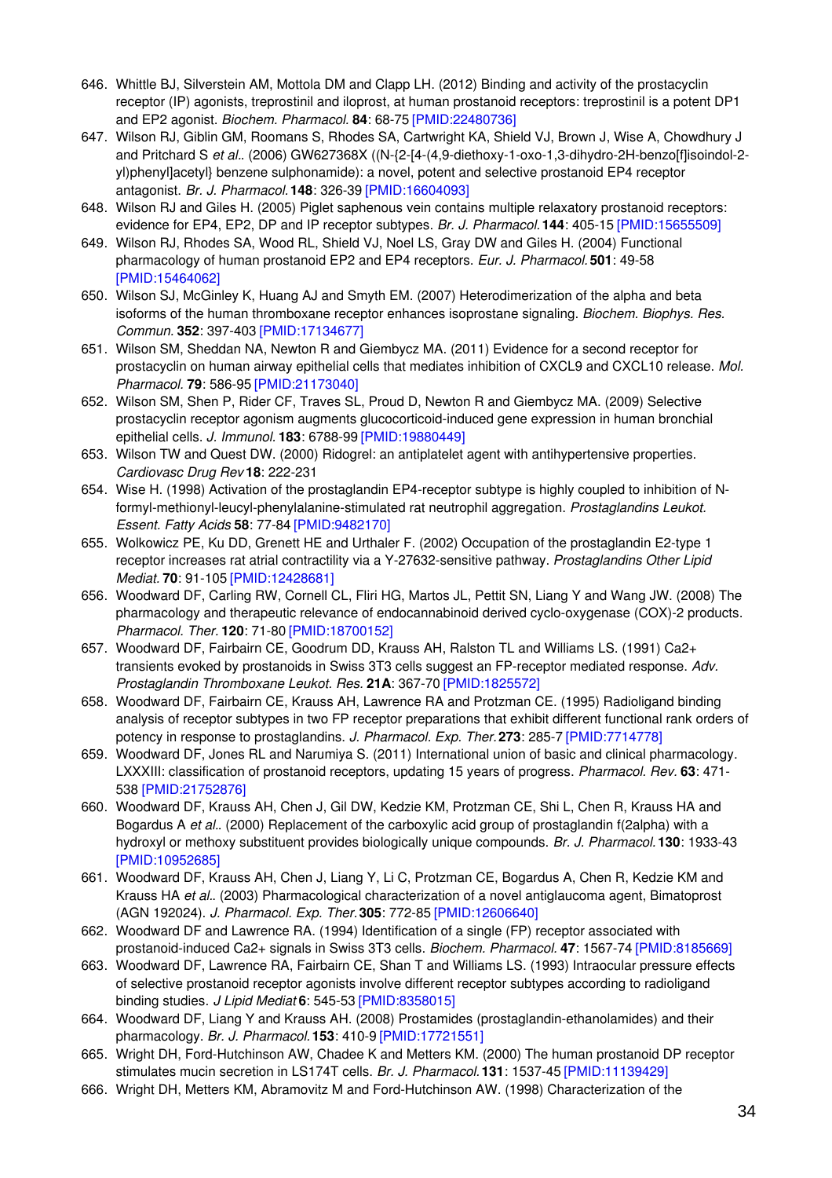646. Whittle BJ, Silverstein AM, Mottola DM and Clapp LH. (2012) Binding and activity of the prostacyclin receptor (IP) agonists, treprostinil and iloprost, at human prostanoid receptors: treprostinil is a potent DP1 and EP2 agonist. *Biochem. Pharmacol.* **84**: 68-75 [PMID:22480736]
647. Wilson RJ, Giblin GM, Roomans S, Rhodes SA, Cartwright KA, Shield VJ, Brown J, Wise A, Chowdhury J and Pritchard S *et al.*. (2006) GW627368X ((N-{2-[4-(4,9-diethoxy-1-oxo-1,3-dihydro-2H-benzo[f]isoindol-2-yl)phenyl]acetyl} benzene sulphonamide): a novel, potent and selective prostanoid EP4 receptor antagonist. *Br. J. Pharmacol.* **148**: 326-39 [PMID:16604093]
648. Wilson RJ and Giles H. (2005) Piglet saphenous vein contains multiple relaxatory prostanoid receptors: evidence for EP4, EP2, DP and IP receptor subtypes. *Br. J. Pharmacol.* **144**: 405-15 [PMID:15655509]
649. Wilson RJ, Rhodes SA, Wood RL, Shield VJ, Noel LS, Gray DW and Giles H. (2004) Functional pharmacology of human prostanoid EP2 and EP4 receptors. *Eur. J. Pharmacol.* **501**: 49-58 [PMID:15464062]
650. Wilson SJ, McGinley K, Huang AJ and Smyth EM. (2007) Heterodimerization of the alpha and beta isoforms of the human thromboxane receptor enhances isoprostane signaling. *Biochem. Biophys. Res. Commun.* **352**: 397-403 [PMID:17134677]
651. Wilson SM, Sheddan NA, Newton R and Giembycz MA. (2011) Evidence for a second receptor for prostacyclin on human airway epithelial cells that mediates inhibition of CXCL9 and CXCL10 release. *Mol. Pharmacol.* **79**: 586-95 [PMID:21173040]
652. Wilson SM, Shen P, Rider CF, Traves SL, Proud D, Newton R and Giembycz MA. (2009) Selective prostacyclin receptor agonism augments glucocorticoid-induced gene expression in human bronchial epithelial cells. *J. Immunol.* **183**: 6788-99 [PMID:19880449]
653. Wilson TW and Quest DW. (2000) Ridogrel: an antiplatelet agent with antihypertensive properties. *Cardiovasc Drug Rev* **18**: 222-231
654. Wise H. (1998) Activation of the prostaglandin EP4-receptor subtype is highly coupled to inhibition of N-formyl-methionyl-leucyl-phenylalanine-stimulated rat neutrophil aggregation. *Prostaglandins Leukot. Essent. Fatty Acids* **58**: 77-84 [PMID:9482170]
655. Wolkowicz PE, Ku DD, Grenett HE and Urthaler F. (2002) Occupation of the prostaglandin E2-type 1 receptor increases rat atrial contractility via a Y-27632-sensitive pathway. *Prostaglandins Other Lipid Mediat.* **70**: 91-105 [PMID:12428681]
656. Woodward DF, Carling RW, Cornell CL, Fliri HG, Martos JL, Pettit SN, Liang Y and Wang JW. (2008) The pharmacology and therapeutic relevance of endocannabinoid derived cyclo-oxygenase (COX)-2 products. *Pharmacol. Ther.* **120**: 71-80 [PMID:18700152]
657. Woodward DF, Fairbairn CE, Goodrum DD, Krauss AH, Ralston TL and Williams LS. (1991) Ca2+ transients evoked by prostanoids in Swiss 3T3 cells suggest an FP-receptor mediated response. *Adv. Prostaglandin Thromboxane Leukot. Res.* **21A**: 367-70 [PMID:1825572]
658. Woodward DF, Fairbairn CE, Krauss AH, Lawrence RA and Protzman CE. (1995) Radioligand binding analysis of receptor subtypes in two FP receptor preparations that exhibit different functional rank orders of potency in response to prostaglandins. *J. Pharmacol. Exp. Ther.* **273**: 285-7 [PMID:7714778]
659. Woodward DF, Jones RL and Narumiya S. (2011) International union of basic and clinical pharmacology. LXXXIII: classification of prostanoid receptors, updating 15 years of progress. *Pharmacol. Rev.* **63**: 471-538 [PMID:21752876]
660. Woodward DF, Krauss AH, Chen J, Gil DW, Kedzie KM, Protzman CE, Shi L, Chen R, Krauss HA and Bogardus A *et al.*. (2000) Replacement of the carboxylic acid group of prostaglandin f(2alpha) with a hydroxyl or methoxy substituent provides biologically unique compounds. *Br. J. Pharmacol.* **130**: 1933-43 [PMID:10952685]
661. Woodward DF, Krauss AH, Chen J, Liang Y, Li C, Protzman CE, Bogardus A, Chen R, Kedzie KM and Krauss HA *et al.*. (2003) Pharmacological characterization of a novel antiglaucoma agent, Bimatoprost (AGN 192024). *J. Pharmacol. Exp. Ther.* **305**: 772-85 [PMID:12606640]
662. Woodward DF and Lawrence RA. (1994) Identification of a single (FP) receptor associated with prostanoid-induced Ca2+ signals in Swiss 3T3 cells. *Biochem. Pharmacol.* **47**: 1567-74 [PMID:8185669]
663. Woodward DF, Lawrence RA, Fairbairn CE, Shan T and Williams LS. (1993) Intraocular pressure effects of selective prostanoid receptor agonists involve different receptor subtypes according to radioligand binding studies. *J Lipid Mediat* **6**: 545-53 [PMID:8358015]
664. Woodward DF, Liang Y and Krauss AH. (2008) Prostamides (prostaglandin-ethanolamides) and their pharmacology. *Br. J. Pharmacol.* **153**: 410-9 [PMID:17721551]
665. Wright DH, Ford-Hutchinson AW, Chadee K and Metters KM. (2000) The human prostanoid DP receptor stimulates mucin secretion in LS174T cells. *Br. J. Pharmacol.* **131**: 1537-45 [PMID:11139429]
666. Wright DH, Metters KM, Abramovitz M and Ford-Hutchinson AW. (1998) Characterization of the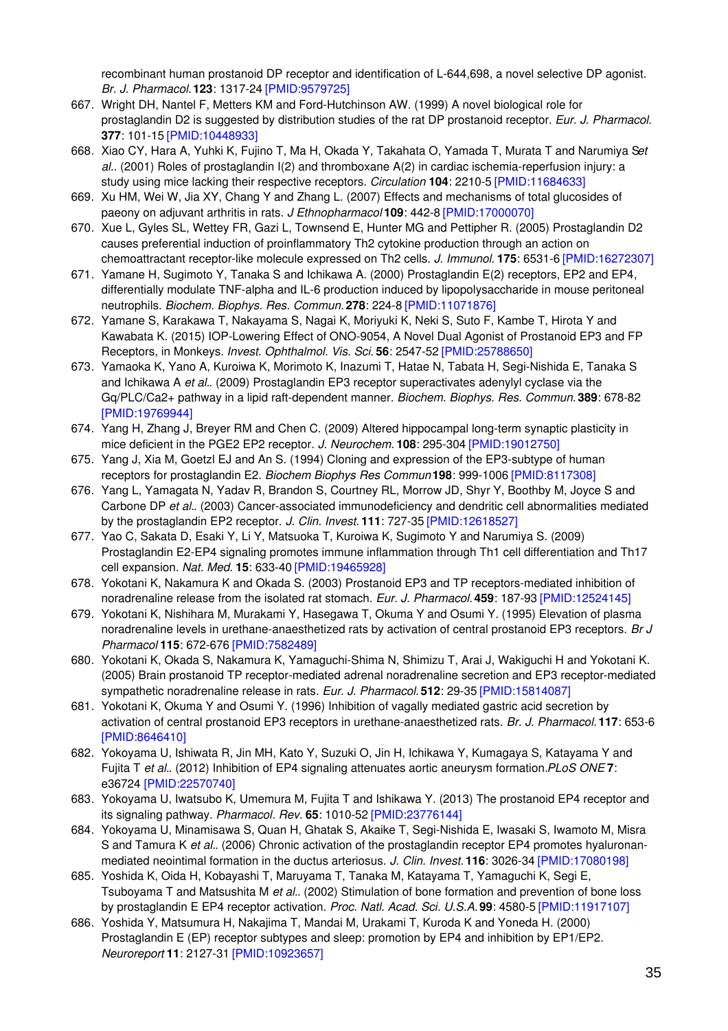recombinant human prostanoid DP receptor and identification of L-644,698, a novel selective DP agonist. *Br. J. Pharmacol.* **123**: 1317-24 [PMID:9579725]

667. Wright DH, Nantel F, Metters KM and Ford-Hutchinson AW. (1999) A novel biological role for prostaglandin D2 is suggested by distribution studies of the rat DP prostanoid receptor. *Eur. J. Pharmacol.* **377**: 101-15 [PMID:10448933]
668. Xiao CY, Hara A, Yuhki K, Fujino T, Ma H, Okada Y, Takahata O, Yamada T, Murata T and Narumiya S*et al.*. (2001) Roles of prostaglandin I(2) and thromboxane A(2) in cardiac ischemia-reperfusion injury: a study using mice lacking their respective receptors. *Circulation* **104**: 2210-5 [PMID:11684633]
669. Xu HM, Wei W, Jia XY, Chang Y and Zhang L. (2007) Effects and mechanisms of total glucosides of paeony on adjuvant arthritis in rats. *J Ethnopharmacol* **109**: 442-8 [PMID:17000070]
670. Xue L, Gyles SL, Wettey FR, Gazi L, Townsend E, Hunter MG and Pettipher R. (2005) Prostaglandin D2 causes preferential induction of proinflammatory Th2 cytokine production through an action on chemoattractant receptor-like molecule expressed on Th2 cells. *J. Immunol.* **175**: 6531-6 [PMID:16272307]
671. Yamane H, Sugimoto Y, Tanaka S and Ichikawa A. (2000) Prostaglandin E(2) receptors, EP2 and EP4, differentially modulate TNF-alpha and IL-6 production induced by lipopolysaccharide in mouse peritoneal neutrophils. *Biochem. Biophys. Res. Commun.* **278**: 224-8 [PMID:11071876]
672. Yamane S, Karakawa T, Nakayama S, Nagai K, Moriyuki K, Neki S, Suto F, Kambe T, Hirota Y and Kawabata K. (2015) IOP-Lowering Effect of ONO-9054, A Novel Dual Agonist of Prostanoid EP3 and FP Receptors, in Monkeys. *Invest. Ophthalmol. Vis. Sci.* **56**: 2547-52 [PMID:25788650]
673. Yamaoka K, Yano A, Kuroiwa K, Morimoto K, Inazumi T, Hatae N, Tabata H, Segi-Nishida E, Tanaka S and Ichikawa A *et al.*. (2009) Prostaglandin EP3 receptor superactivates adenylyl cyclase via the Gq/PLC/Ca2+ pathway in a lipid raft-dependent manner. *Biochem. Biophys. Res. Commun.* **389**: 678-82 [PMID:19769944]
674. Yang H, Zhang J, Breyer RM and Chen C. (2009) Altered hippocampal long-term synaptic plasticity in mice deficient in the PGE2 EP2 receptor. *J. Neurochem.* **108**: 295-304 [PMID:19012750]
675. Yang J, Xia M, Goetzl EJ and An S. (1994) Cloning and expression of the EP3-subtype of human receptors for prostaglandin E2. *Biochem Biophys Res Commun* **198**: 999-1006 [PMID:8117308]
676. Yang L, Yamagata N, Yadav R, Brandon S, Courtney RL, Morrow JD, Shyr Y, Boothby M, Joyce S and Carbone DP *et al.*. (2003) Cancer-associated immunodeficiency and dendritic cell abnormalities mediated by the prostaglandin EP2 receptor. *J. Clin. Invest.* **111**: 727-35 [PMID:12618527]
677. Yao C, Sakata D, Esaki Y, Li Y, Matsuoka T, Kuroiwa K, Sugimoto Y and Narumiya S. (2009) Prostaglandin E2-EP4 signaling promotes immune inflammation through Th1 cell differentiation and Th17 cell expansion. *Nat. Med.* **15**: 633-40 [PMID:19465928]
678. Yokotani K, Nakamura K and Okada S. (2003) Prostanoid EP3 and TP receptors-mediated inhibition of noradrenaline release from the isolated rat stomach. *Eur. J. Pharmacol.* **459**: 187-93 [PMID:12524145]
679. Yokotani K, Nishihara M, Murakami Y, Hasegawa T, Okuma Y and Osumi Y. (1995) Elevation of plasma noradrenaline levels in urethane-anaesthetized rats by activation of central prostanoid EP3 receptors. *Br J Pharmacol* **115**: 672-676 [PMID:7582489]
680. Yokotani K, Okada S, Nakamura K, Yamaguchi-Shima N, Shimizu T, Arai J, Wakiguchi H and Yokotani K. (2005) Brain prostanoid TP receptor-mediated adrenal noradrenaline secretion and EP3 receptor-mediated sympathetic noradrenaline release in rats. *Eur. J. Pharmacol.* **512**: 29-35 [PMID:15814087]
681. Yokotani K, Okuma Y and Osumi Y. (1996) Inhibition of vagally mediated gastric acid secretion by activation of central prostanoid EP3 receptors in urethane-anaesthetized rats. *Br. J. Pharmacol.* **117**: 653-6 [PMID:8646410]
682. Yokoyama U, Ishiwata R, Jin MH, Kato Y, Suzuki O, Jin H, Ichikawa Y, Kumagaya S, Katayama Y and Fujita T *et al.*. (2012) Inhibition of EP4 signaling attenuates aortic aneurysm formation.*PLoS ONE* **7**: e36724 [PMID:22570740]
683. Yokoyama U, Iwatsubo K, Umemura M, Fujita T and Ishikawa Y. (2013) The prostanoid EP4 receptor and its signaling pathway. *Pharmacol. Rev.* **65**: 1010-52 [PMID:23776144]
684. Yokoyama U, Minamisawa S, Quan H, Ghatak S, Akaike T, Segi-Nishida E, Iwasaki S, Iwamoto M, Misra S and Tamura K *et al.*. (2006) Chronic activation of the prostaglandin receptor EP4 promotes hyaluronan-mediated neointimal formation in the ductus arteriosus. *J. Clin. Invest.* **116**: 3026-34 [PMID:17080198]
685. Yoshida K, Oida H, Kobayashi T, Maruyama T, Tanaka M, Katayama T, Yamaguchi K, Segi E, Tsuboyama T and Matsushita M *et al.*. (2002) Stimulation of bone formation and prevention of bone loss by prostaglandin E EP4 receptor activation. *Proc. Natl. Acad. Sci. U.S.A.* **99**: 4580-5 [PMID:11917107]
686. Yoshida Y, Matsumura H, Nakajima T, Mandai M, Urakami T, Kuroda K and Yoneda H. (2000) Prostaglandin E (EP) receptor subtypes and sleep: promotion by EP4 and inhibition by EP1/EP2. *Neuroreport* **11**: 2127-31 [PMID:10923657]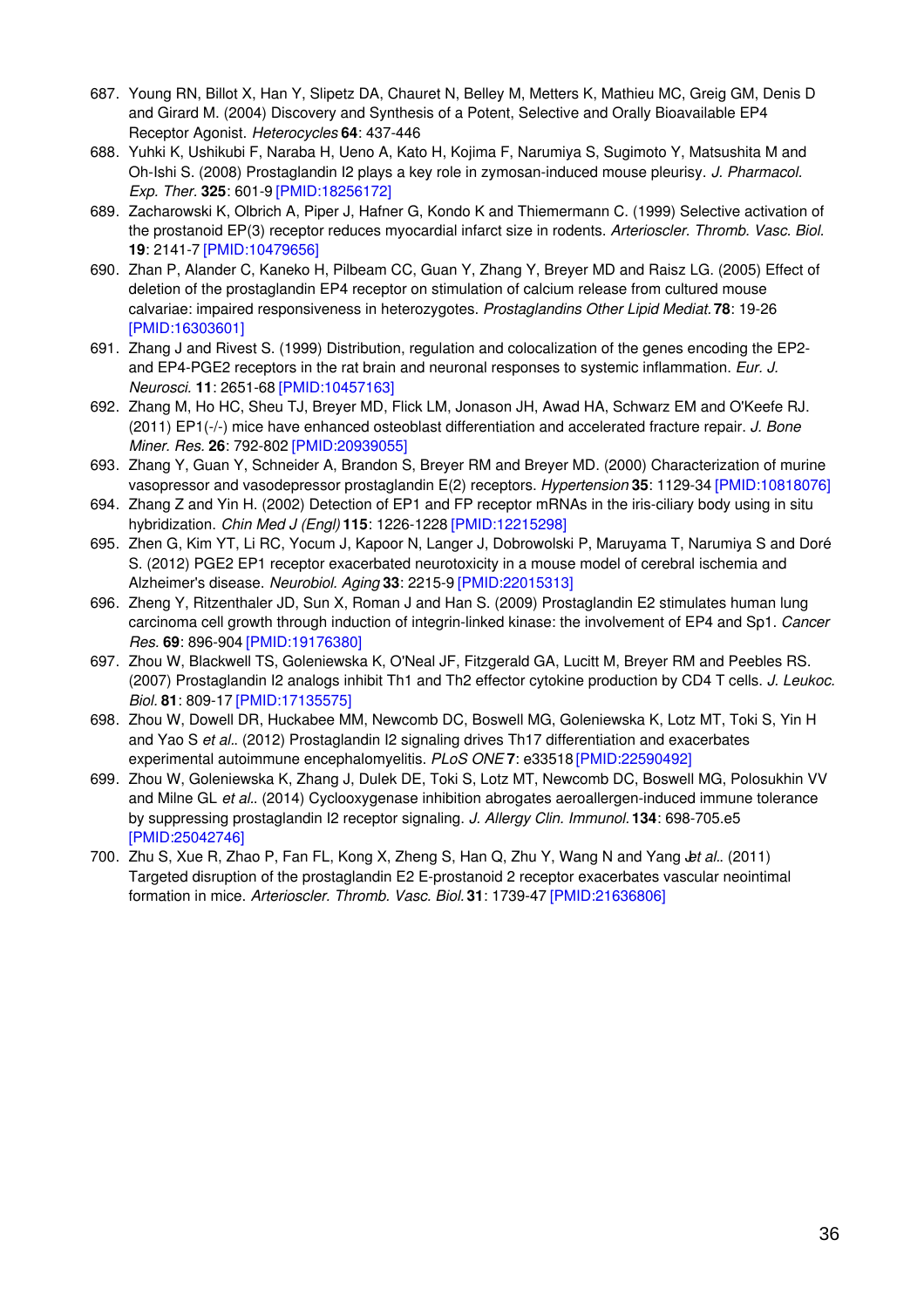687. Young RN, Billot X, Han Y, Slipetz DA, Chauret N, Belley M, Metters K, Mathieu MC, Greig GM, Denis D and Girard M. (2004) Discovery and Synthesis of a Potent, Selective and Orally Bioavailable EP4 Receptor Agonist. *Heterocycles* **64**: 437-446
688. Yuhki K, Ushikubi F, Naraba H, Ueno A, Kato H, Kojima F, Narumiya S, Sugimoto Y, Matsushita M and Oh-Ishi S. (2008) Prostaglandin I2 plays a key role in zymosan-induced mouse pleurisy. *J. Pharmacol. Exp. Ther.* **325**: 601-9 [PMID:18256172]
689. Zacharowski K, Olbrich A, Piper J, Hafner G, Kondo K and Thiemermann C. (1999) Selective activation of the prostanoid EP(3) receptor reduces myocardial infarct size in rodents. *Arterioscler. Thromb. Vasc. Biol.* **19**: 2141-7 [PMID:10479656]
690. Zhan P, Alander C, Kaneko H, Pilbeam CC, Guan Y, Zhang Y, Breyer MD and Raisz LG. (2005) Effect of deletion of the prostaglandin EP4 receptor on stimulation of calcium release from cultured mouse calvariae: impaired responsiveness in heterozygotes. *Prostaglandins Other Lipid Mediat.* **78**: 19-26 [PMID:16303601]
691. Zhang J and Rivest S. (1999) Distribution, regulation and colocalization of the genes encoding the EP2- and EP4-PGE2 receptors in the rat brain and neuronal responses to systemic inflammation. *Eur. J. Neurosci.* **11**: 2651-68 [PMID:10457163]
692. Zhang M, Ho HC, Sheu TJ, Breyer MD, Flick LM, Jonason JH, Awad HA, Schwarz EM and O'Keefe RJ. (2011) EP1(-/-) mice have enhanced osteoblast differentiation and accelerated fracture repair. *J. Bone Miner. Res.* **26**: 792-802 [PMID:20939055]
693. Zhang Y, Guan Y, Schneider A, Brandon S, Breyer RM and Breyer MD. (2000) Characterization of murine vasopressor and vasodepressor prostaglandin E(2) receptors. *Hypertension* **35**: 1129-34 [PMID:10818076]
694. Zhang Z and Yin H. (2002) Detection of EP1 and FP receptor mRNAs in the iris-ciliary body using in situ hybridization. *Chin Med J (Engl)* **115**: 1226-1228 [PMID:12215298]
695. Zhen G, Kim YT, Li RC, Yocum J, Kapoor N, Langer J, Dobrowolski P, Maruyama T, Narumiya S and Doré S. (2012) PGE2 EP1 receptor exacerbated neurotoxicity in a mouse model of cerebral ischemia and Alzheimer's disease. *Neurobiol. Aging* **33**: 2215-9 [PMID:22015313]
696. Zheng Y, Ritzenthaler JD, Sun X, Roman J and Han S. (2009) Prostaglandin E2 stimulates human lung carcinoma cell growth through induction of integrin-linked kinase: the involvement of EP4 and Sp1. *Cancer Res.* **69**: 896-904 [PMID:19176380]
697. Zhou W, Blackwell TS, Goleniewska K, O'Neal JF, Fitzgerald GA, Lucitt M, Breyer RM and Peebles RS. (2007) Prostaglandin I2 analogs inhibit Th1 and Th2 effector cytokine production by CD4 T cells. *J. Leukoc. Biol.* **81**: 809-17 [PMID:17135575]
698. Zhou W, Dowell DR, Huckabee MM, Newcomb DC, Boswell MG, Goleniewska K, Lotz MT, Toki S, Yin H and Yao S *et al.*. (2012) Prostaglandin I2 signaling drives Th17 differentiation and exacerbates experimental autoimmune encephalomyelitis. *PLoS ONE* **7**: e33518 [PMID:22590492]
699. Zhou W, Goleniewska K, Zhang J, Dulek DE, Toki S, Lotz MT, Newcomb DC, Boswell MG, Polosukhin VV and Milne GL *et al.*. (2014) Cyclooxygenase inhibition abrogates aeroallergen-induced immune tolerance by suppressing prostaglandin I2 receptor signaling. *J. Allergy Clin. Immunol.* **134**: 698-705.e5 [PMID:25042746]
700. Zhu S, Xue R, Zhao P, Fan FL, Kong X, Zheng S, Han Q, Zhu Y, Wang N and Yang J *et al.*. (2011) Targeted disruption of the prostaglandin E2 E-prostanoid 2 receptor exacerbates vascular neointimal formation in mice. *Arterioscler. Thromb. Vasc. Biol.* **31**: 1739-47 [PMID:21636806]